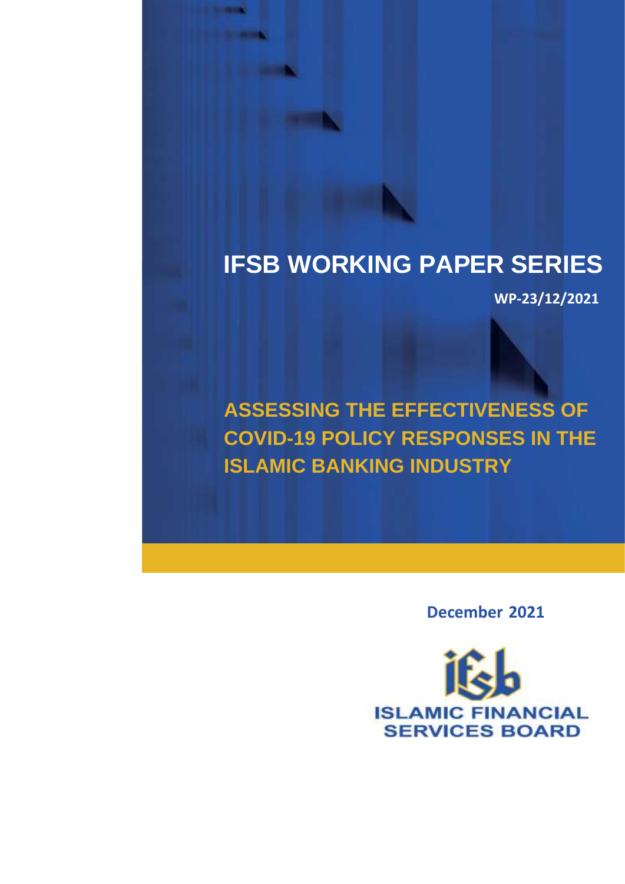# IFSB WORKING PAPER SERIES

**WP-23/12/2021**

# ASSESSING THE EFFECTIVENESS OF COVID-19 POLICY RESPONSES IN THE ISLAMIC BANKING INDUSTRY

**December 2021**

ISLAMIC FINANCIAL SERVICES BOARD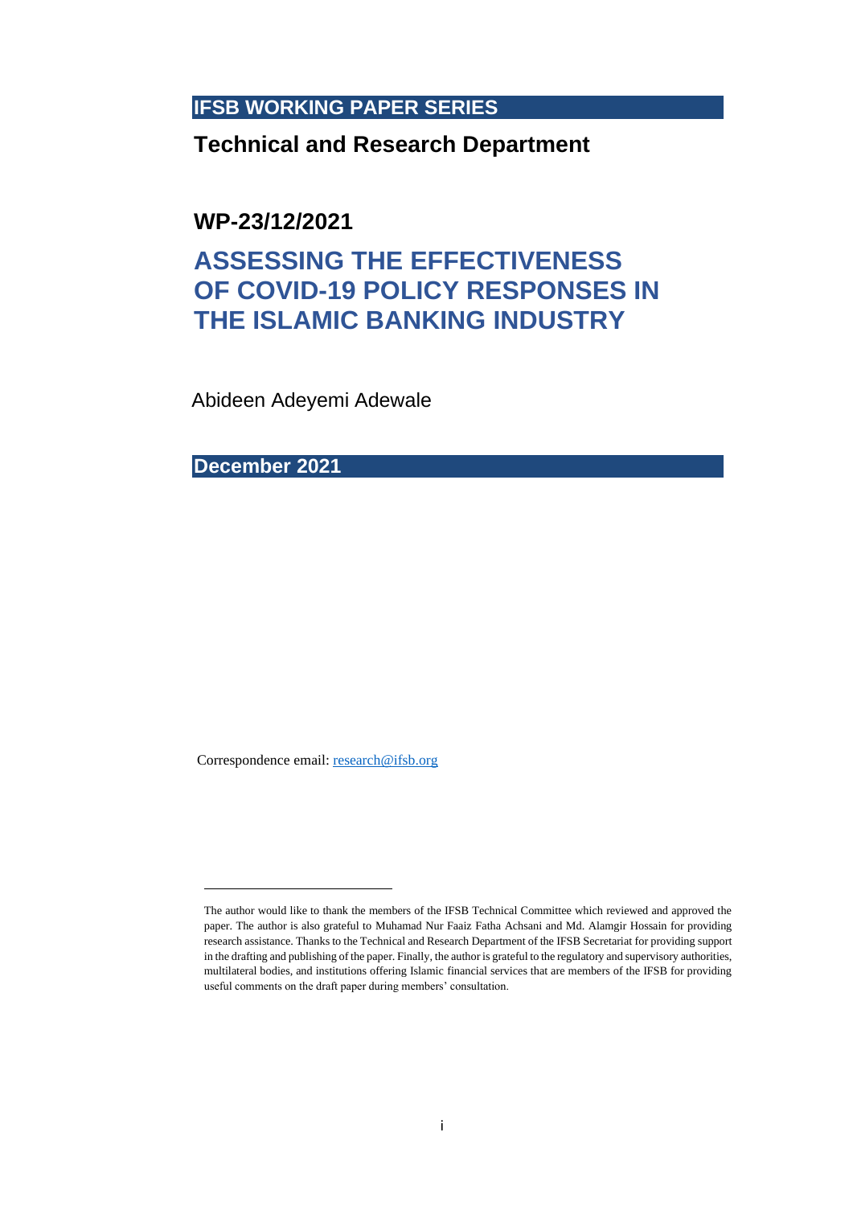**IFSB WORKING PAPER SERIES**

**Technical and Research Department**

**WP-23/12/2021**

# ASSESSING THE EFFECTIVENESS OF COVID-19 POLICY RESPONSES IN THE ISLAMIC BANKING INDUSTRY

Abideen Adeyemi Adewale

**December 2021**

Correspondence email: research@ifsb.org

---

The author would like to thank the members of the IFSB Technical Committee which reviewed and approved the paper. The author is also grateful to Muhamad Nur Faaiz Fatha Achsani and Md. Alamgir Hossain for providing research assistance. Thanks to the Technical and Research Department of the IFSB Secretariat for providing support in the drafting and publishing of the paper. Finally, the author is grateful to the regulatory and supervisory authorities, multilateral bodies, and institutions offering Islamic financial services that are members of the IFSB for providing useful comments on the draft paper during members' consultation.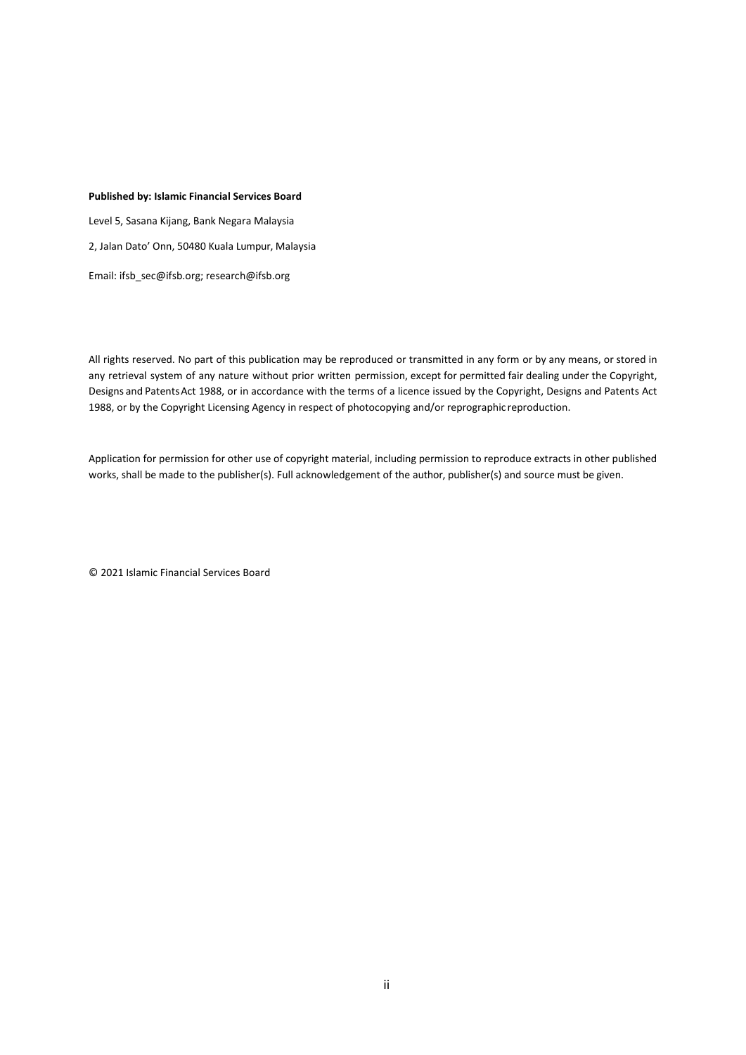**Published by: Islamic Financial Services Board**

Level 5, Sasana Kijang, Bank Negara Malaysia

2, Jalan Dato' Onn, 50480 Kuala Lumpur, Malaysia

Email: ifsb_sec@ifsb.org; research@ifsb.org

All rights reserved. No part of this publication may be reproduced or transmitted in any form or by any means, or stored in any retrieval system of any nature without prior written permission, except for permitted fair dealing under the Copyright, Designs and Patents Act 1988, or in accordance with the terms of a licence issued by the Copyright, Designs and Patents Act 1988, or by the Copyright Licensing Agency in respect of photocopying and/or reprographic reproduction.

Application for permission for other use of copyright material, including permission to reproduce extracts in other published works, shall be made to the publisher(s). Full acknowledgement of the author, publisher(s) and source must be given.

© 2021 Islamic Financial Services Board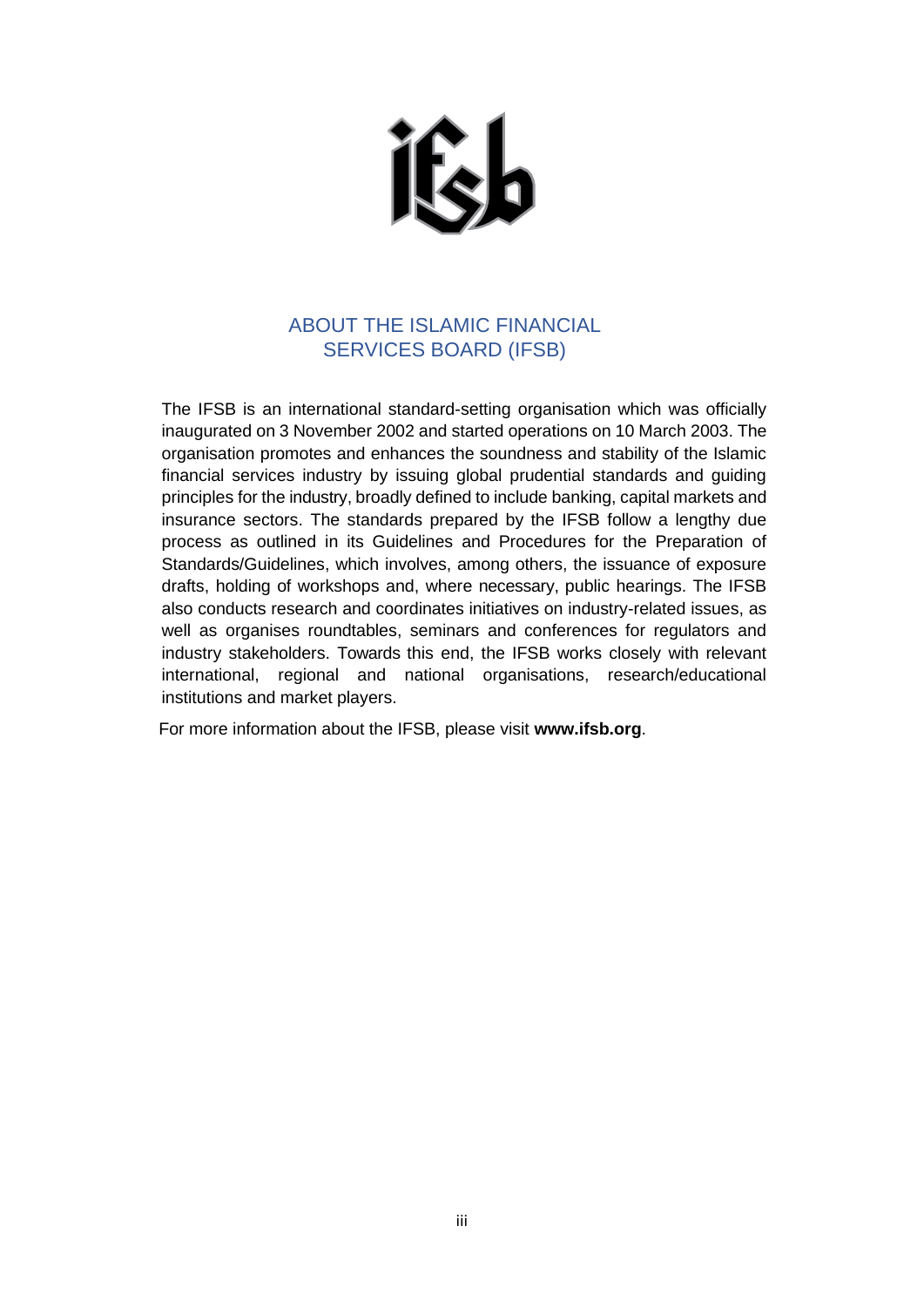## ABOUT THE ISLAMIC FINANCIAL SERVICES BOARD (IFSB)

The IFSB is an international standard-setting organisation which was officially inaugurated on 3 November 2002 and started operations on 10 March 2003. The organisation promotes and enhances the soundness and stability of the Islamic financial services industry by issuing global prudential standards and guiding principles for the industry, broadly defined to include banking, capital markets and insurance sectors. The standards prepared by the IFSB follow a lengthy due process as outlined in its Guidelines and Procedures for the Preparation of Standards/Guidelines, which involves, among others, the issuance of exposure drafts, holding of workshops and, where necessary, public hearings. The IFSB also conducts research and coordinates initiatives on industry-related issues, as well as organises roundtables, seminars and conferences for regulators and industry stakeholders. Towards this end, the IFSB works closely with relevant international, regional and national organisations, research/educational institutions and market players.

For more information about the IFSB, please visit **www.ifsb.org**.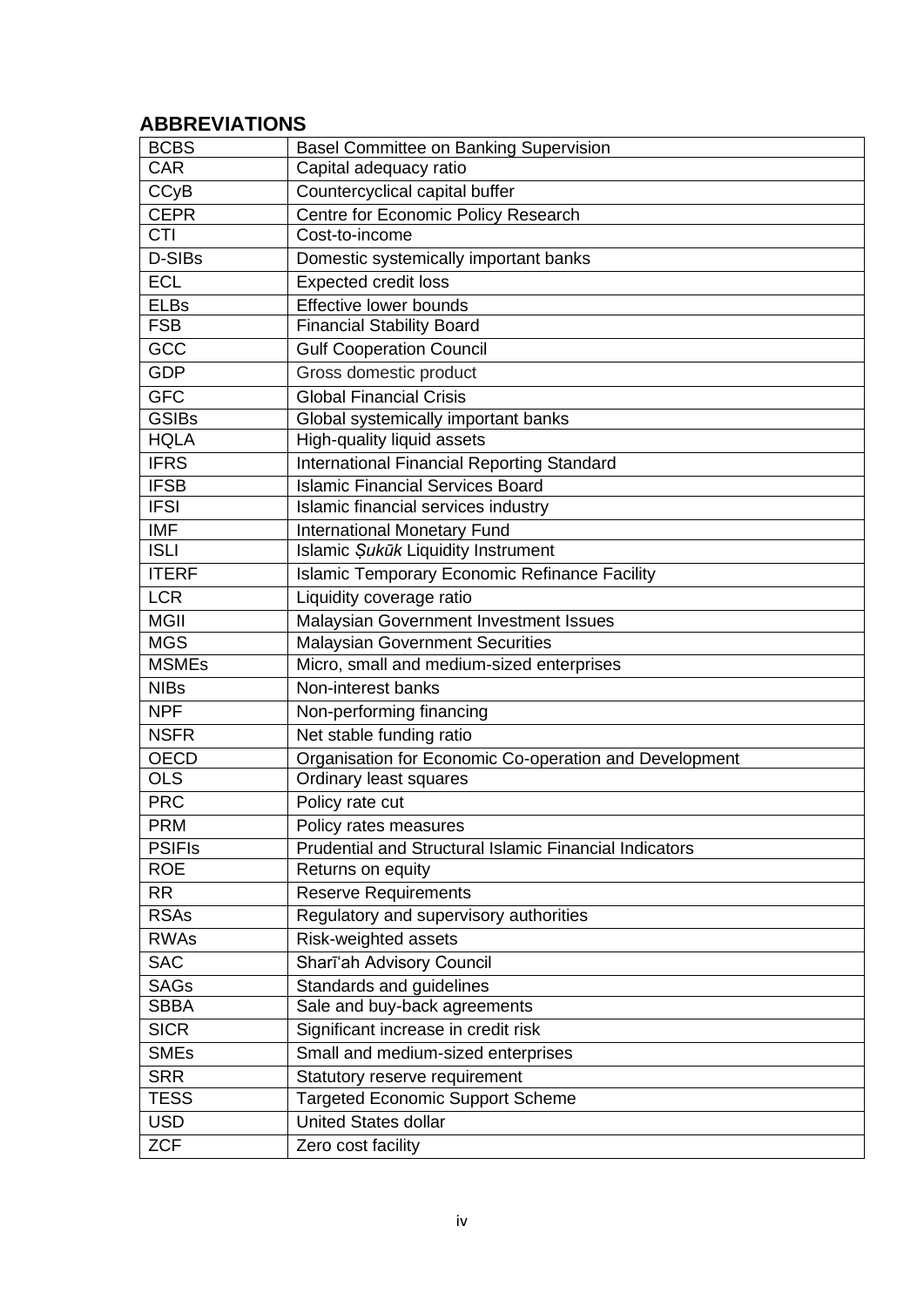## ABBREVIATIONS

| | |
|---|---|
| BCBS | Basel Committee on Banking Supervision |
| CAR | Capital adequacy ratio |
| CCyB | Countercyclical capital buffer |
| CEPR | Centre for Economic Policy Research |
| CTI | Cost-to-income |
| D-SIBs | Domestic systemically important banks |
| ECL | Expected credit loss |
| ELBs | Effective lower bounds |
| FSB | Financial Stability Board |
| GCC | Gulf Cooperation Council |
| GDP | Gross domestic product |
| GFC | Global Financial Crisis |
| GSIBs | Global systemically important banks |
| HQLA | High-quality liquid assets |
| IFRS | International Financial Reporting Standard |
| IFSB | Islamic Financial Services Board |
| IFSI | Islamic financial services industry |
| IMF | International Monetary Fund |
| ISLI | Islamic *Ṣukūk* Liquidity Instrument |
| ITERF | Islamic Temporary Economic Refinance Facility |
| LCR | Liquidity coverage ratio |
| MGII | Malaysian Government Investment Issues |
| MGS | Malaysian Government Securities |
| MSMEs | Micro, small and medium-sized enterprises |
| NIBs | Non-interest banks |
| NPF | Non-performing financing |
| NSFR | Net stable funding ratio |
| OECD | Organisation for Economic Co-operation and Development |
| OLS | Ordinary least squares |
| PRC | Policy rate cut |
| PRM | Policy rates measures |
| PSIFIs | Prudential and Structural Islamic Financial Indicators |
| ROE | Returns on equity |
| RR | Reserve Requirements |
| RSAs | Regulatory and supervisory authorities |
| RWAs | Risk-weighted assets |
| SAC | Sharī'ah Advisory Council |
| SAGs | Standards and guidelines |
| SBBA | Sale and buy-back agreements |
| SICR | Significant increase in credit risk |
| SMEs | Small and medium-sized enterprises |
| SRR | Statutory reserve requirement |
| TESS | Targeted Economic Support Scheme |
| USD | United States dollar |
| ZCF | Zero cost facility |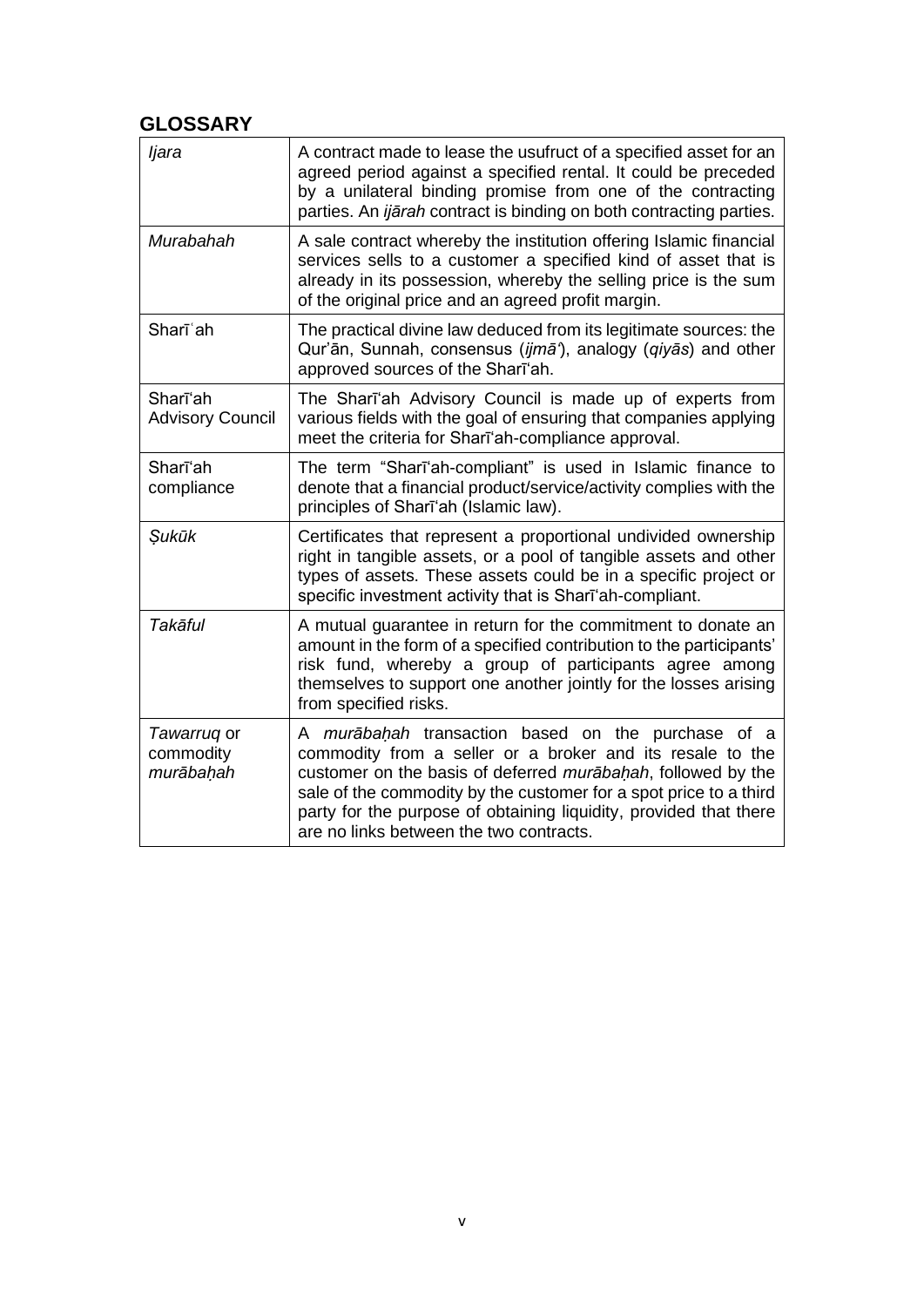## GLOSSARY

| | |
|---|---|
| *Ijara* | A contract made to lease the usufruct of a specified asset for an agreed period against a specified rental. It could be preceded by a unilateral binding promise from one of the contracting parties. An *ijārah* contract is binding on both contracting parties. |
| *Murabahah* | A sale contract whereby the institution offering Islamic financial services sells to a customer a specified kind of asset that is already in its possession, whereby the selling price is the sum of the original price and an agreed profit margin. |
| Sharīʿah | The practical divine law deduced from its legitimate sources: the Qur'ān, Sunnah, consensus (*ijmā'*), analogy (*qiyās*) and other approved sources of the Sharī'ah. |
| Sharī'ah Advisory Council | The Sharī'ah Advisory Council is made up of experts from various fields with the goal of ensuring that companies applying meet the criteria for Sharī'ah-compliance approval. |
| Sharī'ah compliance | The term "Sharī'ah-compliant" is used in Islamic finance to denote that a financial product/service/activity complies with the principles of Sharī'ah (Islamic law). |
| *Ṣukūk* | Certificates that represent a proportional undivided ownership right in tangible assets, or a pool of tangible assets and other types of assets. These assets could be in a specific project or specific investment activity that is Sharī'ah-compliant. |
| *Takāful* | A mutual guarantee in return for the commitment to donate an amount in the form of a specified contribution to the participants' risk fund, whereby a group of participants agree among themselves to support one another jointly for the losses arising from specified risks. |
| *Tawarruq* or commodity *murābaḥah* | A *murābaḥah* transaction based on the purchase of a commodity from a seller or a broker and its resale to the customer on the basis of deferred *murābaḥah*, followed by the sale of the commodity by the customer for a spot price to a third party for the purpose of obtaining liquidity, provided that there are no links between the two contracts. |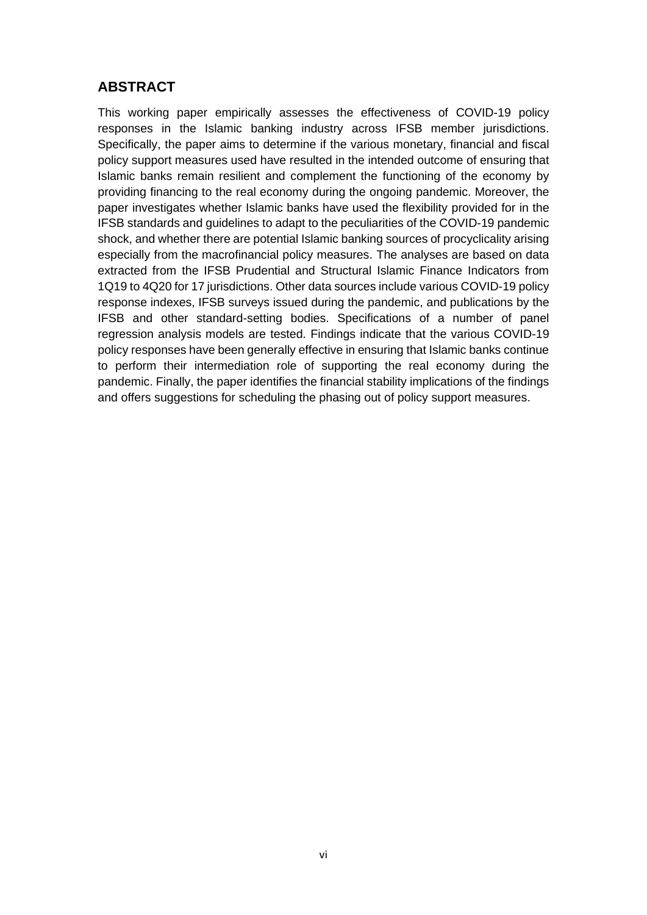## ABSTRACT

This working paper empirically assesses the effectiveness of COVID-19 policy responses in the Islamic banking industry across IFSB member jurisdictions. Specifically, the paper aims to determine if the various monetary, financial and fiscal policy support measures used have resulted in the intended outcome of ensuring that Islamic banks remain resilient and complement the functioning of the economy by providing financing to the real economy during the ongoing pandemic. Moreover, the paper investigates whether Islamic banks have used the flexibility provided for in the IFSB standards and guidelines to adapt to the peculiarities of the COVID-19 pandemic shock, and whether there are potential Islamic banking sources of procyclicality arising especially from the macrofinancial policy measures. The analyses are based on data extracted from the IFSB Prudential and Structural Islamic Finance Indicators from 1Q19 to 4Q20 for 17 jurisdictions. Other data sources include various COVID-19 policy response indexes, IFSB surveys issued during the pandemic, and publications by the IFSB and other standard-setting bodies. Specifications of a number of panel regression analysis models are tested. Findings indicate that the various COVID-19 policy responses have been generally effective in ensuring that Islamic banks continue to perform their intermediation role of supporting the real economy during the pandemic. Finally, the paper identifies the financial stability implications of the findings and offers suggestions for scheduling the phasing out of policy support measures.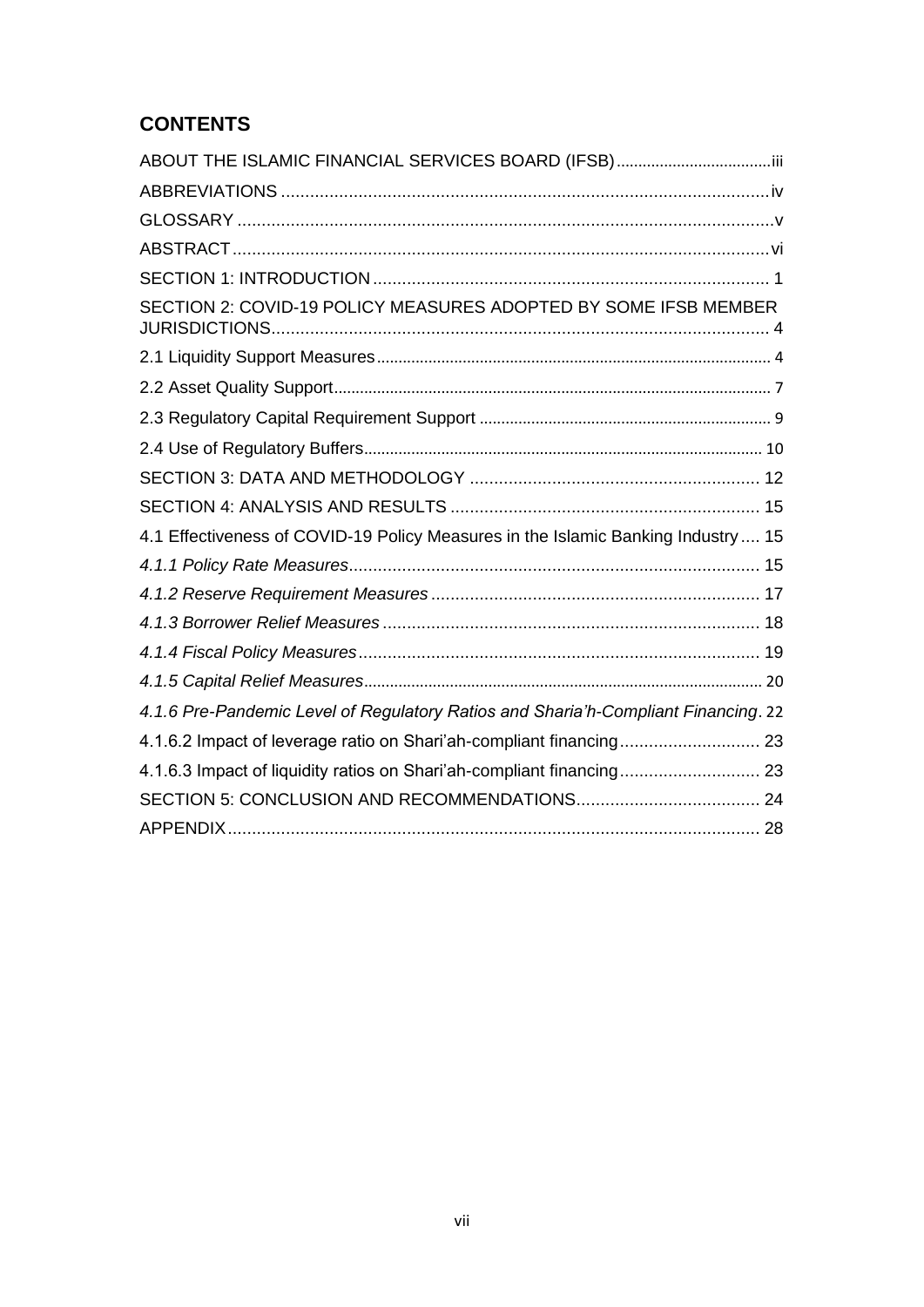## CONTENTS

ABOUT THE ISLAMIC FINANCIAL SERVICES BOARD (IFSB) .................................... iii

ABBREVIATIONS .................................................................................................... iv

GLOSSARY .............................................................................................................. v

ABSTRACT .............................................................................................................. vi

SECTION 1: INTRODUCTION ................................................................................. 1

SECTION 2: COVID-19 POLICY MEASURES ADOPTED BY SOME IFSB MEMBER JURISDICTIONS ...................................................................................................... 4

2.1 Liquidity Support Measures ................................................................................. 4

2.2 Asset Quality Support .......................................................................................... 7

2.3 Regulatory Capital Requirement Support ............................................................ 9

2.4 Use of Regulatory Buffers .................................................................................. 10

SECTION 3: DATA AND METHODOLOGY ............................................................ 12

SECTION 4: ANALYSIS AND RESULTS ................................................................ 15

4.1 Effectiveness of COVID-19 Policy Measures in the Islamic Banking Industry .... 15

*4.1.1 Policy Rate Measures* ..................................................................................... 15

*4.1.2 Reserve Requirement Measures* .................................................................... 17

*4.1.3 Borrower Relief Measures* ............................................................................. 18

*4.1.4 Fiscal Policy Measures* .................................................................................. 19

*4.1.5 Capital Relief Measures* ................................................................................. 20

*4.1.6 Pre-Pandemic Level of Regulatory Ratios and Sharia'h-Compliant Financing* . 22

4.1.6.2 Impact of leverage ratio on Shari'ah-compliant financing ............................. 23

4.1.6.3 Impact of liquidity ratios on Shari'ah-compliant financing ............................. 23

SECTION 5: CONCLUSION AND RECOMMENDATIONS ...................................... 24

APPENDIX .............................................................................................................. 28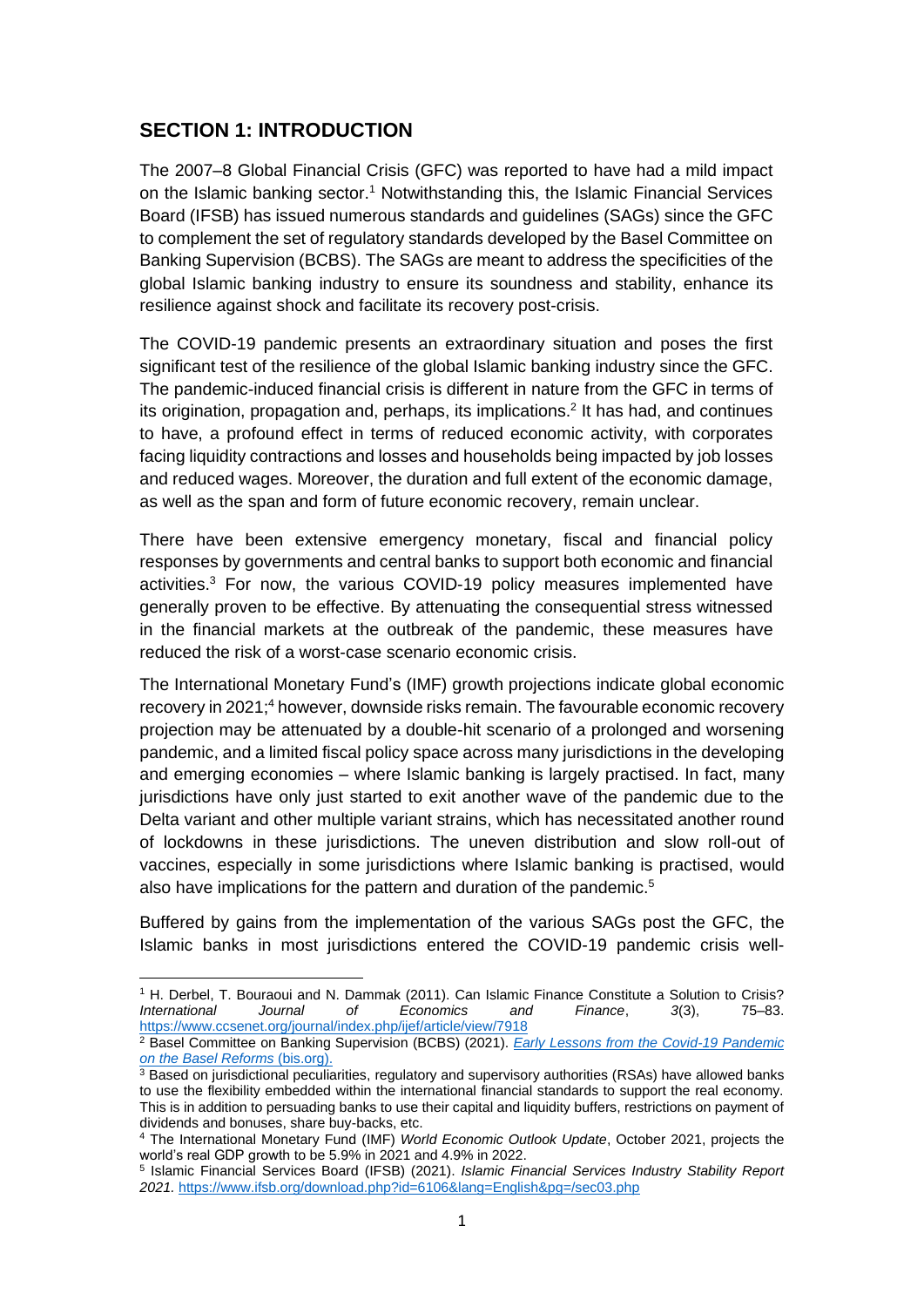## SECTION 1: INTRODUCTION

The 2007–8 Global Financial Crisis (GFC) was reported to have had a mild impact on the Islamic banking sector.[1] Notwithstanding this, the Islamic Financial Services Board (IFSB) has issued numerous standards and guidelines (SAGs) since the GFC to complement the set of regulatory standards developed by the Basel Committee on Banking Supervision (BCBS). The SAGs are meant to address the specificities of the global Islamic banking industry to ensure its soundness and stability, enhance its resilience against shock and facilitate its recovery post-crisis.

The COVID-19 pandemic presents an extraordinary situation and poses the first significant test of the resilience of the global Islamic banking industry since the GFC. The pandemic-induced financial crisis is different in nature from the GFC in terms of its origination, propagation and, perhaps, its implications.[2] It has had, and continues to have, a profound effect in terms of reduced economic activity, with corporates facing liquidity contractions and losses and households being impacted by job losses and reduced wages. Moreover, the duration and full extent of the economic damage, as well as the span and form of future economic recovery, remain unclear.

There have been extensive emergency monetary, fiscal and financial policy responses by governments and central banks to support both economic and financial activities.[3] For now, the various COVID-19 policy measures implemented have generally proven to be effective. By attenuating the consequential stress witnessed in the financial markets at the outbreak of the pandemic, these measures have reduced the risk of a worst-case scenario economic crisis.

The International Monetary Fund's (IMF) growth projections indicate global economic recovery in 2021;[4] however, downside risks remain. The favourable economic recovery projection may be attenuated by a double-hit scenario of a prolonged and worsening pandemic, and a limited fiscal policy space across many jurisdictions in the developing and emerging economies – where Islamic banking is largely practised. In fact, many jurisdictions have only just started to exit another wave of the pandemic due to the Delta variant and other multiple variant strains, which has necessitated another round of lockdowns in these jurisdictions. The uneven distribution and slow roll-out of vaccines, especially in some jurisdictions where Islamic banking is practised, would also have implications for the pattern and duration of the pandemic.[5]

Buffered by gains from the implementation of the various SAGs post the GFC, the Islamic banks in most jurisdictions entered the COVID-19 pandemic crisis well-

---

[1] H. Derbel, T. Bouraoui and N. Dammak (2011). Can Islamic Finance Constitute a Solution to Crisis? *International Journal of Economics and Finance*, *3*(3), 75–83. https://www.ccsenet.org/journal/index.php/ijef/article/view/7918

[2] Basel Committee on Banking Supervision (BCBS) (2021). *Early Lessons from the Covid-19 Pandemic on the Basel Reforms* (bis.org).

[3] Based on jurisdictional peculiarities, regulatory and supervisory authorities (RSAs) have allowed banks to use the flexibility embedded within the international financial standards to support the real economy. This is in addition to persuading banks to use their capital and liquidity buffers, restrictions on payment of dividends and bonuses, share buy-backs, etc.

[4] The International Monetary Fund (IMF) *World Economic Outlook Update*, October 2021, projects the world's real GDP growth to be 5.9% in 2021 and 4.9% in 2022.

[5] Islamic Financial Services Board (IFSB) (2021). *Islamic Financial Services Industry Stability Report 2021.* https://www.ifsb.org/download.php?id=6106&lang=English&pg=/sec03.php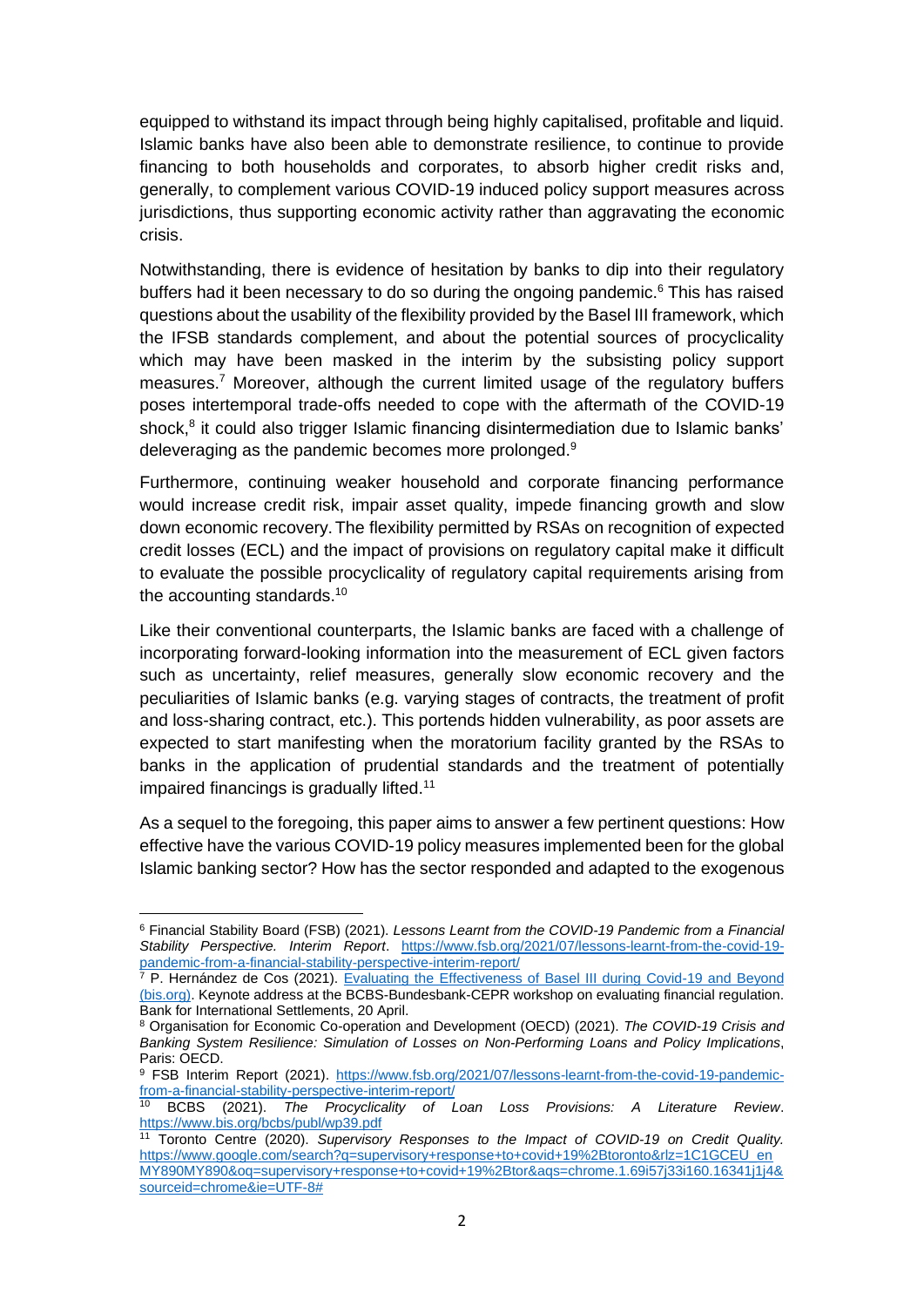equipped to withstand its impact through being highly capitalised, profitable and liquid. Islamic banks have also been able to demonstrate resilience, to continue to provide financing to both households and corporates, to absorb higher credit risks and, generally, to complement various COVID-19 induced policy support measures across jurisdictions, thus supporting economic activity rather than aggravating the economic crisis.

Notwithstanding, there is evidence of hesitation by banks to dip into their regulatory buffers had it been necessary to do so during the ongoing pandemic.[6] This has raised questions about the usability of the flexibility provided by the Basel III framework, which the IFSB standards complement, and about the potential sources of procyclicality which may have been masked in the interim by the subsisting policy support measures.[7] Moreover, although the current limited usage of the regulatory buffers poses intertemporal trade-offs needed to cope with the aftermath of the COVID-19 shock,[8] it could also trigger Islamic financing disintermediation due to Islamic banks' deleveraging as the pandemic becomes more prolonged.[9]

Furthermore, continuing weaker household and corporate financing performance would increase credit risk, impair asset quality, impede financing growth and slow down economic recovery. The flexibility permitted by RSAs on recognition of expected credit losses (ECL) and the impact of provisions on regulatory capital make it difficult to evaluate the possible procyclicality of regulatory capital requirements arising from the accounting standards.[10]

Like their conventional counterparts, the Islamic banks are faced with a challenge of incorporating forward-looking information into the measurement of ECL given factors such as uncertainty, relief measures, generally slow economic recovery and the peculiarities of Islamic banks (e.g. varying stages of contracts, the treatment of profit and loss-sharing contract, etc.). This portends hidden vulnerability, as poor assets are expected to start manifesting when the moratorium facility granted by the RSAs to banks in the application of prudential standards and the treatment of potentially impaired financings is gradually lifted.[11]

As a sequel to the foregoing, this paper aims to answer a few pertinent questions: How effective have the various COVID-19 policy measures implemented been for the global Islamic banking sector? How has the sector responded and adapted to the exogenous

---

[6] Financial Stability Board (FSB) (2021). *Lessons Learnt from the COVID-19 Pandemic from a Financial Stability Perspective. Interim Report*. https://www.fsb.org/2021/07/lessons-learnt-from-the-covid-19-pandemic-from-a-financial-stability-perspective-interim-report/

[7] P. Hernández de Cos (2021). Evaluating the Effectiveness of Basel III during Covid-19 and Beyond (bis.org). Keynote address at the BCBS-Bundesbank-CEPR workshop on evaluating financial regulation. Bank for International Settlements, 20 April.

[8] Organisation for Economic Co-operation and Development (OECD) (2021). *The COVID-19 Crisis and Banking System Resilience: Simulation of Losses on Non-Performing Loans and Policy Implications*, Paris: OECD.

[9] FSB Interim Report (2021). https://www.fsb.org/2021/07/lessons-learnt-from-the-covid-19-pandemic-from-a-financial-stability-perspective-interim-report/

[10] BCBS (2021). *The Procyclicality of Loan Loss Provisions: A Literature Review*. https://www.bis.org/bcbs/publ/wp39.pdf

[11] Toronto Centre (2020). *Supervisory Responses to the Impact of COVID-19 on Credit Quality.* https://www.google.com/search?q=supervisory+response+to+covid+19%2Btoronto&rlz=1C1GCEU_enMY890MY890&oq=supervisory+response+to+covid+19%2Btor&aqs=chrome.1.69i57j33i160.16341j1j4&sourceid=chrome&ie=UTF-8#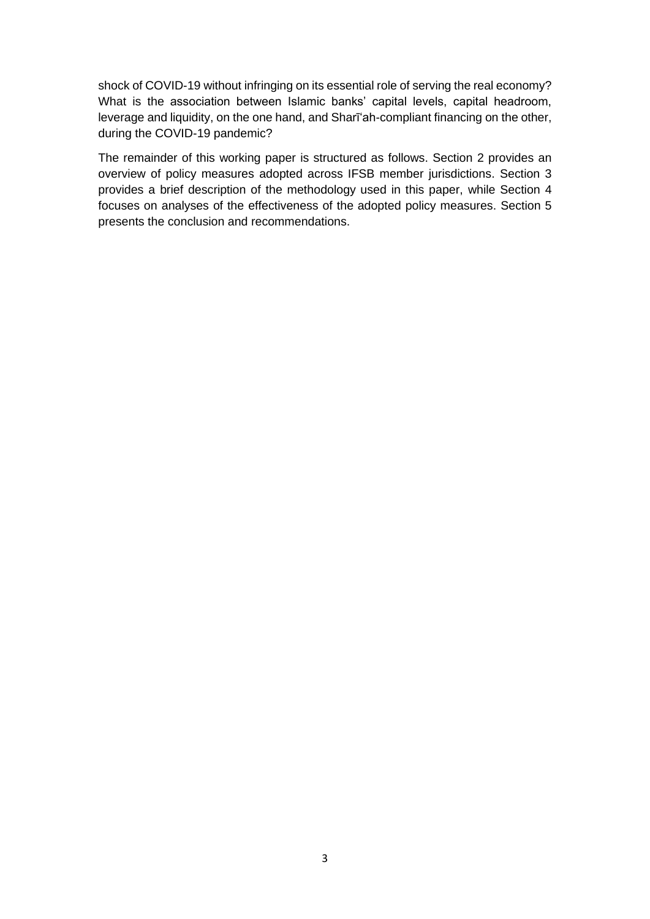shock of COVID-19 without infringing on its essential role of serving the real economy? What is the association between Islamic banks' capital levels, capital headroom, leverage and liquidity, on the one hand, and Sharīʿah-compliant financing on the other, during the COVID-19 pandemic?

The remainder of this working paper is structured as follows. Section 2 provides an overview of policy measures adopted across IFSB member jurisdictions. Section 3 provides a brief description of the methodology used in this paper, while Section 4 focuses on analyses of the effectiveness of the adopted policy measures. Section 5 presents the conclusion and recommendations.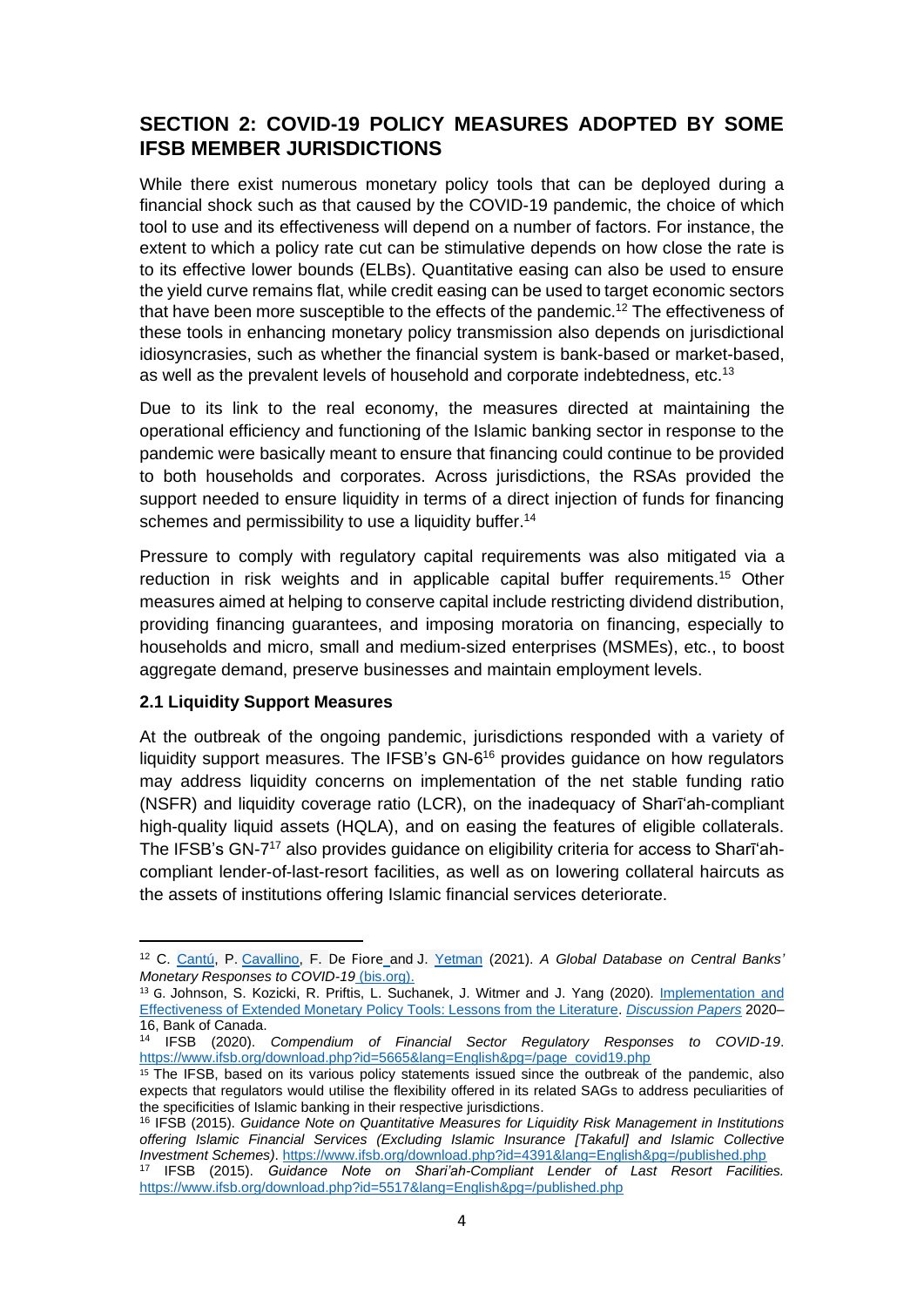## SECTION 2: COVID-19 POLICY MEASURES ADOPTED BY SOME IFSB MEMBER JURISDICTIONS

While there exist numerous monetary policy tools that can be deployed during a financial shock such as that caused by the COVID-19 pandemic, the choice of which tool to use and its effectiveness will depend on a number of factors. For instance, the extent to which a policy rate cut can be stimulative depends on how close the rate is to its effective lower bounds (ELBs). Quantitative easing can also be used to ensure the yield curve remains flat, while credit easing can be used to target economic sectors that have been more susceptible to the effects of the pandemic.[12] The effectiveness of these tools in enhancing monetary policy transmission also depends on jurisdictional idiosyncrasies, such as whether the financial system is bank-based or market-based, as well as the prevalent levels of household and corporate indebtedness, etc.[13]

Due to its link to the real economy, the measures directed at maintaining the operational efficiency and functioning of the Islamic banking sector in response to the pandemic were basically meant to ensure that financing could continue to be provided to both households and corporates. Across jurisdictions, the RSAs provided the support needed to ensure liquidity in terms of a direct injection of funds for financing schemes and permissibility to use a liquidity buffer.[14]

Pressure to comply with regulatory capital requirements was also mitigated via a reduction in risk weights and in applicable capital buffer requirements.[15] Other measures aimed at helping to conserve capital include restricting dividend distribution, providing financing guarantees, and imposing moratoria on financing, especially to households and micro, small and medium-sized enterprises (MSMEs), etc., to boost aggregate demand, preserve businesses and maintain employment levels.

### 2.1 Liquidity Support Measures

At the outbreak of the ongoing pandemic, jurisdictions responded with a variety of liquidity support measures. The IFSB's GN-6[16] provides guidance on how regulators may address liquidity concerns on implementation of the net stable funding ratio (NSFR) and liquidity coverage ratio (LCR), on the inadequacy of Sharīʿah-compliant high-quality liquid assets (HQLA), and on easing the features of eligible collaterals. The IFSB's GN-7[17] also provides guidance on eligibility criteria for access to Sharīʿah-compliant lender-of-last-resort facilities, as well as on lowering collateral haircuts as the assets of institutions offering Islamic financial services deteriorate.

---

[12] C. Cantú, P. Cavallino, F. De Fiore and J. Yetman (2021). *A Global Database on Central Banks' Monetary Responses to COVID-19* (bis.org).

[13] G. Johnson, S. Kozicki, R. Priftis, L. Suchanek, J. Witmer and J. Yang (2020). Implementation and Effectiveness of Extended Monetary Policy Tools: Lessons from the Literature. *Discussion Papers* 2020–16, Bank of Canada.

[14] IFSB (2020). *Compendium of Financial Sector Regulatory Responses to COVID-19*. https://www.ifsb.org/download.php?id=5665&lang=English&pg=/page_covid19.php

[15] The IFSB, based on its various policy statements issued since the outbreak of the pandemic, also expects that regulators would utilise the flexibility offered in its related SAGs to address peculiarities of the specificities of Islamic banking in their respective jurisdictions.

[16] IFSB (2015). *Guidance Note on Quantitative Measures for Liquidity Risk Management in Institutions offering Islamic Financial Services (Excluding Islamic Insurance [Takaful] and Islamic Collective Investment Schemes)*. https://www.ifsb.org/download.php?id=4391&lang=English&pg=/published.php

[17] IFSB (2015). *Guidance Note on Shari'ah-Compliant Lender of Last Resort Facilities.* https://www.ifsb.org/download.php?id=5517&lang=English&pg=/published.php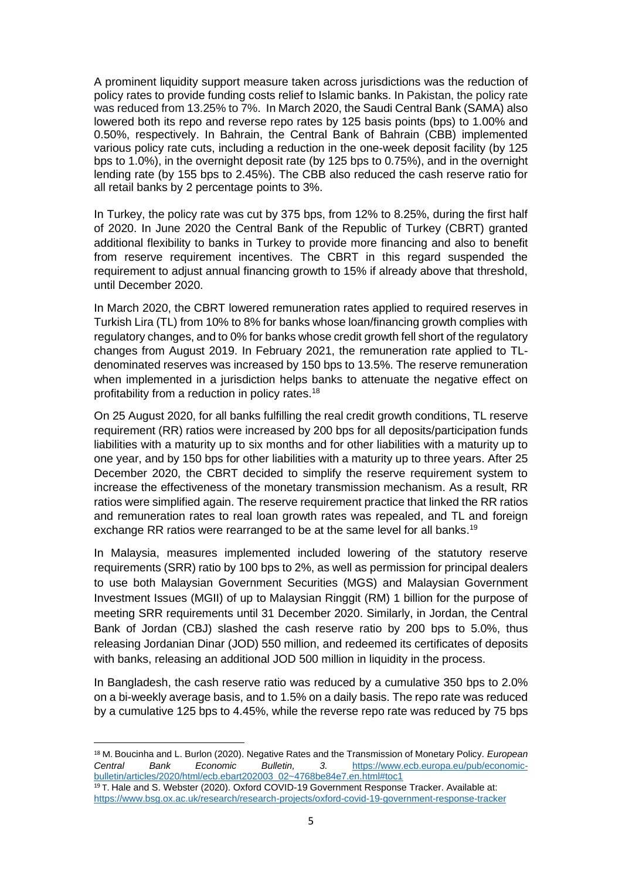A prominent liquidity support measure taken across jurisdictions was the reduction of policy rates to provide funding costs relief to Islamic banks. In Pakistan, the policy rate was reduced from 13.25% to 7%. In March 2020, the Saudi Central Bank (SAMA) also lowered both its repo and reverse repo rates by 125 basis points (bps) to 1.00% and 0.50%, respectively. In Bahrain, the Central Bank of Bahrain (CBB) implemented various policy rate cuts, including a reduction in the one-week deposit facility (by 125 bps to 1.0%), in the overnight deposit rate (by 125 bps to 0.75%), and in the overnight lending rate (by 155 bps to 2.45%). The CBB also reduced the cash reserve ratio for all retail banks by 2 percentage points to 3%.

In Turkey, the policy rate was cut by 375 bps, from 12% to 8.25%, during the first half of 2020. In June 2020 the Central Bank of the Republic of Turkey (CBRT) granted additional flexibility to banks in Turkey to provide more financing and also to benefit from reserve requirement incentives. The CBRT in this regard suspended the requirement to adjust annual financing growth to 15% if already above that threshold, until December 2020.

In March 2020, the CBRT lowered remuneration rates applied to required reserves in Turkish Lira (TL) from 10% to 8% for banks whose loan/financing growth complies with regulatory changes, and to 0% for banks whose credit growth fell short of the regulatory changes from August 2019. In February 2021, the remuneration rate applied to TL-denominated reserves was increased by 150 bps to 13.5%. The reserve remuneration when implemented in a jurisdiction helps banks to attenuate the negative effect on profitability from a reduction in policy rates.[18]

On 25 August 2020, for all banks fulfilling the real credit growth conditions, TL reserve requirement (RR) ratios were increased by 200 bps for all deposits/participation funds liabilities with a maturity up to six months and for other liabilities with a maturity up to one year, and by 150 bps for other liabilities with a maturity up to three years. After 25 December 2020, the CBRT decided to simplify the reserve requirement system to increase the effectiveness of the monetary transmission mechanism. As a result, RR ratios were simplified again. The reserve requirement practice that linked the RR ratios and remuneration rates to real loan growth rates was repealed, and TL and foreign exchange RR ratios were rearranged to be at the same level for all banks.[19]

In Malaysia, measures implemented included lowering of the statutory reserve requirements (SRR) ratio by 100 bps to 2%, as well as permission for principal dealers to use both Malaysian Government Securities (MGS) and Malaysian Government Investment Issues (MGII) of up to Malaysian Ringgit (RM) 1 billion for the purpose of meeting SRR requirements until 31 December 2020. Similarly, in Jordan, the Central Bank of Jordan (CBJ) slashed the cash reserve ratio by 200 bps to 5.0%, thus releasing Jordanian Dinar (JOD) 550 million, and redeemed its certificates of deposits with banks, releasing an additional JOD 500 million in liquidity in the process.

In Bangladesh, the cash reserve ratio was reduced by a cumulative 350 bps to 2.0% on a bi-weekly average basis, and to 1.5% on a daily basis. The repo rate was reduced by a cumulative 125 bps to 4.45%, while the reverse repo rate was reduced by 75 bps

---

[18] M. Boucinha and L. Burlon (2020). Negative Rates and the Transmission of Monetary Policy. *European Central Bank Economic Bulletin, 3.* https://www.ecb.europa.eu/pub/economic-bulletin/articles/2020/html/ecb.ebart202003_02~4768be84e7.en.html#toc1

[19] T. Hale and S. Webster (2020). Oxford COVID-19 Government Response Tracker. Available at: https://www.bsg.ox.ac.uk/research/research-projects/oxford-covid-19-government-response-tracker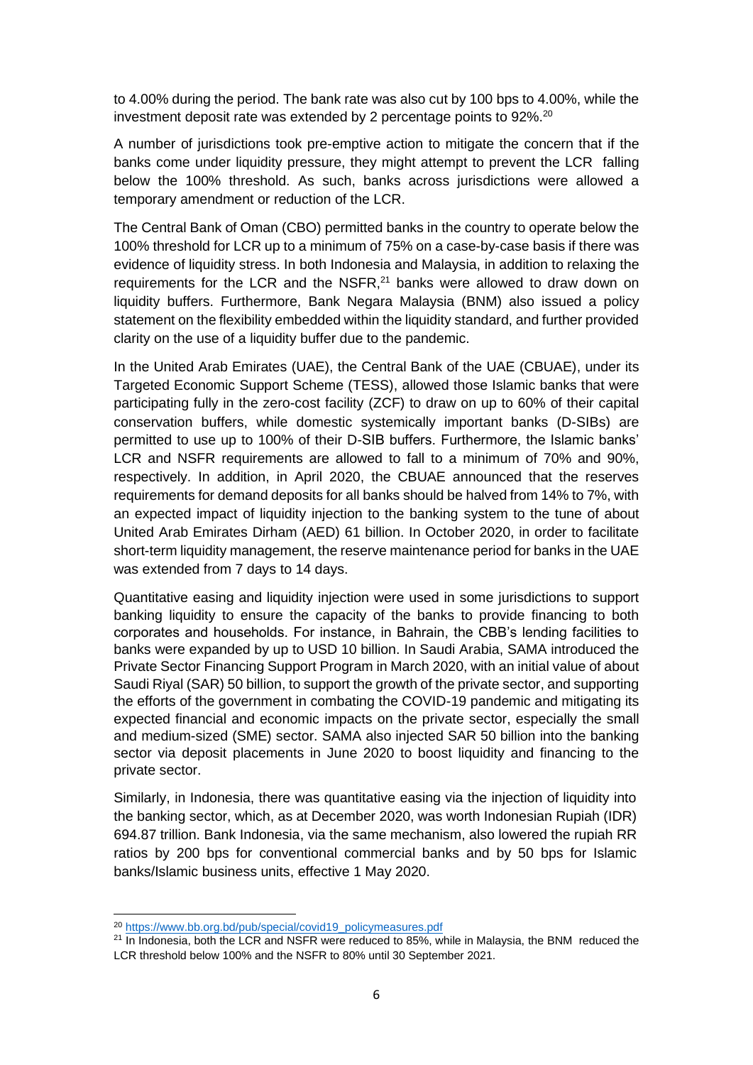to 4.00% during the period. The bank rate was also cut by 100 bps to 4.00%, while the investment deposit rate was extended by 2 percentage points to 92%.[20]

A number of jurisdictions took pre-emptive action to mitigate the concern that if the banks come under liquidity pressure, they might attempt to prevent the LCR falling below the 100% threshold. As such, banks across jurisdictions were allowed a temporary amendment or reduction of the LCR.

The Central Bank of Oman (CBO) permitted banks in the country to operate below the 100% threshold for LCR up to a minimum of 75% on a case-by-case basis if there was evidence of liquidity stress. In both Indonesia and Malaysia, in addition to relaxing the requirements for the LCR and the NSFR,[21] banks were allowed to draw down on liquidity buffers. Furthermore, Bank Negara Malaysia (BNM) also issued a policy statement on the flexibility embedded within the liquidity standard, and further provided clarity on the use of a liquidity buffer due to the pandemic.

In the United Arab Emirates (UAE), the Central Bank of the UAE (CBUAE), under its Targeted Economic Support Scheme (TESS), allowed those Islamic banks that were participating fully in the zero-cost facility (ZCF) to draw on up to 60% of their capital conservation buffers, while domestic systemically important banks (D-SIBs) are permitted to use up to 100% of their D-SIB buffers. Furthermore, the Islamic banks' LCR and NSFR requirements are allowed to fall to a minimum of 70% and 90%, respectively. In addition, in April 2020, the CBUAE announced that the reserves requirements for demand deposits for all banks should be halved from 14% to 7%, with an expected impact of liquidity injection to the banking system to the tune of about United Arab Emirates Dirham (AED) 61 billion. In October 2020, in order to facilitate short-term liquidity management, the reserve maintenance period for banks in the UAE was extended from 7 days to 14 days.

Quantitative easing and liquidity injection were used in some jurisdictions to support banking liquidity to ensure the capacity of the banks to provide financing to both corporates and households. For instance, in Bahrain, the CBB's lending facilities to banks were expanded by up to USD 10 billion. In Saudi Arabia, SAMA introduced the Private Sector Financing Support Program in March 2020, with an initial value of about Saudi Riyal (SAR) 50 billion, to support the growth of the private sector, and supporting the efforts of the government in combating the COVID-19 pandemic and mitigating its expected financial and economic impacts on the private sector, especially the small and medium-sized (SME) sector. SAMA also injected SAR 50 billion into the banking sector via deposit placements in June 2020 to boost liquidity and financing to the private sector.

Similarly, in Indonesia, there was quantitative easing via the injection of liquidity into the banking sector, which, as at December 2020, was worth Indonesian Rupiah (IDR) 694.87 trillion. Bank Indonesia, via the same mechanism, also lowered the rupiah RR ratios by 200 bps for conventional commercial banks and by 50 bps for Islamic banks/Islamic business units, effective 1 May 2020.

---

[20] https://www.bb.org.bd/pub/special/covid19_policymeasures.pdf

[21] In Indonesia, both the LCR and NSFR were reduced to 85%, while in Malaysia, the BNM reduced the LCR threshold below 100% and the NSFR to 80% until 30 September 2021.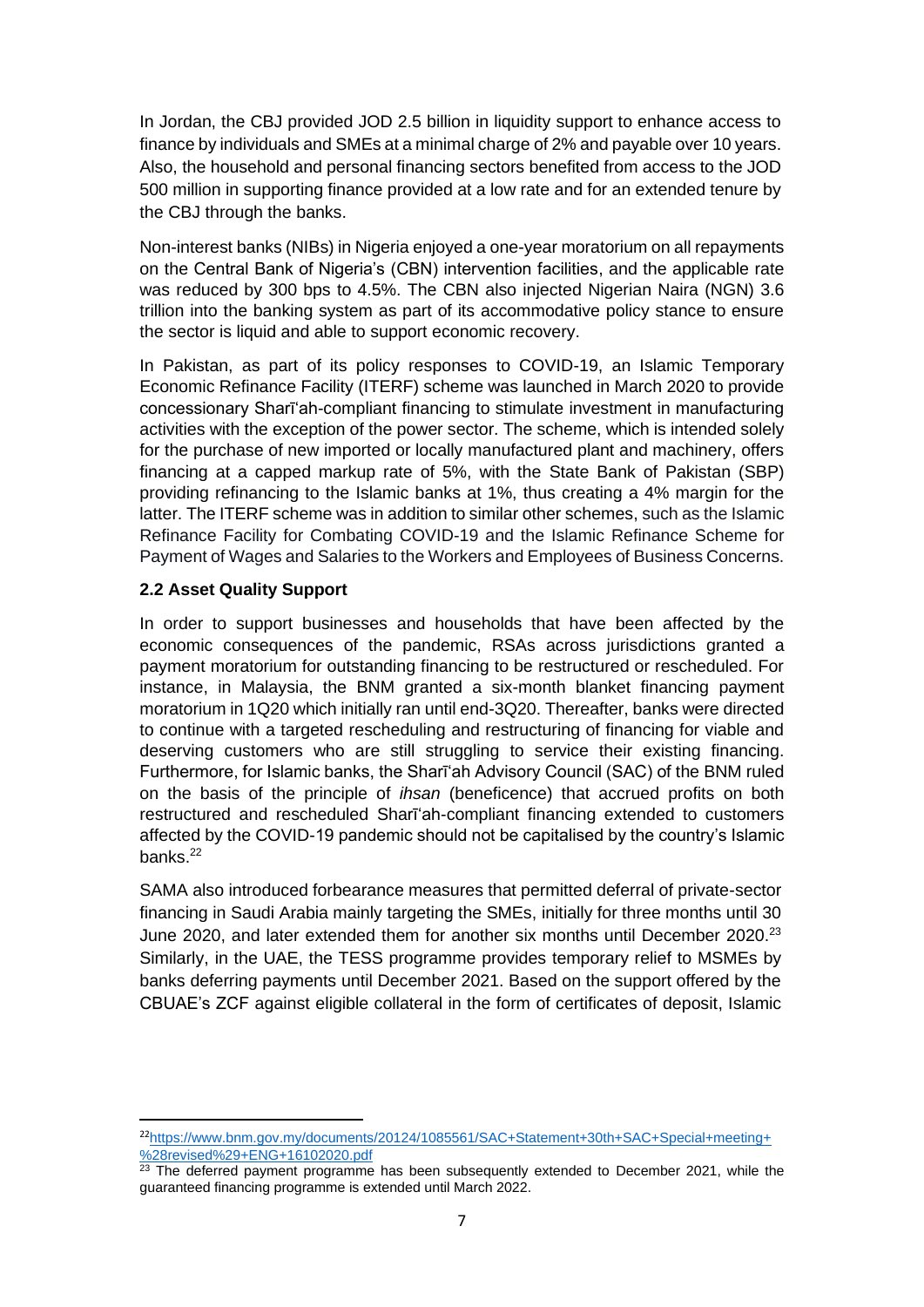In Jordan, the CBJ provided JOD 2.5 billion in liquidity support to enhance access to finance by individuals and SMEs at a minimal charge of 2% and payable over 10 years. Also, the household and personal financing sectors benefited from access to the JOD 500 million in supporting finance provided at a low rate and for an extended tenure by the CBJ through the banks.

Non-interest banks (NIBs) in Nigeria enjoyed a one-year moratorium on all repayments on the Central Bank of Nigeria's (CBN) intervention facilities, and the applicable rate was reduced by 300 bps to 4.5%. The CBN also injected Nigerian Naira (NGN) 3.6 trillion into the banking system as part of its accommodative policy stance to ensure the sector is liquid and able to support economic recovery.

In Pakistan, as part of its policy responses to COVID-19, an Islamic Temporary Economic Refinance Facility (ITERF) scheme was launched in March 2020 to provide concessionary Sharīʻah-compliant financing to stimulate investment in manufacturing activities with the exception of the power sector. The scheme, which is intended solely for the purchase of new imported or locally manufactured plant and machinery, offers financing at a capped markup rate of 5%, with the State Bank of Pakistan (SBP) providing refinancing to the Islamic banks at 1%, thus creating a 4% margin for the latter. The ITERF scheme was in addition to similar other schemes, such as the Islamic Refinance Facility for Combating COVID-19 and the Islamic Refinance Scheme for Payment of Wages and Salaries to the Workers and Employees of Business Concerns.

### 2.2 Asset Quality Support

In order to support businesses and households that have been affected by the economic consequences of the pandemic, RSAs across jurisdictions granted a payment moratorium for outstanding financing to be restructured or rescheduled. For instance, in Malaysia, the BNM granted a six-month blanket financing payment moratorium in 1Q20 which initially ran until end-3Q20. Thereafter, banks were directed to continue with a targeted rescheduling and restructuring of financing for viable and deserving customers who are still struggling to service their existing financing. Furthermore, for Islamic banks, the Sharīʻah Advisory Council (SAC) of the BNM ruled on the basis of the principle of *ihsan* (beneficence) that accrued profits on both restructured and rescheduled Sharīʻah-compliant financing extended to customers affected by the COVID-19 pandemic should not be capitalised by the country's Islamic banks.[22]

SAMA also introduced forbearance measures that permitted deferral of private-sector financing in Saudi Arabia mainly targeting the SMEs, initially for three months until 30 June 2020, and later extended them for another six months until December 2020.[23] Similarly, in the UAE, the TESS programme provides temporary relief to MSMEs by banks deferring payments until December 2021. Based on the support offered by the CBUAE's ZCF against eligible collateral in the form of certificates of deposit, Islamic

---

[22] https://www.bnm.gov.my/documents/20124/1085561/SAC+Statement+30th+SAC+Special+meeting+%28revised%29+ENG+16102020.pdf

[23] The deferred payment programme has been subsequently extended to December 2021, while the guaranteed financing programme is extended until March 2022.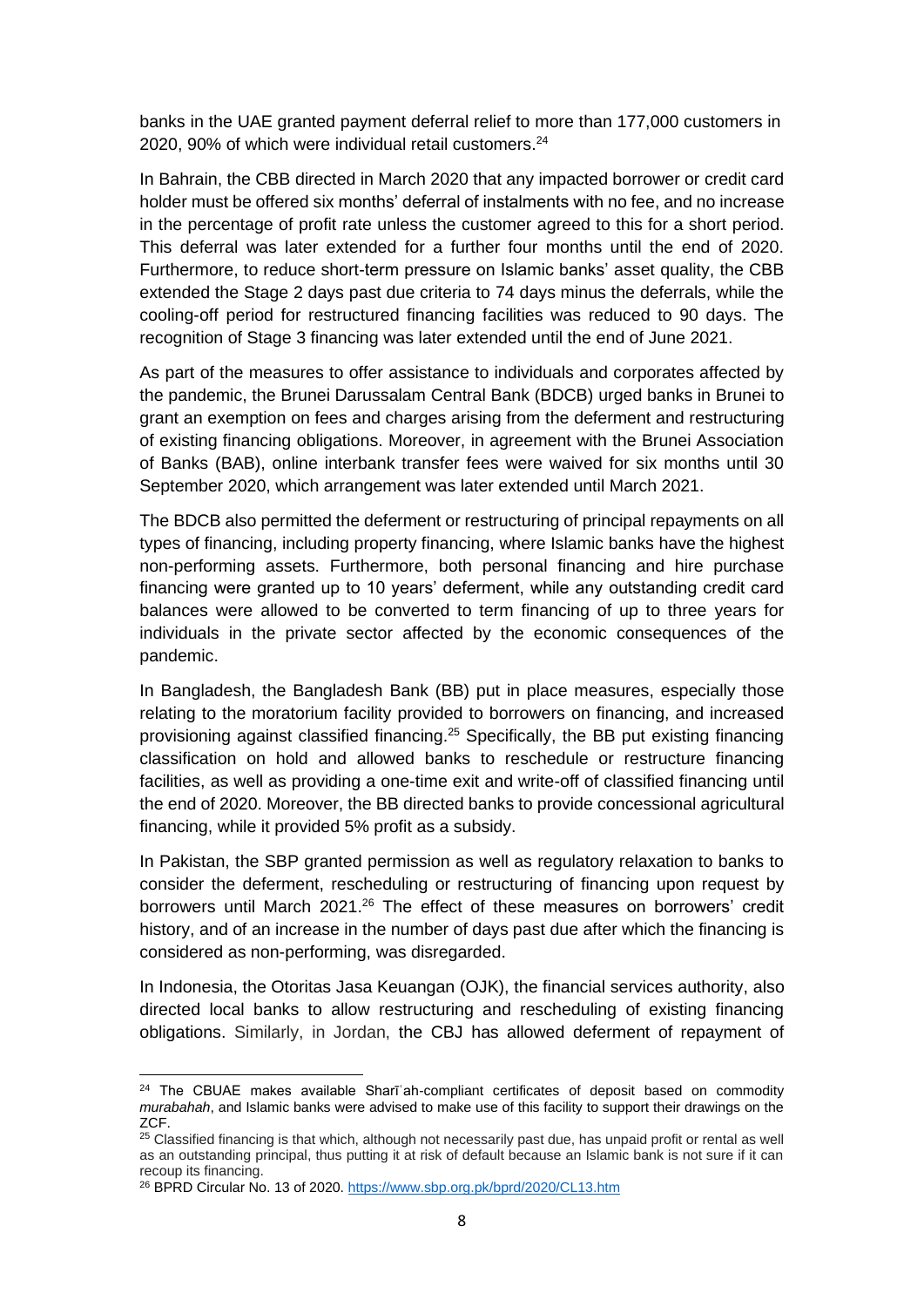banks in the UAE granted payment deferral relief to more than 177,000 customers in 2020, 90% of which were individual retail customers.[24]

In Bahrain, the CBB directed in March 2020 that any impacted borrower or credit card holder must be offered six months' deferral of instalments with no fee, and no increase in the percentage of profit rate unless the customer agreed to this for a short period. This deferral was later extended for a further four months until the end of 2020. Furthermore, to reduce short-term pressure on Islamic banks' asset quality, the CBB extended the Stage 2 days past due criteria to 74 days minus the deferrals, while the cooling-off period for restructured financing facilities was reduced to 90 days. The recognition of Stage 3 financing was later extended until the end of June 2021.

As part of the measures to offer assistance to individuals and corporates affected by the pandemic, the Brunei Darussalam Central Bank (BDCB) urged banks in Brunei to grant an exemption on fees and charges arising from the deferment and restructuring of existing financing obligations. Moreover, in agreement with the Brunei Association of Banks (BAB), online interbank transfer fees were waived for six months until 30 September 2020, which arrangement was later extended until March 2021.

The BDCB also permitted the deferment or restructuring of principal repayments on all types of financing, including property financing, where Islamic banks have the highest non-performing assets. Furthermore, both personal financing and hire purchase financing were granted up to 10 years' deferment, while any outstanding credit card balances were allowed to be converted to term financing of up to three years for individuals in the private sector affected by the economic consequences of the pandemic.

In Bangladesh, the Bangladesh Bank (BB) put in place measures, especially those relating to the moratorium facility provided to borrowers on financing, and increased provisioning against classified financing.[25] Specifically, the BB put existing financing classification on hold and allowed banks to reschedule or restructure financing facilities, as well as providing a one-time exit and write-off of classified financing until the end of 2020. Moreover, the BB directed banks to provide concessional agricultural financing, while it provided 5% profit as a subsidy.

In Pakistan, the SBP granted permission as well as regulatory relaxation to banks to consider the deferment, rescheduling or restructuring of financing upon request by borrowers until March 2021.[26] The effect of these measures on borrowers' credit history, and of an increase in the number of days past due after which the financing is considered as non-performing, was disregarded.

In Indonesia, the Otoritas Jasa Keuangan (OJK), the financial services authority, also directed local banks to allow restructuring and rescheduling of existing financing obligations. Similarly, in Jordan, the CBJ has allowed deferment of repayment of

---

[24] The CBUAE makes available Sharīʿah-compliant certificates of deposit based on commodity *murabahah*, and Islamic banks were advised to make use of this facility to support their drawings on the ZCF.

[25] Classified financing is that which, although not necessarily past due, has unpaid profit or rental as well as an outstanding principal, thus putting it at risk of default because an Islamic bank is not sure if it can recoup its financing.

[26] BPRD Circular No. 13 of 2020. https://www.sbp.org.pk/bprd/2020/CL13.htm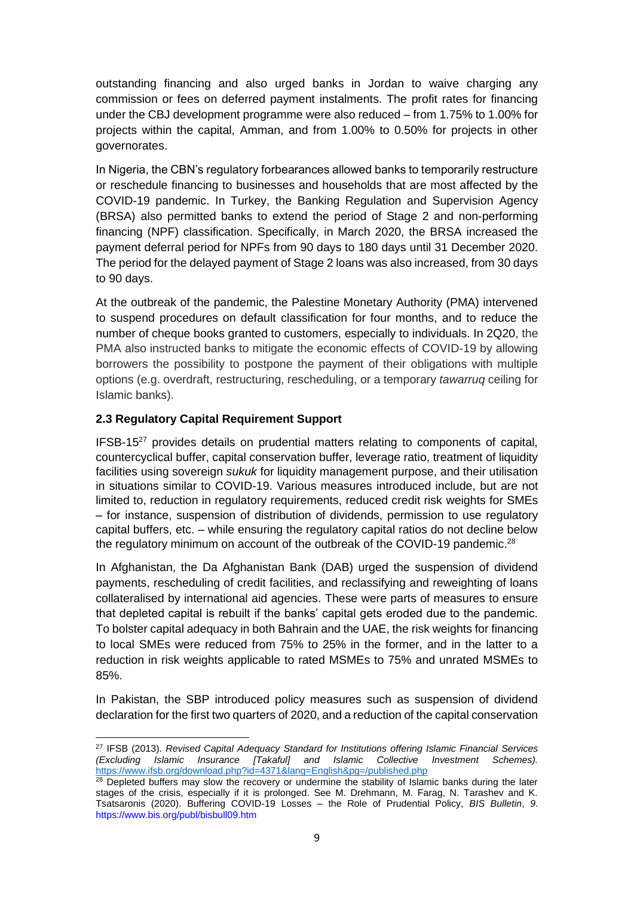outstanding financing and also urged banks in Jordan to waive charging any commission or fees on deferred payment instalments. The profit rates for financing under the CBJ development programme were also reduced – from 1.75% to 1.00% for projects within the capital, Amman, and from 1.00% to 0.50% for projects in other governorates.

In Nigeria, the CBN's regulatory forbearances allowed banks to temporarily restructure or reschedule financing to businesses and households that are most affected by the COVID-19 pandemic. In Turkey, the Banking Regulation and Supervision Agency (BRSA) also permitted banks to extend the period of Stage 2 and non-performing financing (NPF) classification. Specifically, in March 2020, the BRSA increased the payment deferral period for NPFs from 90 days to 180 days until 31 December 2020. The period for the delayed payment of Stage 2 loans was also increased, from 30 days to 90 days.

At the outbreak of the pandemic, the Palestine Monetary Authority (PMA) intervened to suspend procedures on default classification for four months, and to reduce the number of cheque books granted to customers, especially to individuals. In 2Q20, the PMA also instructed banks to mitigate the economic effects of COVID-19 by allowing borrowers the possibility to postpone the payment of their obligations with multiple options (e.g. overdraft, restructuring, rescheduling, or a temporary *tawarruq* ceiling for Islamic banks).

### 2.3 Regulatory Capital Requirement Support

IFSB-15[27] provides details on prudential matters relating to components of capital, countercyclical buffer, capital conservation buffer, leverage ratio, treatment of liquidity facilities using sovereign *sukuk* for liquidity management purpose, and their utilisation in situations similar to COVID-19. Various measures introduced include, but are not limited to, reduction in regulatory requirements, reduced credit risk weights for SMEs – for instance, suspension of distribution of dividends, permission to use regulatory capital buffers, etc. – while ensuring the regulatory capital ratios do not decline below the regulatory minimum on account of the outbreak of the COVID-19 pandemic.[28]

In Afghanistan, the Da Afghanistan Bank (DAB) urged the suspension of dividend payments, rescheduling of credit facilities, and reclassifying and reweighting of loans collateralised by international aid agencies. These were parts of measures to ensure that depleted capital is rebuilt if the banks' capital gets eroded due to the pandemic. To bolster capital adequacy in both Bahrain and the UAE, the risk weights for financing to local SMEs were reduced from 75% to 25% in the former, and in the latter to a reduction in risk weights applicable to rated MSMEs to 75% and unrated MSMEs to 85%.

In Pakistan, the SBP introduced policy measures such as suspension of dividend declaration for the first two quarters of 2020, and a reduction of the capital conservation

---

[27] IFSB (2013). *Revised Capital Adequacy Standard for Institutions offering Islamic Financial Services (Excluding Islamic Insurance [Takaful] and Islamic Collective Investment Schemes).* https://www.ifsb.org/download.php?id=4371&lang=English&pg=/published.php

[28] Depleted buffers may slow the recovery or undermine the stability of Islamic banks during the later stages of the crisis, especially if it is prolonged. See M. Drehmann, M. Farag, N. Tarashev and K. Tsatsaronis (2020). Buffering COVID-19 Losses – the Role of Prudential Policy, *BIS Bulletin*, *9*. https://www.bis.org/publ/bisbull09.htm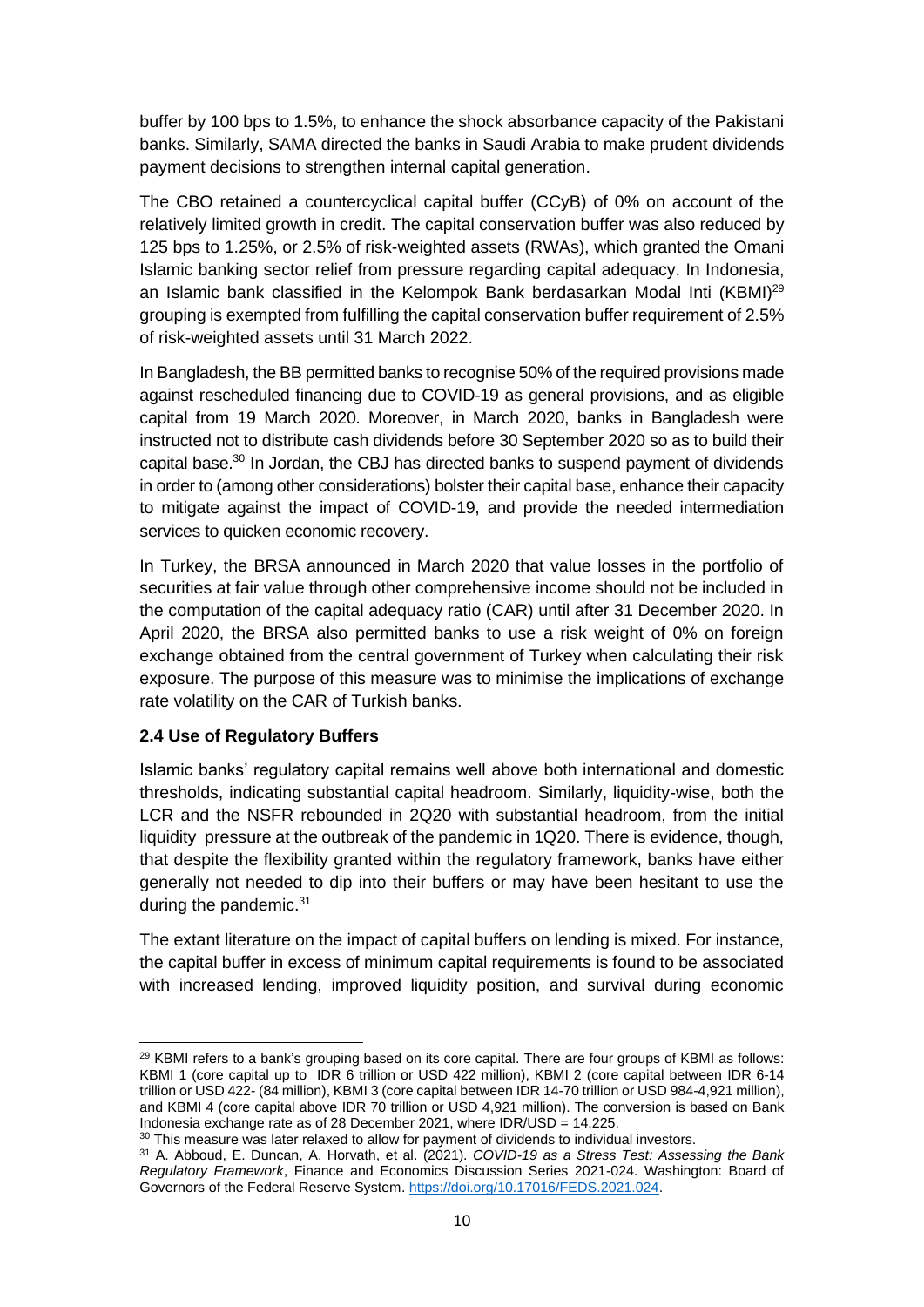buffer by 100 bps to 1.5%, to enhance the shock absorbance capacity of the Pakistani banks. Similarly, SAMA directed the banks in Saudi Arabia to make prudent dividends payment decisions to strengthen internal capital generation.

The CBO retained a countercyclical capital buffer (CCyB) of 0% on account of the relatively limited growth in credit. The capital conservation buffer was also reduced by 125 bps to 1.25%, or 2.5% of risk-weighted assets (RWAs), which granted the Omani Islamic banking sector relief from pressure regarding capital adequacy. In Indonesia, an Islamic bank classified in the Kelompok Bank berdasarkan Modal Inti (KBMI)[29] grouping is exempted from fulfilling the capital conservation buffer requirement of 2.5% of risk-weighted assets until 31 March 2022.

In Bangladesh, the BB permitted banks to recognise 50% of the required provisions made against rescheduled financing due to COVID-19 as general provisions, and as eligible capital from 19 March 2020. Moreover, in March 2020, banks in Bangladesh were instructed not to distribute cash dividends before 30 September 2020 so as to build their capital base.[30] In Jordan, the CBJ has directed banks to suspend payment of dividends in order to (among other considerations) bolster their capital base, enhance their capacity to mitigate against the impact of COVID-19, and provide the needed intermediation services to quicken economic recovery.

In Turkey, the BRSA announced in March 2020 that value losses in the portfolio of securities at fair value through other comprehensive income should not be included in the computation of the capital adequacy ratio (CAR) until after 31 December 2020. In April 2020, the BRSA also permitted banks to use a risk weight of 0% on foreign exchange obtained from the central government of Turkey when calculating their risk exposure. The purpose of this measure was to minimise the implications of exchange rate volatility on the CAR of Turkish banks.

### 2.4 Use of Regulatory Buffers

Islamic banks' regulatory capital remains well above both international and domestic thresholds, indicating substantial capital headroom. Similarly, liquidity-wise, both the LCR and the NSFR rebounded in 2Q20 with substantial headroom, from the initial liquidity pressure at the outbreak of the pandemic in 1Q20. There is evidence, though, that despite the flexibility granted within the regulatory framework, banks have either generally not needed to dip into their buffers or may have been hesitant to use the during the pandemic.[31]

The extant literature on the impact of capital buffers on lending is mixed. For instance, the capital buffer in excess of minimum capital requirements is found to be associated with increased lending, improved liquidity position, and survival during economic

---

[29] KBMI refers to a bank's grouping based on its core capital. There are four groups of KBMI as follows: KBMI 1 (core capital up to IDR 6 trillion or USD 422 million), KBMI 2 (core capital between IDR 6-14 trillion or USD 422- (84 million), KBMI 3 (core capital between IDR 14-70 trillion or USD 984-4,921 million), and KBMI 4 (core capital above IDR 70 trillion or USD 4,921 million). The conversion is based on Bank Indonesia exchange rate as of 28 December 2021, where IDR/USD = 14,225.

[30] This measure was later relaxed to allow for payment of dividends to individual investors.

[31] A. Abboud, E. Duncan, A. Horvath, et al. (2021). *COVID-19 as a Stress Test: Assessing the Bank Regulatory Framework*, Finance and Economics Discussion Series 2021-024. Washington: Board of Governors of the Federal Reserve System. https://doi.org/10.17016/FEDS.2021.024.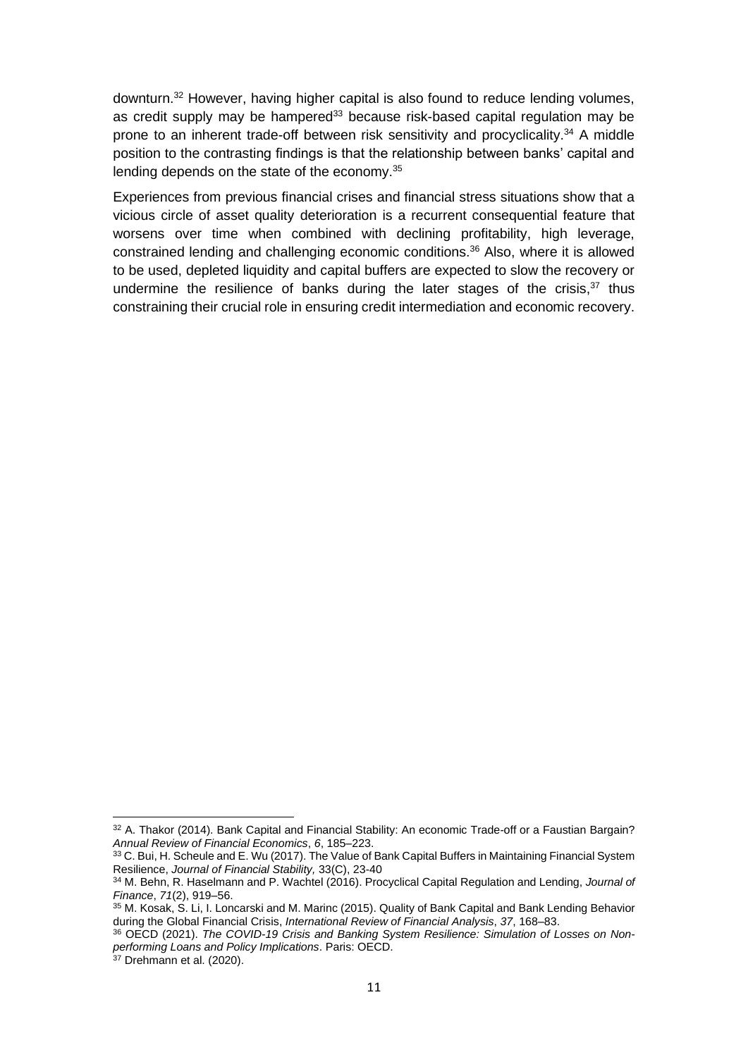downturn.[32] However, having higher capital is also found to reduce lending volumes, as credit supply may be hampered[33] because risk-based capital regulation may be prone to an inherent trade-off between risk sensitivity and procyclicality.[34] A middle position to the contrasting findings is that the relationship between banks' capital and lending depends on the state of the economy.[35]

Experiences from previous financial crises and financial stress situations show that a vicious circle of asset quality deterioration is a recurrent consequential feature that worsens over time when combined with declining profitability, high leverage, constrained lending and challenging economic conditions.[36] Also, where it is allowed to be used, depleted liquidity and capital buffers are expected to slow the recovery or undermine the resilience of banks during the later stages of the crisis,[37] thus constraining their crucial role in ensuring credit intermediation and economic recovery.

---

[32] A. Thakor (2014). Bank Capital and Financial Stability: An economic Trade-off or a Faustian Bargain? *Annual Review of Financial Economics*, *6*, 185–223.

[33] C. Bui, H. Scheule and E. Wu (2017). The Value of Bank Capital Buffers in Maintaining Financial System Resilience, *Journal of Financial Stability,* 33(C), 23-40

[34] M. Behn, R. Haselmann and P. Wachtel (2016). Procyclical Capital Regulation and Lending, *Journal of Finance*, *71*(2), 919–56.

[35] M. Kosak, S. Li, I. Loncarski and M. Marinc (2015). Quality of Bank Capital and Bank Lending Behavior during the Global Financial Crisis, *International Review of Financial Analysis*, *37*, 168–83.

[36] OECD (2021). *The COVID-19 Crisis and Banking System Resilience: Simulation of Losses on Non-performing Loans and Policy Implications*. Paris: OECD.

[37] Drehmann et al. (2020).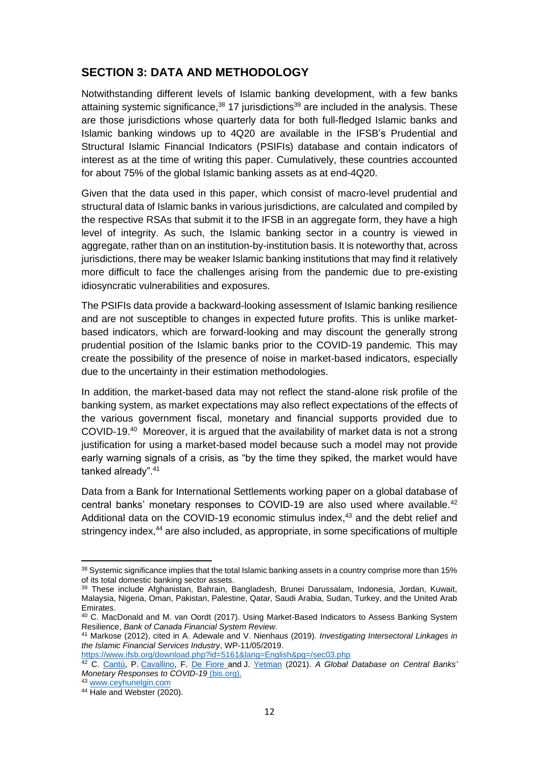## SECTION 3: DATA AND METHODOLOGY

Notwithstanding different levels of Islamic banking development, with a few banks attaining systemic significance,[38] 17 jurisdictions[39] are included in the analysis. These are those jurisdictions whose quarterly data for both full-fledged Islamic banks and Islamic banking windows up to 4Q20 are available in the IFSB's Prudential and Structural Islamic Financial Indicators (PSIFIs) database and contain indicators of interest as at the time of writing this paper. Cumulatively, these countries accounted for about 75% of the global Islamic banking assets as at end-4Q20.

Given that the data used in this paper, which consist of macro-level prudential and structural data of Islamic banks in various jurisdictions, are calculated and compiled by the respective RSAs that submit it to the IFSB in an aggregate form, they have a high level of integrity. As such, the Islamic banking sector in a country is viewed in aggregate, rather than on an institution-by-institution basis. It is noteworthy that, across jurisdictions, there may be weaker Islamic banking institutions that may find it relatively more difficult to face the challenges arising from the pandemic due to pre-existing idiosyncratic vulnerabilities and exposures.

The PSIFIs data provide a backward-looking assessment of Islamic banking resilience and are not susceptible to changes in expected future profits. This is unlike market-based indicators, which are forward-looking and may discount the generally strong prudential position of the Islamic banks prior to the COVID-19 pandemic. This may create the possibility of the presence of noise in market-based indicators, especially due to the uncertainty in their estimation methodologies.

In addition, the market-based data may not reflect the stand-alone risk profile of the banking system, as market expectations may also reflect expectations of the effects of the various government fiscal, monetary and financial supports provided due to COVID-19.[40] Moreover, it is argued that the availability of market data is not a strong justification for using a market-based model because such a model may not provide early warning signals of a crisis, as "by the time they spiked, the market would have tanked already".[41]

Data from a Bank for International Settlements working paper on a global database of central banks' monetary responses to COVID-19 are also used where available.[42] Additional data on the COVID-19 economic stimulus index,[43] and the debt relief and stringency index,[44] are also included, as appropriate, in some specifications of multiple

---

[38] Systemic significance implies that the total Islamic banking assets in a country comprise more than 15% of its total domestic banking sector assets.

[39] These include Afghanistan, Bahrain, Bangladesh, Brunei Darussalam, Indonesia, Jordan, Kuwait, Malaysia, Nigeria, Oman, Pakistan, Palestine, Qatar, Saudi Arabia, Sudan, Turkey, and the United Arab Emirates.

[40] C. MacDonald and M. van Oordt (2017). Using Market-Based Indicators to Assess Banking System Resilience, *Bank of Canada Financial System Review.*

[41] Markose (2012), cited in A. Adewale and V. Nienhaus (2019). *Investigating Intersectoral Linkages in the Islamic Financial Services Industry*, WP-11/05/2019. https://www.ifsb.org/download.php?id=5161&lang=English&pg=/sec03.php

[42] C. Cantú, P. Cavallino, F. De Fiore and J. Yetman (2021). *A Global Database on Central Banks' Monetary Responses to COVID-19* (bis.org).

[43] www.ceyhunelgin.com

[44] Hale and Webster (2020).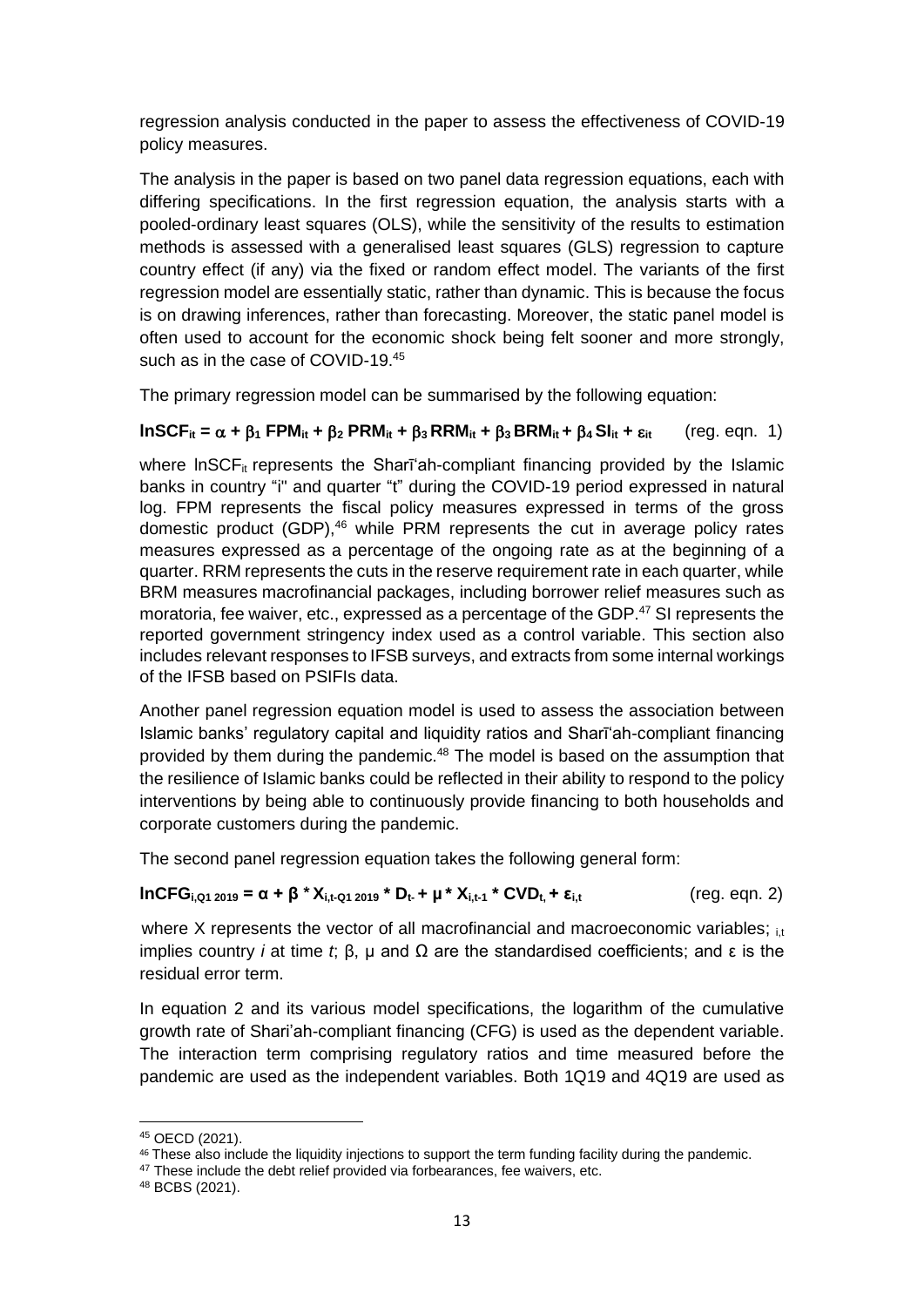regression analysis conducted in the paper to assess the effectiveness of COVID-19 policy measures.

The analysis in the paper is based on two panel data regression equations, each with differing specifications. In the first regression equation, the analysis starts with a pooled-ordinary least squares (OLS), while the sensitivity of the results to estimation methods is assessed with a generalised least squares (GLS) regression to capture country effect (if any) via the fixed or random effect model. The variants of the first regression model are essentially static, rather than dynamic. This is because the focus is on drawing inferences, rather than forecasting. Moreover, the static panel model is often used to account for the economic shock being felt sooner and more strongly, such as in the case of COVID-19.[45]

The primary regression model can be summarised by the following equation:

$$\mathbf{lnSCF_{it} = \alpha + \beta_1\, FPM_{it} + \beta_2\, PRM_{it} + \beta_3\, RRM_{it} + \beta_3\, BRM_{it} + \beta_4\, SI_{it} + \varepsilon_{it}} \qquad \text{(reg. eqn. 1)}$$

where $\ln SCF_{it}$ represents the Sharīʻah-compliant financing provided by the Islamic banks in country "i" and quarter "t" during the COVID-19 period expressed in natural log. FPM represents the fiscal policy measures expressed in terms of the gross domestic product (GDP),[46] while PRM represents the cut in average policy rates measures expressed as a percentage of the ongoing rate as at the beginning of a quarter. RRM represents the cuts in the reserve requirement rate in each quarter, while BRM measures macrofinancial packages, including borrower relief measures such as moratoria, fee waiver, etc., expressed as a percentage of the GDP.[47] SI represents the reported government stringency index used as a control variable. This section also includes relevant responses to IFSB surveys, and extracts from some internal workings of the IFSB based on PSIFIs data.

Another panel regression equation model is used to assess the association between Islamic banks' regulatory capital and liquidity ratios and Sharīʻah-compliant financing provided by them during the pandemic.[48] The model is based on the assumption that the resilience of Islamic banks could be reflected in their ability to respond to the policy interventions by being able to continuously provide financing to both households and corporate customers during the pandemic.

The second panel regression equation takes the following general form:

$$\mathbf{lnCFG_{i,Q1\,2019} = \alpha + \beta * X_{i,t\text{-}Q1\,2019} * D_{t\text{-}} + \mu * X_{i,t-1} * CVD_{t,} + \varepsilon_{i,t}} \qquad \text{(reg. eqn. 2)}$$

where X represents the vector of all macrofinancial and macroeconomic variables; $_{i,t}$ implies country *i* at time *t*; β, μ and Ω are the standardised coefficients; and ε is the residual error term.

In equation 2 and its various model specifications, the logarithm of the cumulative growth rate of Shari'ah-compliant financing (CFG) is used as the dependent variable. The interaction term comprising regulatory ratios and time measured before the pandemic are used as the independent variables. Both 1Q19 and 4Q19 are used as

---

[45] OECD (2021).

[46] These also include the liquidity injections to support the term funding facility during the pandemic.

[47] These include the debt relief provided via forbearances, fee waivers, etc.

[48] BCBS (2021).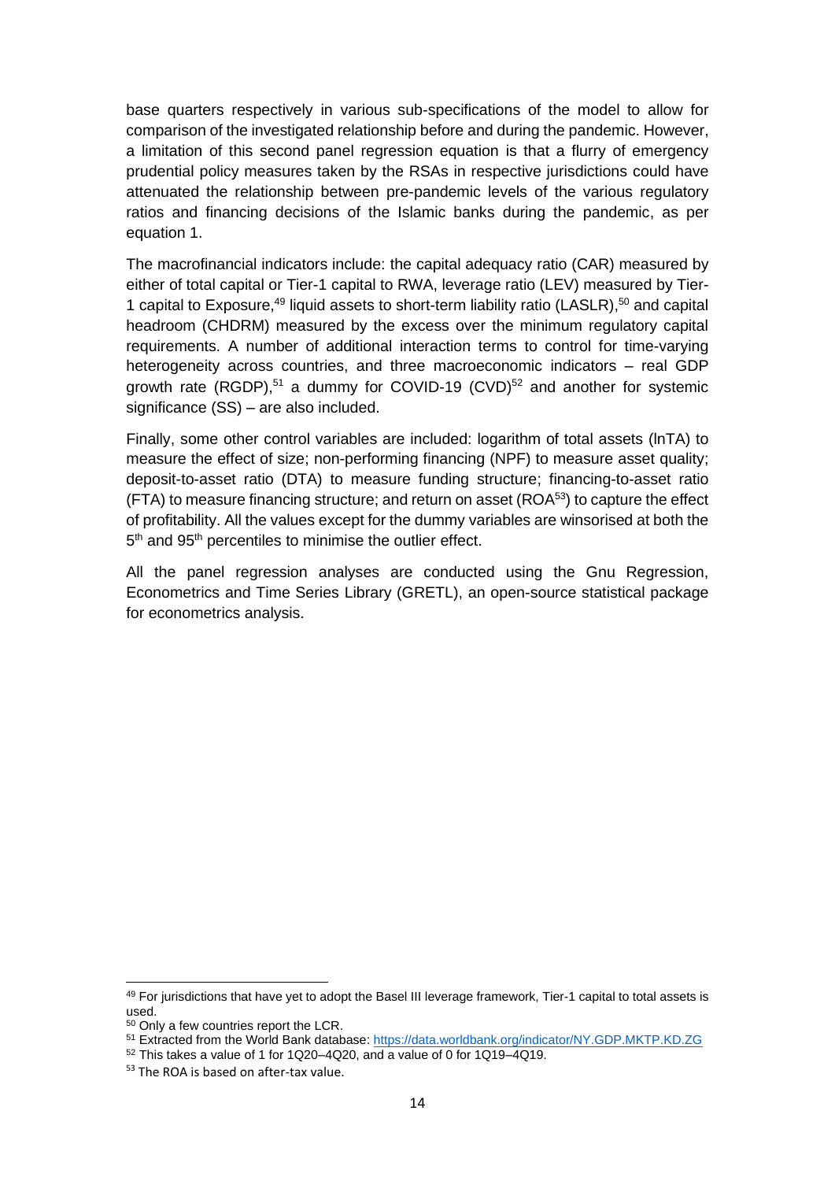base quarters respectively in various sub-specifications of the model to allow for comparison of the investigated relationship before and during the pandemic. However, a limitation of this second panel regression equation is that a flurry of emergency prudential policy measures taken by the RSAs in respective jurisdictions could have attenuated the relationship between pre-pandemic levels of the various regulatory ratios and financing decisions of the Islamic banks during the pandemic, as per equation 1.

The macrofinancial indicators include: the capital adequacy ratio (CAR) measured by either of total capital or Tier-1 capital to RWA, leverage ratio (LEV) measured by Tier-1 capital to Exposure,[49] liquid assets to short-term liability ratio (LASLR),[50] and capital headroom (CHDRM) measured by the excess over the minimum regulatory capital requirements. A number of additional interaction terms to control for time-varying heterogeneity across countries, and three macroeconomic indicators – real GDP growth rate (RGDP),[51] a dummy for COVID-19 (CVD)[52] and another for systemic significance (SS) – are also included.

Finally, some other control variables are included: logarithm of total assets (lnTA) to measure the effect of size; non-performing financing (NPF) to measure asset quality; deposit-to-asset ratio (DTA) to measure funding structure; financing-to-asset ratio (FTA) to measure financing structure; and return on asset (ROA[53]) to capture the effect of profitability. All the values except for the dummy variables are winsorised at both the 5th and 95th percentiles to minimise the outlier effect.

All the panel regression analyses are conducted using the Gnu Regression, Econometrics and Time Series Library (GRETL), an open-source statistical package for econometrics analysis.

---

[49] For jurisdictions that have yet to adopt the Basel III leverage framework, Tier-1 capital to total assets is used.

[50] Only a few countries report the LCR.

[51] Extracted from the World Bank database: https://data.worldbank.org/indicator/NY.GDP.MKTP.KD.ZG

[52] This takes a value of 1 for 1Q20–4Q20, and a value of 0 for 1Q19–4Q19.

[53] The ROA is based on after-tax value.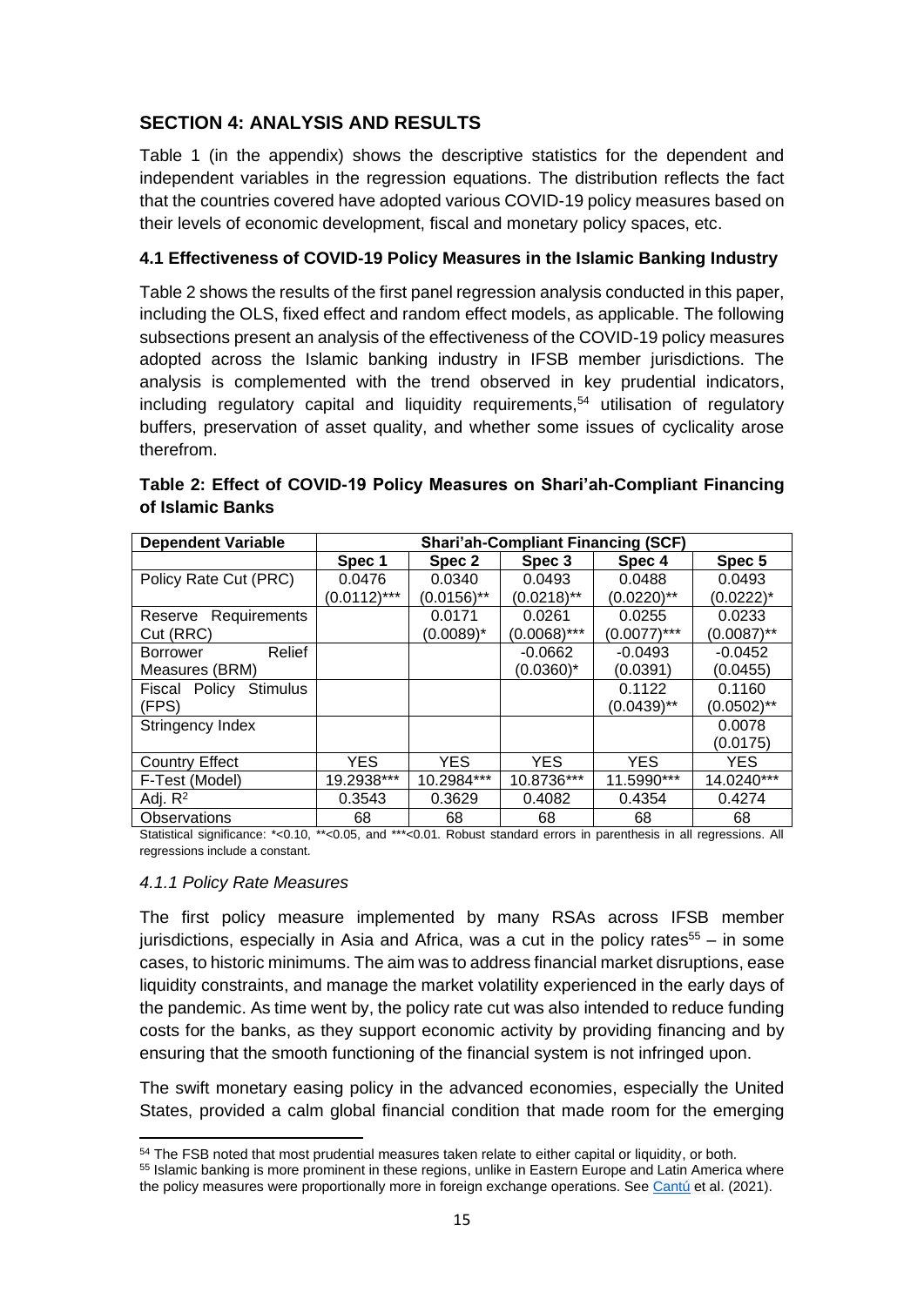## SECTION 4: ANALYSIS AND RESULTS

Table 1 (in the appendix) shows the descriptive statistics for the dependent and independent variables in the regression equations. The distribution reflects the fact that the countries covered have adopted various COVID-19 policy measures based on their levels of economic development, fiscal and monetary policy spaces, etc.

### 4.1 Effectiveness of COVID-19 Policy Measures in the Islamic Banking Industry

Table 2 shows the results of the first panel regression analysis conducted in this paper, including the OLS, fixed effect and random effect models, as applicable. The following subsections present an analysis of the effectiveness of the COVID-19 policy measures adopted across the Islamic banking industry in IFSB member jurisdictions. The analysis is complemented with the trend observed in key prudential indicators, including regulatory capital and liquidity requirements,[54] utilisation of regulatory buffers, preservation of asset quality, and whether some issues of cyclicality arose therefrom.

**Table 2: Effect of COVID-19 Policy Measures on Shari'ah-Compliant Financing of Islamic Banks**

| Dependent Variable | Shari'ah-Compliant Financing (SCF) | | | | |
|---|---|---|---|---|---|
| | Spec 1 | Spec 2 | Spec 3 | Spec 4 | Spec 5 |
| Policy Rate Cut (PRC) | 0.0476<br>(0.0112)*** | 0.0340<br>(0.0156)** | 0.0493<br>(0.0218)** | 0.0488<br>(0.0220)** | 0.0493<br>(0.0222)* |
| Reserve Requirements Cut (RRC) | | 0.0171<br>(0.0089)* | 0.0261<br>(0.0068)*** | 0.0255<br>(0.0077)*** | 0.0233<br>(0.0087)** |
| Borrower Relief Measures (BRM) | | | -0.0662<br>(0.0360)* | -0.0493<br>(0.0391) | -0.0452<br>(0.0455) |
| Fiscal Policy Stimulus (FPS) | | | | 0.1122<br>(0.0439)** | 0.1160<br>(0.0502)** |
| Stringency Index | | | | | 0.0078<br>(0.0175) |
| Country Effect | YES | YES | YES | YES | YES |
| F-Test (Model) | 19.2938*** | 10.2984*** | 10.8736*** | 11.5990*** | 14.0240*** |
| Adj. $R^2$ | 0.3543 | 0.3629 | 0.4082 | 0.4354 | 0.4274 |
| Observations | 68 | 68 | 68 | 68 | 68 |

Statistical significance: *<0.10, **<0.05, and ***<0.01. Robust standard errors in parenthesis in all regressions. All regressions include a constant.

#### *4.1.1 Policy Rate Measures*

The first policy measure implemented by many RSAs across IFSB member jurisdictions, especially in Asia and Africa, was a cut in the policy rates[55] – in some cases, to historic minimums. The aim was to address financial market disruptions, ease liquidity constraints, and manage the market volatility experienced in the early days of the pandemic. As time went by, the policy rate cut was also intended to reduce funding costs for the banks, as they support economic activity by providing financing and by ensuring that the smooth functioning of the financial system is not infringed upon.

The swift monetary easing policy in the advanced economies, especially the United States, provided a calm global financial condition that made room for the emerging

---

[54] The FSB noted that most prudential measures taken relate to either capital or liquidity, or both.

[55] Islamic banking is more prominent in these regions, unlike in Eastern Europe and Latin America where the policy measures were proportionally more in foreign exchange operations. See Cantú et al. (2021).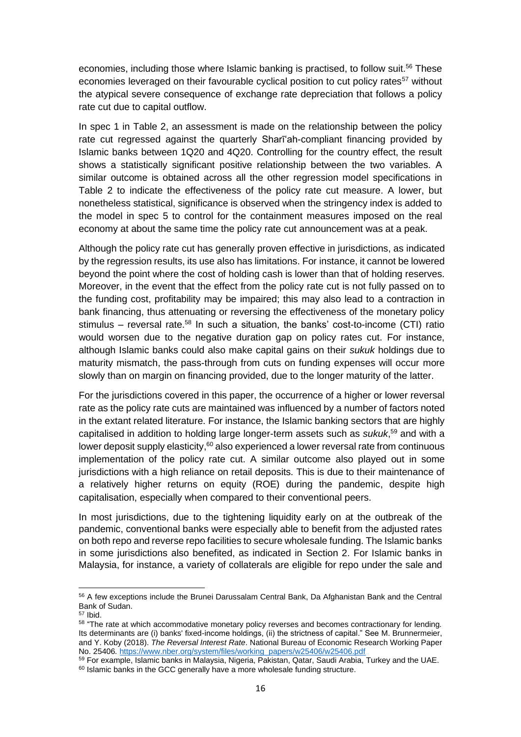economies, including those where Islamic banking is practised, to follow suit.[56] These economies leveraged on their favourable cyclical position to cut policy rates[57] without the atypical severe consequence of exchange rate depreciation that follows a policy rate cut due to capital outflow.

In spec 1 in Table 2, an assessment is made on the relationship between the policy rate cut regressed against the quarterly Sharīʿah-compliant financing provided by Islamic banks between 1Q20 and 4Q20. Controlling for the country effect, the result shows a statistically significant positive relationship between the two variables. A similar outcome is obtained across all the other regression model specifications in Table 2 to indicate the effectiveness of the policy rate cut measure. A lower, but nonetheless statistical, significance is observed when the stringency index is added to the model in spec 5 to control for the containment measures imposed on the real economy at about the same time the policy rate cut announcement was at a peak.

Although the policy rate cut has generally proven effective in jurisdictions, as indicated by the regression results, its use also has limitations. For instance, it cannot be lowered beyond the point where the cost of holding cash is lower than that of holding reserves. Moreover, in the event that the effect from the policy rate cut is not fully passed on to the funding cost, profitability may be impaired; this may also lead to a contraction in bank financing, thus attenuating or reversing the effectiveness of the monetary policy stimulus – reversal rate.[58] In such a situation, the banks' cost-to-income (CTI) ratio would worsen due to the negative duration gap on policy rates cut. For instance, although Islamic banks could also make capital gains on their *sukuk* holdings due to maturity mismatch, the pass-through from cuts on funding expenses will occur more slowly than on margin on financing provided, due to the longer maturity of the latter.

For the jurisdictions covered in this paper, the occurrence of a higher or lower reversal rate as the policy rate cuts are maintained was influenced by a number of factors noted in the extant related literature. For instance, the Islamic banking sectors that are highly capitalised in addition to holding large longer-term assets such as *sukuk*,[59] and with a lower deposit supply elasticity,[60] also experienced a lower reversal rate from continuous implementation of the policy rate cut. A similar outcome also played out in some jurisdictions with a high reliance on retail deposits. This is due to their maintenance of a relatively higher returns on equity (ROE) during the pandemic, despite high capitalisation, especially when compared to their conventional peers.

In most jurisdictions, due to the tightening liquidity early on at the outbreak of the pandemic, conventional banks were especially able to benefit from the adjusted rates on both repo and reverse repo facilities to secure wholesale funding. The Islamic banks in some jurisdictions also benefited, as indicated in Section 2. For Islamic banks in Malaysia, for instance, a variety of collaterals are eligible for repo under the sale and

---

[56] A few exceptions include the Brunei Darussalam Central Bank, Da Afghanistan Bank and the Central Bank of Sudan.

[57] Ibid.

[58] "The rate at which accommodative monetary policy reverses and becomes contractionary for lending. Its determinants are (i) banks' fixed-income holdings, (ii) the strictness of capital." See M. Brunnermeier, and Y. Koby (2018). *The Reversal Interest Rate*. National Bureau of Economic Research Working Paper No. 25406. https://www.nber.org/system/files/working_papers/w25406/w25406.pdf

[59] For example, Islamic banks in Malaysia, Nigeria, Pakistan, Qatar, Saudi Arabia, Turkey and the UAE.

[60] Islamic banks in the GCC generally have a more wholesale funding structure.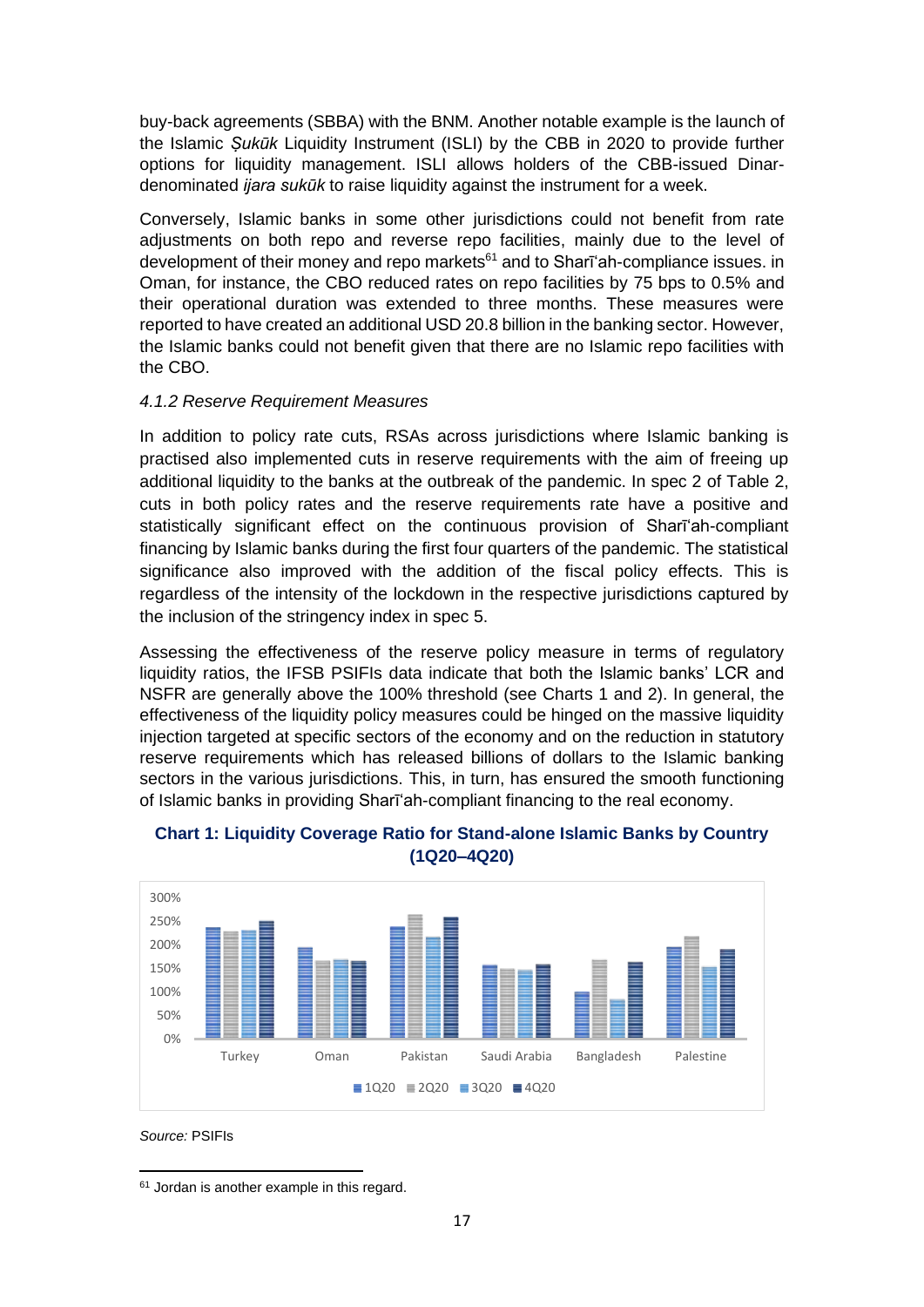buy-back agreements (SBBA) with the BNM. Another notable example is the launch of the Islamic *Ṣukūk* Liquidity Instrument (ISLI) by the CBB in 2020 to provide further options for liquidity management. ISLI allows holders of the CBB-issued Dinar-denominated *ijara sukūk* to raise liquidity against the instrument for a week.

Conversely, Islamic banks in some other jurisdictions could not benefit from rate adjustments on both repo and reverse repo facilities, mainly due to the level of development of their money and repo markets[61] and to Sharī'ah-compliance issues. in Oman, for instance, the CBO reduced rates on repo facilities by 75 bps to 0.5% and their operational duration was extended to three months. These measures were reported to have created an additional USD 20.8 billion in the banking sector. However, the Islamic banks could not benefit given that there are no Islamic repo facilities with the CBO.

*4.1.2 Reserve Requirement Measures*

In addition to policy rate cuts, RSAs across jurisdictions where Islamic banking is practised also implemented cuts in reserve requirements with the aim of freeing up additional liquidity to the banks at the outbreak of the pandemic. In spec 2 of Table 2, cuts in both policy rates and the reserve requirements rate have a positive and statistically significant effect on the continuous provision of Sharī'ah-compliant financing by Islamic banks during the first four quarters of the pandemic. The statistical significance also improved with the addition of the fiscal policy effects. This is regardless of the intensity of the lockdown in the respective jurisdictions captured by the inclusion of the stringency index in spec 5.

Assessing the effectiveness of the reserve policy measure in terms of regulatory liquidity ratios, the IFSB PSIFIs data indicate that both the Islamic banks' LCR and NSFR are generally above the 100% threshold (see Charts 1 and 2). In general, the effectiveness of the liquidity policy measures could be hinged on the massive liquidity injection targeted at specific sectors of the economy and on the reduction in statutory reserve requirements which has released billions of dollars to the Islamic banking sectors in the various jurisdictions. This, in turn, has ensured the smooth functioning of Islamic banks in providing Sharī'ah-compliant financing to the real economy.

**Chart 1: Liquidity Coverage Ratio for Stand-alone Islamic Banks by Country (1Q20–4Q20)**

*Source:* PSIFIs

[61] Jordan is another example in this regard.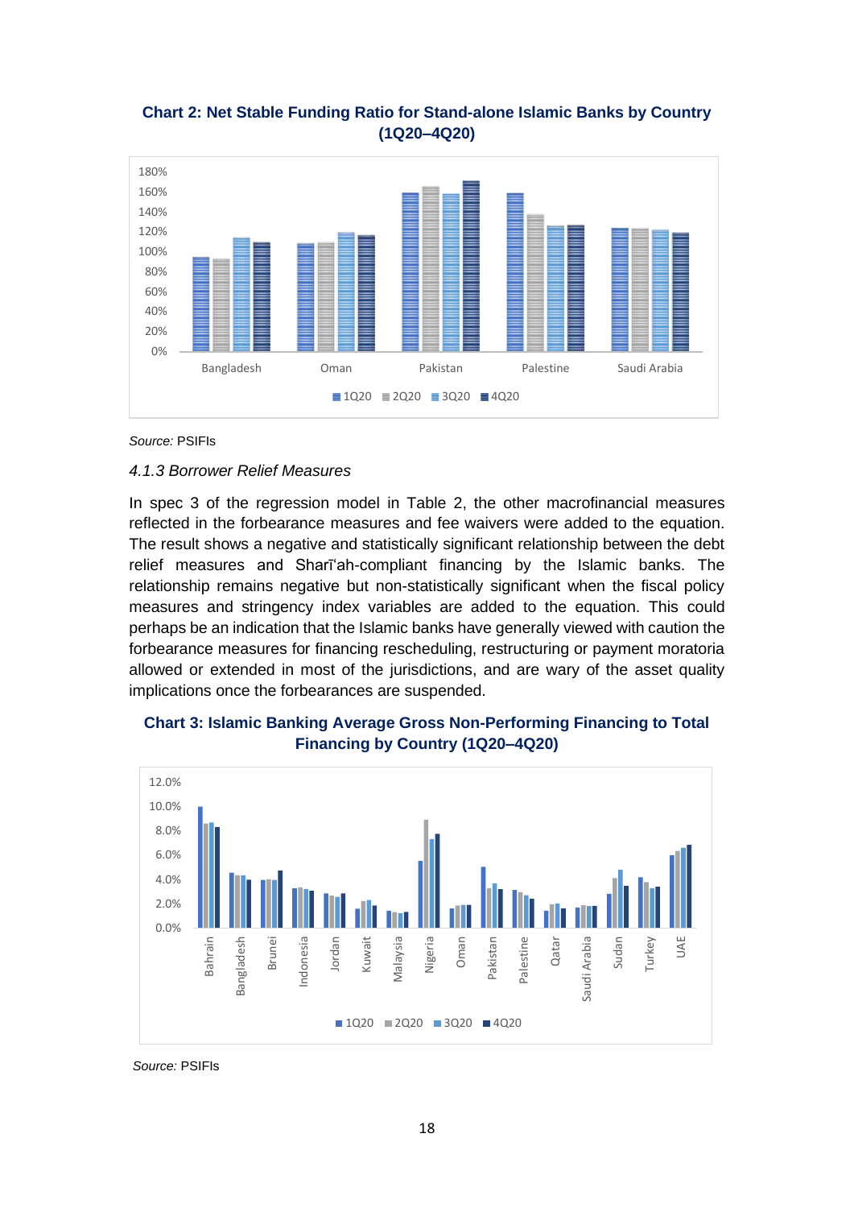**Chart 2: Net Stable Funding Ratio for Stand-alone Islamic Banks by Country (1Q20–4Q20)**

*Source:* PSIFIs

*4.1.3 Borrower Relief Measures*

In spec 3 of the regression model in Table 2, the other macrofinancial measures reflected in the forbearance measures and fee waivers were added to the equation. The result shows a negative and statistically significant relationship between the debt relief measures and Sharīʿah-compliant financing by the Islamic banks. The relationship remains negative but non-statistically significant when the fiscal policy measures and stringency index variables are added to the equation. This could perhaps be an indication that the Islamic banks have generally viewed with caution the forbearance measures for financing rescheduling, restructuring or payment moratoria allowed or extended in most of the jurisdictions, and are wary of the asset quality implications once the forbearances are suspended.

**Chart 3: Islamic Banking Average Gross Non-Performing Financing to Total Financing by Country (1Q20–4Q20)**

*Source:* PSIFIs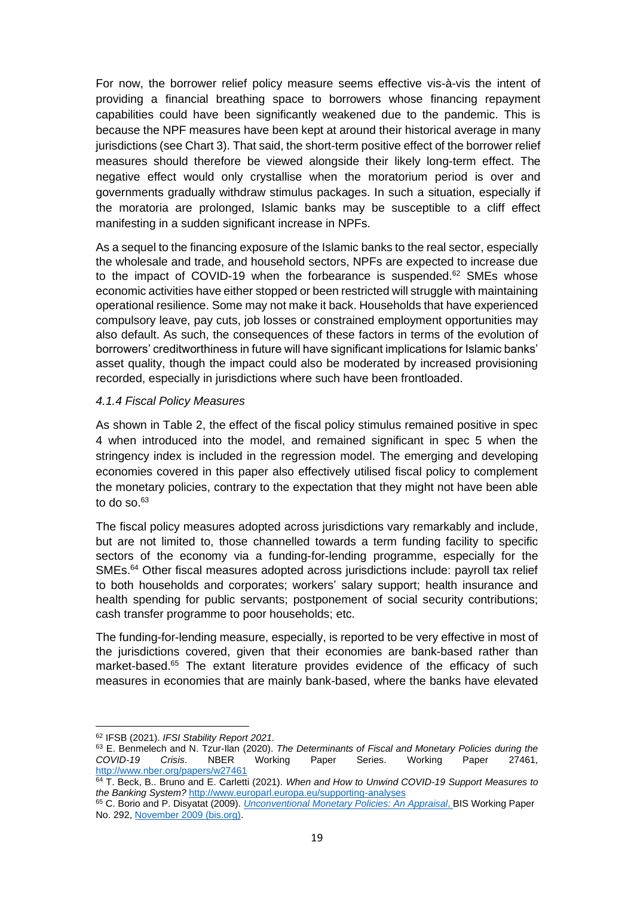For now, the borrower relief policy measure seems effective vis-à-vis the intent of providing a financial breathing space to borrowers whose financing repayment capabilities could have been significantly weakened due to the pandemic. This is because the NPF measures have been kept at around their historical average in many jurisdictions (see Chart 3). That said, the short-term positive effect of the borrower relief measures should therefore be viewed alongside their likely long-term effect. The negative effect would only crystallise when the moratorium period is over and governments gradually withdraw stimulus packages. In such a situation, especially if the moratoria are prolonged, Islamic banks may be susceptible to a cliff effect manifesting in a sudden significant increase in NPFs.

As a sequel to the financing exposure of the Islamic banks to the real sector, especially the wholesale and trade, and household sectors, NPFs are expected to increase due to the impact of COVID-19 when the forbearance is suspended.[62] SMEs whose economic activities have either stopped or been restricted will struggle with maintaining operational resilience. Some may not make it back. Households that have experienced compulsory leave, pay cuts, job losses or constrained employment opportunities may also default. As such, the consequences of these factors in terms of the evolution of borrowers' creditworthiness in future will have significant implications for Islamic banks' asset quality, though the impact could also be moderated by increased provisioning recorded, especially in jurisdictions where such have been frontloaded.

#### *4.1.4 Fiscal Policy Measures*

As shown in Table 2, the effect of the fiscal policy stimulus remained positive in spec 4 when introduced into the model, and remained significant in spec 5 when the stringency index is included in the regression model. The emerging and developing economies covered in this paper also effectively utilised fiscal policy to complement the monetary policies, contrary to the expectation that they might not have been able to do so.[63]

The fiscal policy measures adopted across jurisdictions vary remarkably and include, but are not limited to, those channelled towards a term funding facility to specific sectors of the economy via a funding-for-lending programme, especially for the SMEs.[64] Other fiscal measures adopted across jurisdictions include: payroll tax relief to both households and corporates; workers' salary support; health insurance and health spending for public servants; postponement of social security contributions; cash transfer programme to poor households; etc.

The funding-for-lending measure, especially, is reported to be very effective in most of the jurisdictions covered, given that their economies are bank-based rather than market-based.[65] The extant literature provides evidence of the efficacy of such measures in economies that are mainly bank-based, where the banks have elevated

---

[62] IFSB (2021). *IFSI Stability Report 2021*.

[63] E. Benmelech and N. Tzur-Ilan (2020). *The Determinants of Fiscal and Monetary Policies during the COVID-19 Crisis*. NBER Working Paper Series. Working Paper 27461, http://www.nber.org/papers/w27461

[64] T. Beck, B.. Bruno and E. Carletti (2021). *When and How to Unwind COVID-19 Support Measures to the Banking System?* http://www.europarl.europa.eu/supporting-analyses

[65] C. Borio and P. Disyatat (2009). *Unconventional Monetary Policies: An Appraisal*, BIS Working Paper No. 292, November 2009 (bis.org).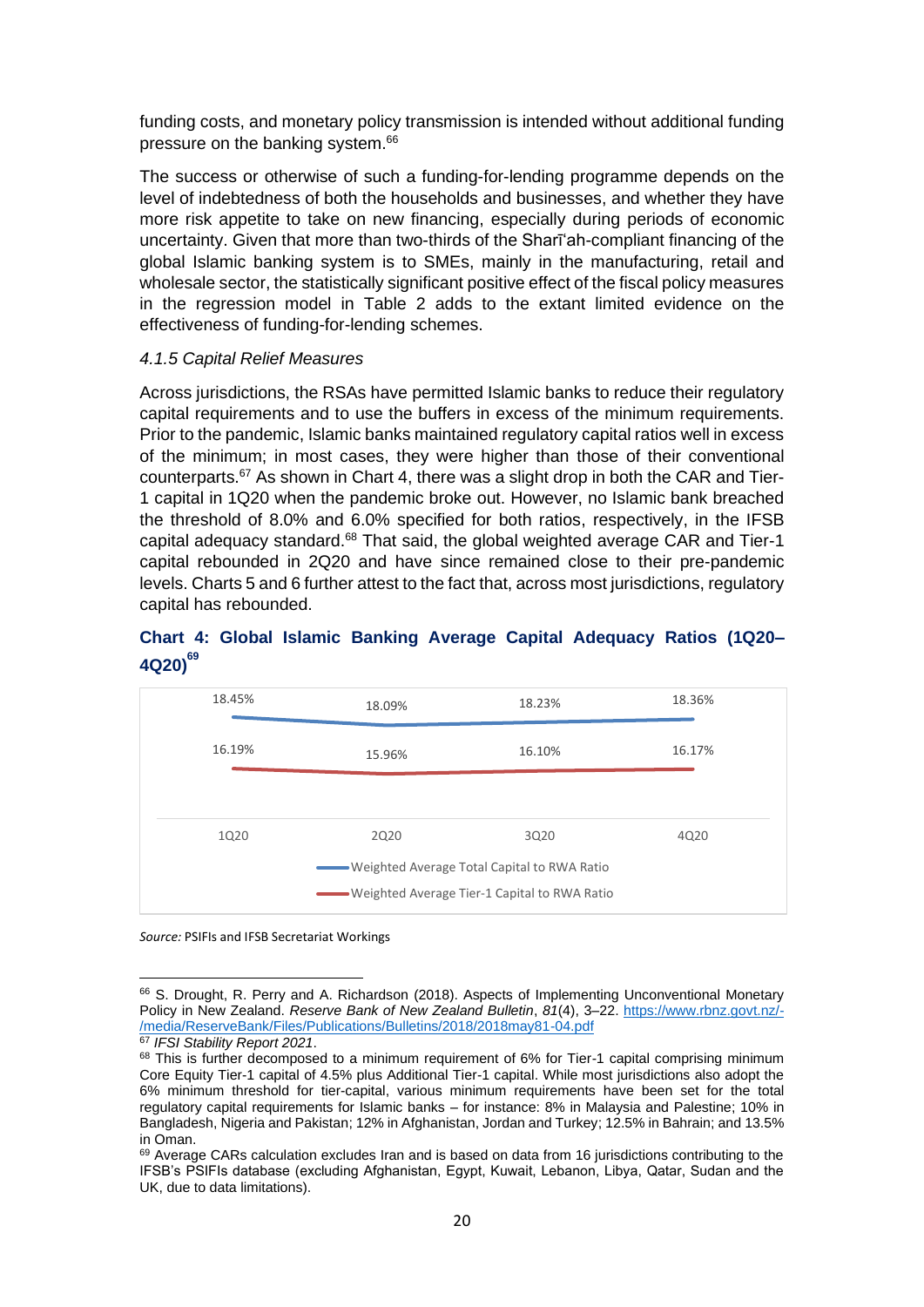funding costs, and monetary policy transmission is intended without additional funding pressure on the banking system.[66]

The success or otherwise of such a funding-for-lending programme depends on the level of indebtedness of both the households and businesses, and whether they have more risk appetite to take on new financing, especially during periods of economic uncertainty. Given that more than two-thirds of the Sharīʿah-compliant financing of the global Islamic banking system is to SMEs, mainly in the manufacturing, retail and wholesale sector, the statistically significant positive effect of the fiscal policy measures in the regression model in Table 2 adds to the extant limited evidence on the effectiveness of funding-for-lending schemes.

#### *4.1.5 Capital Relief Measures*

Across jurisdictions, the RSAs have permitted Islamic banks to reduce their regulatory capital requirements and to use the buffers in excess of the minimum requirements. Prior to the pandemic, Islamic banks maintained regulatory capital ratios well in excess of the minimum; in most cases, they were higher than those of their conventional counterparts.[67] As shown in Chart 4, there was a slight drop in both the CAR and Tier-1 capital in 1Q20 when the pandemic broke out. However, no Islamic bank breached the threshold of 8.0% and 6.0% specified for both ratios, respectively, in the IFSB capital adequacy standard.[68] That said, the global weighted average CAR and Tier-1 capital rebounded in 2Q20 and have since remained close to their pre-pandemic levels. Charts 5 and 6 further attest to the fact that, across most jurisdictions, regulatory capital has rebounded.

**Chart 4: Global Islamic Banking Average Capital Adequacy Ratios (1Q20–4Q20)[69]**

| | 1Q20 | 2Q20 | 3Q20 | 4Q20 |
|---|---|---|---|---|
| Weighted Average Total Capital to RWA Ratio | 18.45% | 18.09% | 18.23% | 18.36% |
| Weighted Average Tier-1 Capital to RWA Ratio | 16.19% | 15.96% | 16.10% | 16.17% |

*Source:* PSIFIs and IFSB Secretariat Workings

---

[66] S. Drought, R. Perry and A. Richardson (2018). Aspects of Implementing Unconventional Monetary Policy in New Zealand. *Reserve Bank of New Zealand Bulletin*, *81*(4), 3–22. https://www.rbnz.govt.nz/-/media/ReserveBank/Files/Publications/Bulletins/2018/2018may81-04.pdf

[67] *IFSI Stability Report 2021*.

[68] This is further decomposed to a minimum requirement of 6% for Tier-1 capital comprising minimum Core Equity Tier-1 capital of 4.5% plus Additional Tier-1 capital. While most jurisdictions also adopt the 6% minimum threshold for tier-capital, various minimum requirements have been set for the total regulatory capital requirements for Islamic banks – for instance: 8% in Malaysia and Palestine; 10% in Bangladesh, Nigeria and Pakistan; 12% in Afghanistan, Jordan and Turkey; 12.5% in Bahrain; and 13.5% in Oman.

[69] Average CARs calculation excludes Iran and is based on data from 16 jurisdictions contributing to the IFSB's PSIFIs database (excluding Afghanistan, Egypt, Kuwait, Lebanon, Libya, Qatar, Sudan and the UK, due to data limitations).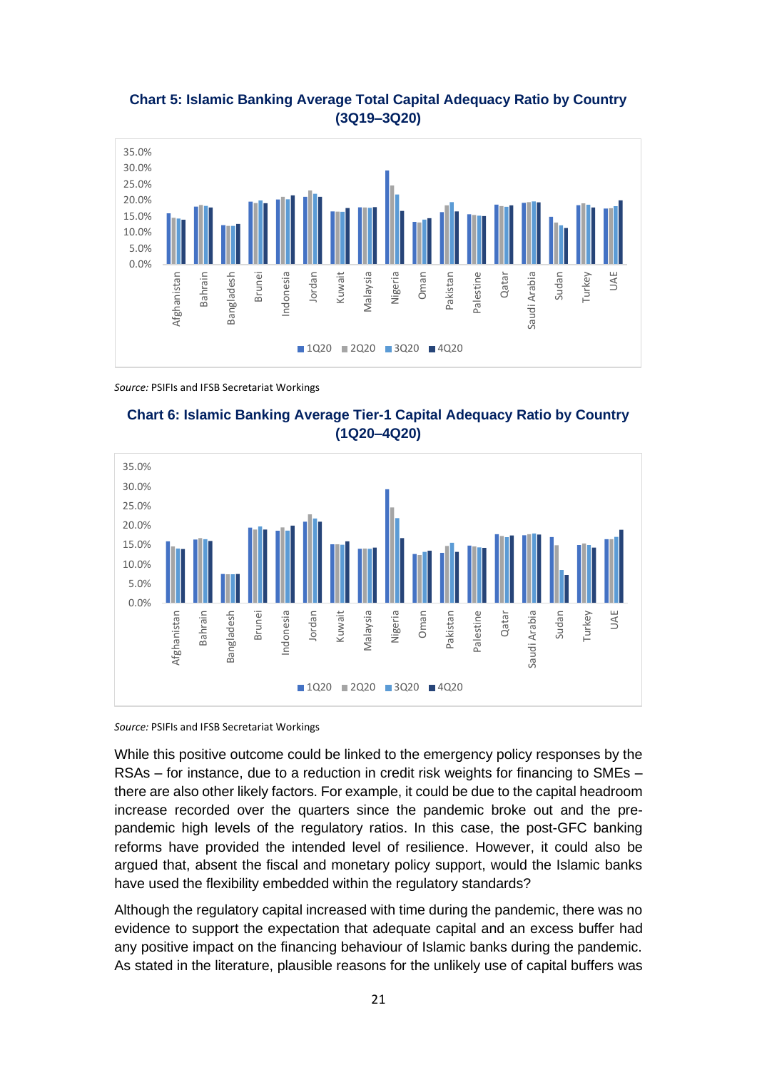**Chart 5: Islamic Banking Average Total Capital Adequacy Ratio by Country (3Q19–3Q20)**

*Source:* PSIFIs and IFSB Secretariat Workings

**Chart 6: Islamic Banking Average Tier-1 Capital Adequacy Ratio by Country (1Q20–4Q20)**

*Source:* PSIFIs and IFSB Secretariat Workings

While this positive outcome could be linked to the emergency policy responses by the RSAs – for instance, due to a reduction in credit risk weights for financing to SMEs – there are also other likely factors. For example, it could be due to the capital headroom increase recorded over the quarters since the pandemic broke out and the pre-pandemic high levels of the regulatory ratios. In this case, the post-GFC banking reforms have provided the intended level of resilience. However, it could also be argued that, absent the fiscal and monetary policy support, would the Islamic banks have used the flexibility embedded within the regulatory standards?

Although the regulatory capital increased with time during the pandemic, there was no evidence to support the expectation that adequate capital and an excess buffer had any positive impact on the financing behaviour of Islamic banks during the pandemic. As stated in the literature, plausible reasons for the unlikely use of capital buffers was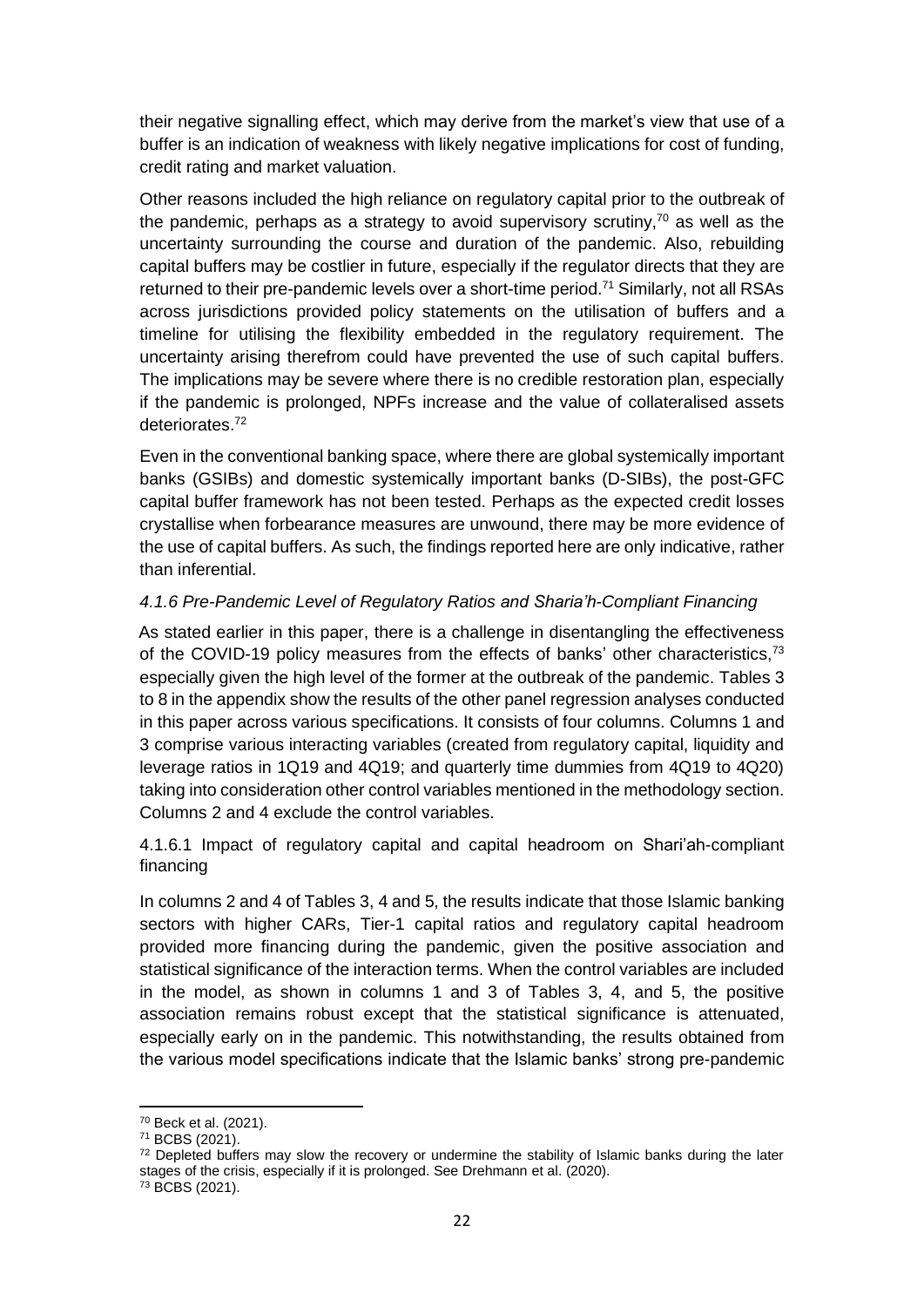their negative signalling effect, which may derive from the market's view that use of a buffer is an indication of weakness with likely negative implications for cost of funding, credit rating and market valuation.

Other reasons included the high reliance on regulatory capital prior to the outbreak of the pandemic, perhaps as a strategy to avoid supervisory scrutiny,[70] as well as the uncertainty surrounding the course and duration of the pandemic. Also, rebuilding capital buffers may be costlier in future, especially if the regulator directs that they are returned to their pre-pandemic levels over a short-time period.[71] Similarly, not all RSAs across jurisdictions provided policy statements on the utilisation of buffers and a timeline for utilising the flexibility embedded in the regulatory requirement. The uncertainty arising therefrom could have prevented the use of such capital buffers. The implications may be severe where there is no credible restoration plan, especially if the pandemic is prolonged, NPFs increase and the value of collateralised assets deteriorates.[72]

Even in the conventional banking space, where there are global systemically important banks (GSIBs) and domestic systemically important banks (D-SIBs), the post-GFC capital buffer framework has not been tested. Perhaps as the expected credit losses crystallise when forbearance measures are unwound, there may be more evidence of the use of capital buffers. As such, the findings reported here are only indicative, rather than inferential.

#### *4.1.6 Pre-Pandemic Level of Regulatory Ratios and Sharia'h-Compliant Financing*

As stated earlier in this paper, there is a challenge in disentangling the effectiveness of the COVID-19 policy measures from the effects of banks' other characteristics,[73] especially given the high level of the former at the outbreak of the pandemic. Tables 3 to 8 in the appendix show the results of the other panel regression analyses conducted in this paper across various specifications. It consists of four columns. Columns 1 and 3 comprise various interacting variables (created from regulatory capital, liquidity and leverage ratios in 1Q19 and 4Q19; and quarterly time dummies from 4Q19 to 4Q20) taking into consideration other control variables mentioned in the methodology section. Columns 2 and 4 exclude the control variables.

##### 4.1.6.1 Impact of regulatory capital and capital headroom on Shari'ah-compliant financing

In columns 2 and 4 of Tables 3, 4 and 5, the results indicate that those Islamic banking sectors with higher CARs, Tier-1 capital ratios and regulatory capital headroom provided more financing during the pandemic, given the positive association and statistical significance of the interaction terms. When the control variables are included in the model, as shown in columns 1 and 3 of Tables 3, 4, and 5, the positive association remains robust except that the statistical significance is attenuated, especially early on in the pandemic. This notwithstanding, the results obtained from the various model specifications indicate that the Islamic banks' strong pre-pandemic

---

[70] Beck et al. (2021).

[71] BCBS (2021).

[72] Depleted buffers may slow the recovery or undermine the stability of Islamic banks during the later stages of the crisis, especially if it is prolonged. See Drehmann et al. (2020).

[73] BCBS (2021).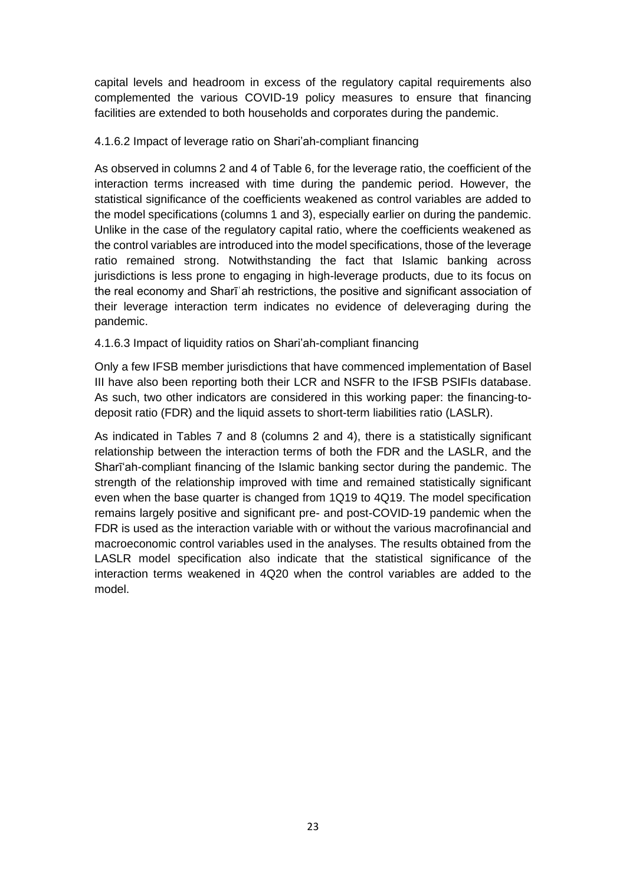capital levels and headroom in excess of the regulatory capital requirements also complemented the various COVID-19 policy measures to ensure that financing facilities are extended to both households and corporates during the pandemic.

#### 4.1.6.2 Impact of leverage ratio on Shari'ah-compliant financing

As observed in columns 2 and 4 of Table 6, for the leverage ratio, the coefficient of the interaction terms increased with time during the pandemic period. However, the statistical significance of the coefficients weakened as control variables are added to the model specifications (columns 1 and 3), especially earlier on during the pandemic. Unlike in the case of the regulatory capital ratio, where the coefficients weakened as the control variables are introduced into the model specifications, those of the leverage ratio remained strong. Notwithstanding the fact that Islamic banking across jurisdictions is less prone to engaging in high-leverage products, due to its focus on the real economy and Sharīʿah restrictions, the positive and significant association of their leverage interaction term indicates no evidence of deleveraging during the pandemic.

#### 4.1.6.3 Impact of liquidity ratios on Shari'ah-compliant financing

Only a few IFSB member jurisdictions that have commenced implementation of Basel III have also been reporting both their LCR and NSFR to the IFSB PSIFIs database. As such, two other indicators are considered in this working paper: the financing-to-deposit ratio (FDR) and the liquid assets to short-term liabilities ratio (LASLR).

As indicated in Tables 7 and 8 (columns 2 and 4), there is a statistically significant relationship between the interaction terms of both the FDR and the LASLR, and the Sharī'ah-compliant financing of the Islamic banking sector during the pandemic. The strength of the relationship improved with time and remained statistically significant even when the base quarter is changed from 1Q19 to 4Q19. The model specification remains largely positive and significant pre- and post-COVID-19 pandemic when the FDR is used as the interaction variable with or without the various macrofinancial and macroeconomic control variables used in the analyses. The results obtained from the LASLR model specification also indicate that the statistical significance of the interaction terms weakened in 4Q20 when the control variables are added to the model.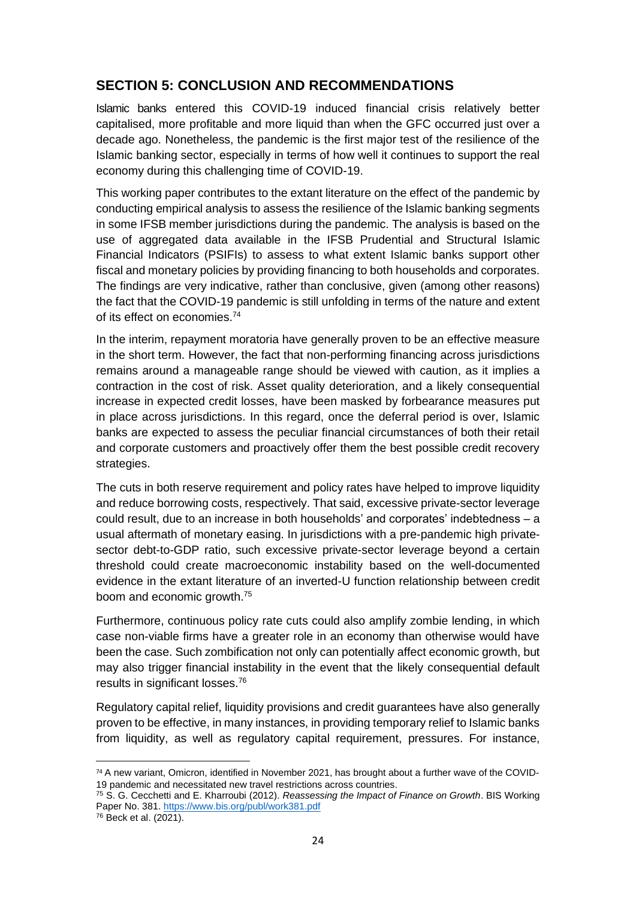## SECTION 5: CONCLUSION AND RECOMMENDATIONS

Islamic banks entered this COVID-19 induced financial crisis relatively better capitalised, more profitable and more liquid than when the GFC occurred just over a decade ago. Nonetheless, the pandemic is the first major test of the resilience of the Islamic banking sector, especially in terms of how well it continues to support the real economy during this challenging time of COVID-19.

This working paper contributes to the extant literature on the effect of the pandemic by conducting empirical analysis to assess the resilience of the Islamic banking segments in some IFSB member jurisdictions during the pandemic. The analysis is based on the use of aggregated data available in the IFSB Prudential and Structural Islamic Financial Indicators (PSIFIs) to assess to what extent Islamic banks support other fiscal and monetary policies by providing financing to both households and corporates. The findings are very indicative, rather than conclusive, given (among other reasons) the fact that the COVID-19 pandemic is still unfolding in terms of the nature and extent of its effect on economies.[74]

In the interim, repayment moratoria have generally proven to be an effective measure in the short term. However, the fact that non-performing financing across jurisdictions remains around a manageable range should be viewed with caution, as it implies a contraction in the cost of risk. Asset quality deterioration, and a likely consequential increase in expected credit losses, have been masked by forbearance measures put in place across jurisdictions. In this regard, once the deferral period is over, Islamic banks are expected to assess the peculiar financial circumstances of both their retail and corporate customers and proactively offer them the best possible credit recovery strategies.

The cuts in both reserve requirement and policy rates have helped to improve liquidity and reduce borrowing costs, respectively. That said, excessive private-sector leverage could result, due to an increase in both households' and corporates' indebtedness – a usual aftermath of monetary easing. In jurisdictions with a pre-pandemic high private-sector debt-to-GDP ratio, such excessive private-sector leverage beyond a certain threshold could create macroeconomic instability based on the well-documented evidence in the extant literature of an inverted-U function relationship between credit boom and economic growth.[75]

Furthermore, continuous policy rate cuts could also amplify zombie lending, in which case non-viable firms have a greater role in an economy than otherwise would have been the case. Such zombification not only can potentially affect economic growth, but may also trigger financial instability in the event that the likely consequential default results in significant losses.[76]

Regulatory capital relief, liquidity provisions and credit guarantees have also generally proven to be effective, in many instances, in providing temporary relief to Islamic banks from liquidity, as well as regulatory capital requirement, pressures. For instance,

---

[74] A new variant, Omicron, identified in November 2021, has brought about a further wave of the COVID-19 pandemic and necessitated new travel restrictions across countries.

[75] S. G. Cecchetti and E. Kharroubi (2012). *Reassessing the Impact of Finance on Growth*. BIS Working Paper No. 381. https://www.bis.org/publ/work381.pdf

[76] Beck et al. (2021).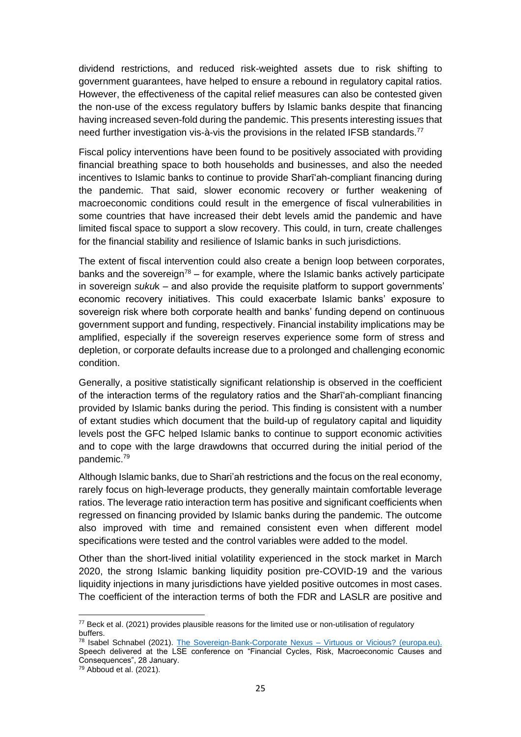dividend restrictions, and reduced risk-weighted assets due to risk shifting to government guarantees, have helped to ensure a rebound in regulatory capital ratios. However, the effectiveness of the capital relief measures can also be contested given the non-use of the excess regulatory buffers by Islamic banks despite that financing having increased seven-fold during the pandemic. This presents interesting issues that need further investigation vis-à-vis the provisions in the related IFSB standards.[77]

Fiscal policy interventions have been found to be positively associated with providing financial breathing space to both households and businesses, and also the needed incentives to Islamic banks to continue to provide Sharīʻah-compliant financing during the pandemic. That said, slower economic recovery or further weakening of macroeconomic conditions could result in the emergence of fiscal vulnerabilities in some countries that have increased their debt levels amid the pandemic and have limited fiscal space to support a slow recovery. This could, in turn, create challenges for the financial stability and resilience of Islamic banks in such jurisdictions.

The extent of fiscal intervention could also create a benign loop between corporates, banks and the sovereign[78] – for example, where the Islamic banks actively participate in sovereign *suku*k – and also provide the requisite platform to support governments' economic recovery initiatives. This could exacerbate Islamic banks' exposure to sovereign risk where both corporate health and banks' funding depend on continuous government support and funding, respectively. Financial instability implications may be amplified, especially if the sovereign reserves experience some form of stress and depletion, or corporate defaults increase due to a prolonged and challenging economic condition.

Generally, a positive statistically significant relationship is observed in the coefficient of the interaction terms of the regulatory ratios and the Sharīʻah-compliant financing provided by Islamic banks during the period. This finding is consistent with a number of extant studies which document that the build-up of regulatory capital and liquidity levels post the GFC helped Islamic banks to continue to support economic activities and to cope with the large drawdowns that occurred during the initial period of the pandemic.[79]

Although Islamic banks, due to Shari'ah restrictions and the focus on the real economy, rarely focus on high-leverage products, they generally maintain comfortable leverage ratios. The leverage ratio interaction term has positive and significant coefficients when regressed on financing provided by Islamic banks during the pandemic. The outcome also improved with time and remained consistent even when different model specifications were tested and the control variables were added to the model.

Other than the short-lived initial volatility experienced in the stock market in March 2020, the strong Islamic banking liquidity position pre-COVID-19 and the various liquidity injections in many jurisdictions have yielded positive outcomes in most cases. The coefficient of the interaction terms of both the FDR and LASLR are positive and

---

[77] Beck et al. (2021) provides plausible reasons for the limited use or non-utilisation of regulatory buffers.

[78] Isabel Schnabel (2021). The Sovereign-Bank-Corporate Nexus – Virtuous or Vicious? (europa.eu). Speech delivered at the LSE conference on "Financial Cycles, Risk, Macroeconomic Causes and Consequences", 28 January.

[79] Abboud et al. (2021).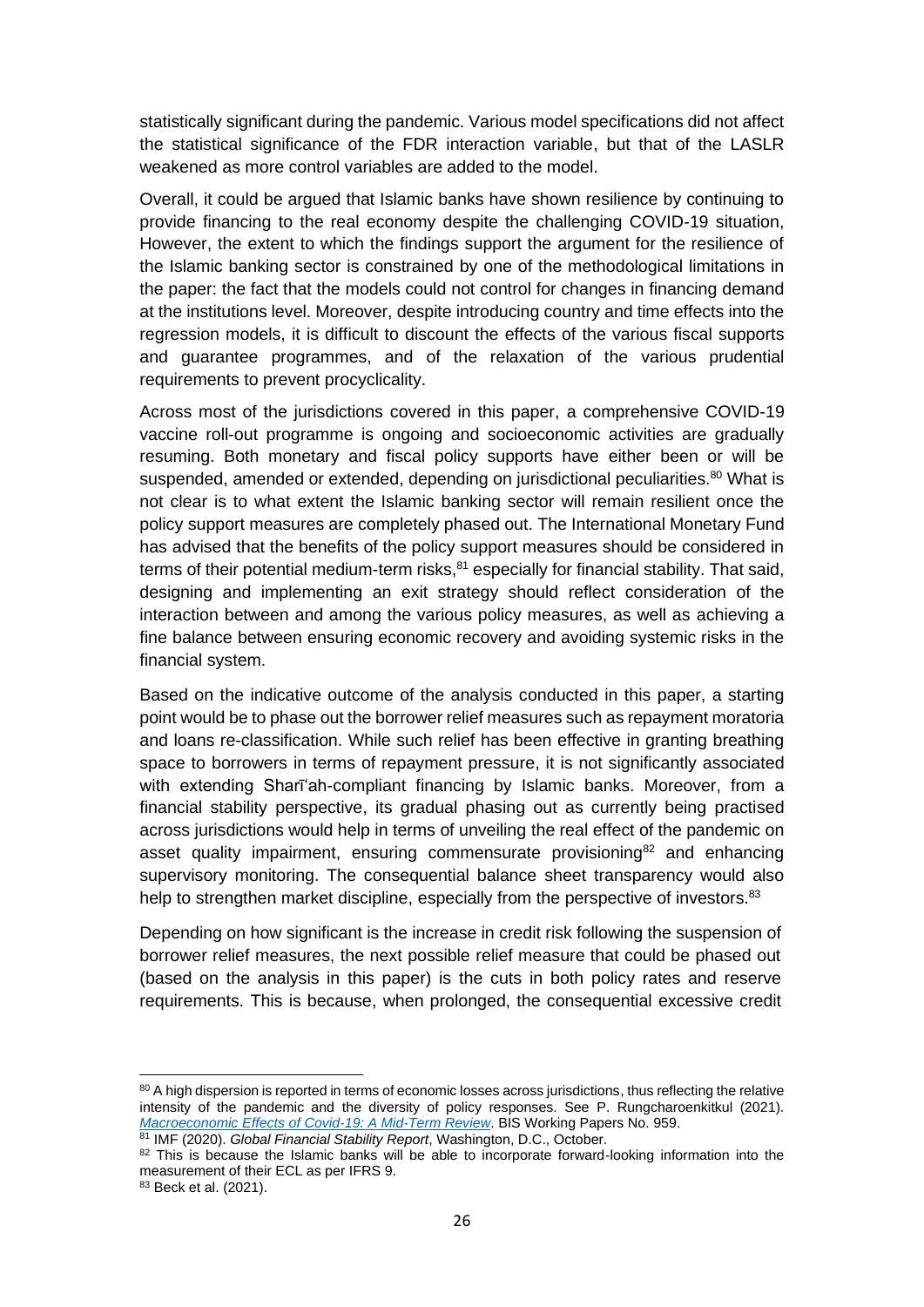statistically significant during the pandemic. Various model specifications did not affect the statistical significance of the FDR interaction variable, but that of the LASLR weakened as more control variables are added to the model.

Overall, it could be argued that Islamic banks have shown resilience by continuing to provide financing to the real economy despite the challenging COVID-19 situation, However, the extent to which the findings support the argument for the resilience of the Islamic banking sector is constrained by one of the methodological limitations in the paper: the fact that the models could not control for changes in financing demand at the institutions level. Moreover, despite introducing country and time effects into the regression models, it is difficult to discount the effects of the various fiscal supports and guarantee programmes, and of the relaxation of the various prudential requirements to prevent procyclicality.

Across most of the jurisdictions covered in this paper, a comprehensive COVID-19 vaccine roll-out programme is ongoing and socioeconomic activities are gradually resuming. Both monetary and fiscal policy supports have either been or will be suspended, amended or extended, depending on jurisdictional peculiarities.[80] What is not clear is to what extent the Islamic banking sector will remain resilient once the policy support measures are completely phased out. The International Monetary Fund has advised that the benefits of the policy support measures should be considered in terms of their potential medium-term risks,[81] especially for financial stability. That said, designing and implementing an exit strategy should reflect consideration of the interaction between and among the various policy measures, as well as achieving a fine balance between ensuring economic recovery and avoiding systemic risks in the financial system.

Based on the indicative outcome of the analysis conducted in this paper, a starting point would be to phase out the borrower relief measures such as repayment moratoria and loans re-classification. While such relief has been effective in granting breathing space to borrowers in terms of repayment pressure, it is not significantly associated with extending Sharīʿah-compliant financing by Islamic banks. Moreover, from a financial stability perspective, its gradual phasing out as currently being practised across jurisdictions would help in terms of unveiling the real effect of the pandemic on asset quality impairment, ensuring commensurate provisioning[82] and enhancing supervisory monitoring. The consequential balance sheet transparency would also help to strengthen market discipline, especially from the perspective of investors.[83]

Depending on how significant is the increase in credit risk following the suspension of borrower relief measures, the next possible relief measure that could be phased out (based on the analysis in this paper) is the cuts in both policy rates and reserve requirements. This is because, when prolonged, the consequential excessive credit

---

[80] A high dispersion is reported in terms of economic losses across jurisdictions, thus reflecting the relative intensity of the pandemic and the diversity of policy responses. See P. Rungcharoenkitkul (2021). *Macroeconomic Effects of Covid-19: A Mid-Term Review*. BIS Working Papers No. 959.

[81] IMF (2020). *Global Financial Stability Report*, Washington, D.C., October.

[82] This is because the Islamic banks will be able to incorporate forward-looking information into the measurement of their ECL as per IFRS 9.

[83] Beck et al. (2021).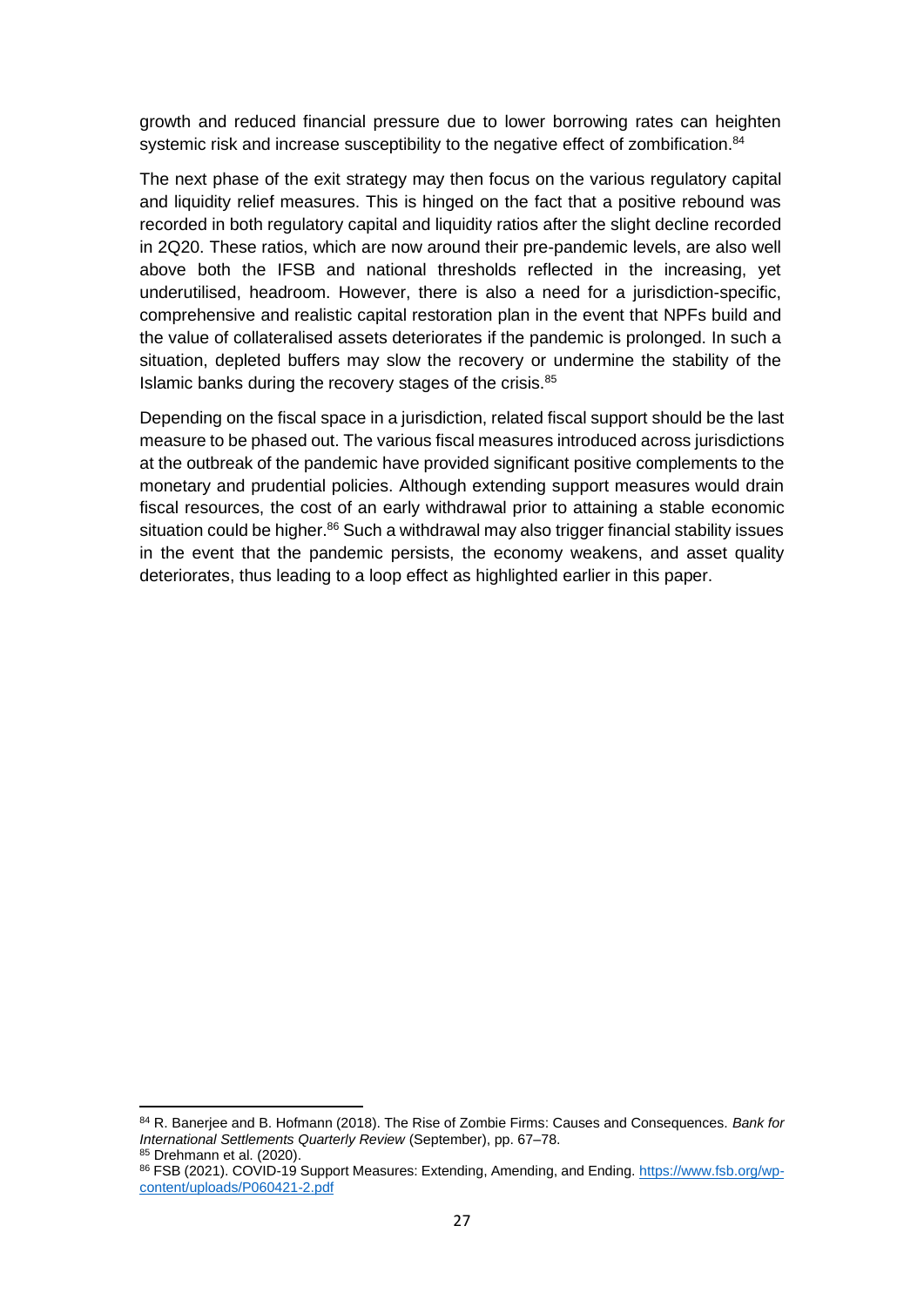growth and reduced financial pressure due to lower borrowing rates can heighten systemic risk and increase susceptibility to the negative effect of zombification.[84]

The next phase of the exit strategy may then focus on the various regulatory capital and liquidity relief measures. This is hinged on the fact that a positive rebound was recorded in both regulatory capital and liquidity ratios after the slight decline recorded in 2Q20. These ratios, which are now around their pre-pandemic levels, are also well above both the IFSB and national thresholds reflected in the increasing, yet underutilised, headroom. However, there is also a need for a jurisdiction-specific, comprehensive and realistic capital restoration plan in the event that NPFs build and the value of collateralised assets deteriorates if the pandemic is prolonged. In such a situation, depleted buffers may slow the recovery or undermine the stability of the Islamic banks during the recovery stages of the crisis.[85]

Depending on the fiscal space in a jurisdiction, related fiscal support should be the last measure to be phased out. The various fiscal measures introduced across jurisdictions at the outbreak of the pandemic have provided significant positive complements to the monetary and prudential policies. Although extending support measures would drain fiscal resources, the cost of an early withdrawal prior to attaining a stable economic situation could be higher.[86] Such a withdrawal may also trigger financial stability issues in the event that the pandemic persists, the economy weakens, and asset quality deteriorates, thus leading to a loop effect as highlighted earlier in this paper.

---

[84] R. Banerjee and B. Hofmann (2018). The Rise of Zombie Firms: Causes and Consequences. *Bank for International Settlements Quarterly Review* (September), pp. 67–78.

[85] Drehmann et al. (2020).

[86] FSB (2021). COVID-19 Support Measures: Extending, Amending, and Ending. https://www.fsb.org/wp-content/uploads/P060421-2.pdf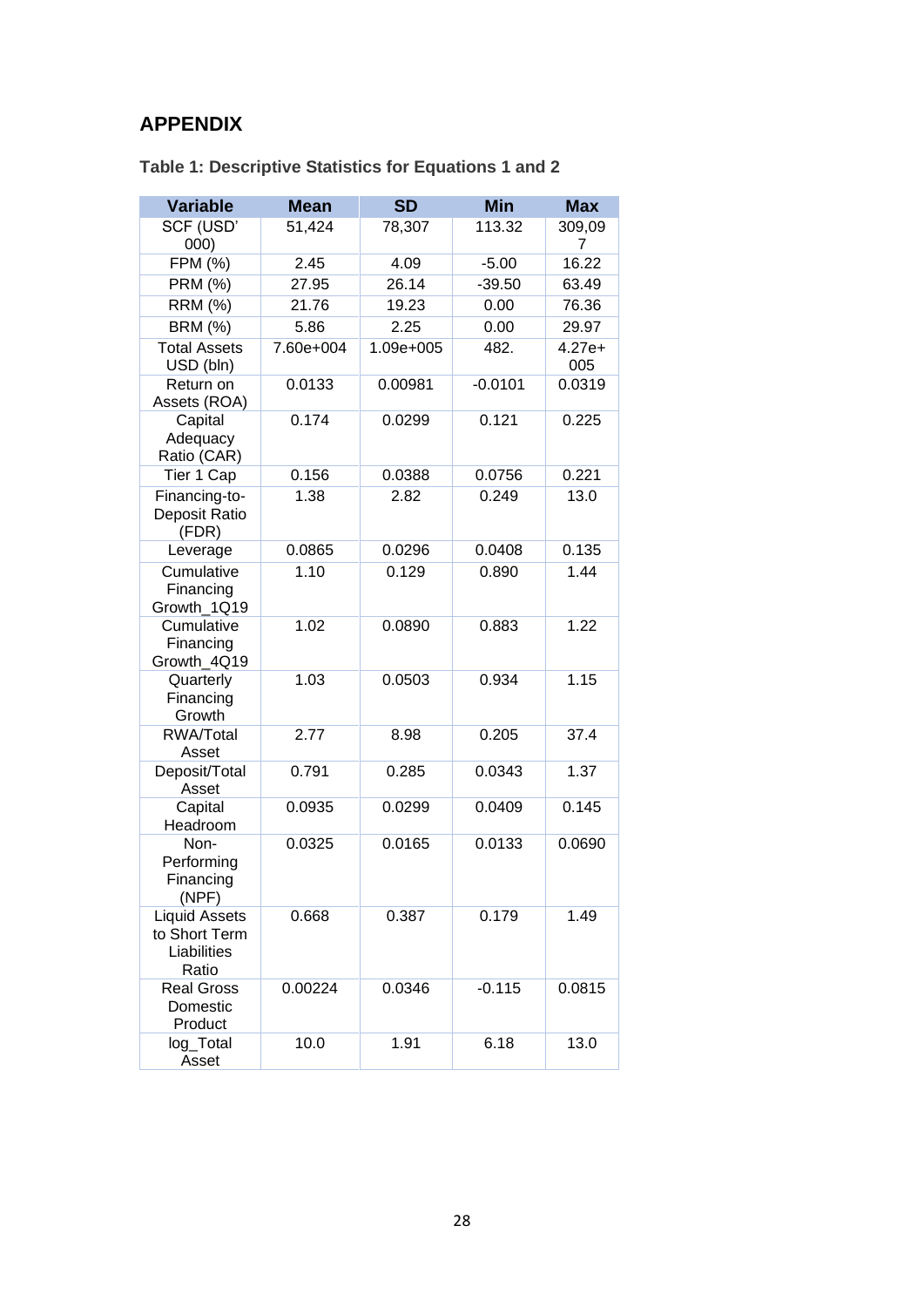## APPENDIX

### Table 1: Descriptive Statistics for Equations 1 and 2

| Variable | Mean | SD | Min | Max |
|---|---|---|---|---|
| SCF (USD' 000) | 51,424 | 78,307 | 113.32 | 309,097 |
| FPM (%) | 2.45 | 4.09 | -5.00 | 16.22 |
| PRM (%) | 27.95 | 26.14 | -39.50 | 63.49 |
| RRM (%) | 21.76 | 19.23 | 0.00 | 76.36 |
| BRM (%) | 5.86 | 2.25 | 0.00 | 29.97 |
| Total Assets USD (bln) | 7.60e+004 | 1.09e+005 | 482. | 4.27e+005 |
| Return on Assets (ROA) | 0.0133 | 0.00981 | -0.0101 | 0.0319 |
| Capital Adequacy Ratio (CAR) | 0.174 | 0.0299 | 0.121 | 0.225 |
| Tier 1 Cap | 0.156 | 0.0388 | 0.0756 | 0.221 |
| Financing-to-Deposit Ratio (FDR) | 1.38 | 2.82 | 0.249 | 13.0 |
| Leverage | 0.0865 | 0.0296 | 0.0408 | 0.135 |
| Cumulative Financing Growth_1Q19 | 1.10 | 0.129 | 0.890 | 1.44 |
| Cumulative Financing Growth_4Q19 | 1.02 | 0.0890 | 0.883 | 1.22 |
| Quarterly Financing Growth | 1.03 | 0.0503 | 0.934 | 1.15 |
| RWA/Total Asset | 2.77 | 8.98 | 0.205 | 37.4 |
| Deposit/Total Asset | 0.791 | 0.285 | 0.0343 | 1.37 |
| Capital Headroom | 0.0935 | 0.0299 | 0.0409 | 0.145 |
| Non-Performing Financing (NPF) | 0.0325 | 0.0165 | 0.0133 | 0.0690 |
| Liquid Assets to Short Term Liabilities Ratio | 0.668 | 0.387 | 0.179 | 1.49 |
| Real Gross Domestic Product | 0.00224 | 0.0346 | -0.115 | 0.0815 |
| log_Total Asset | 10.0 | 1.91 | 6.18 | 13.0 |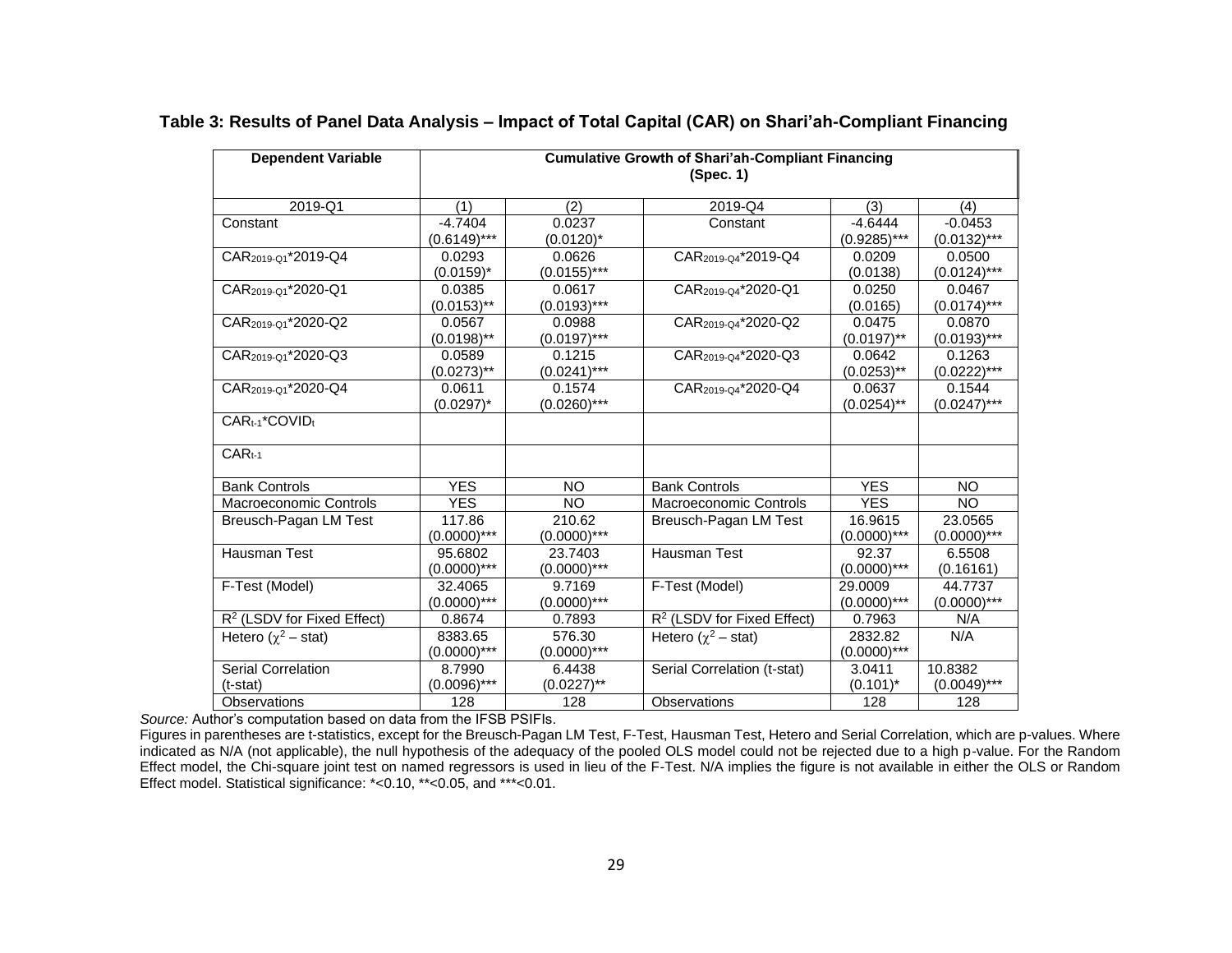**Table 3: Results of Panel Data Analysis – Impact of Total Capital (CAR) on Shari'ah-Compliant Financing**

| Dependent Variable | Cumulative Growth of Shari'ah-Compliant Financing (Spec. 1) | | | | |
|---|---|---|---|---|---|
| 2019-Q1 | (1) | (2) | 2019-Q4 | (3) | (4) |
| Constant | -4.7404 (0.6149)*** | 0.0237 (0.0120)* | Constant | -4.6444 (0.9285)*** | -0.0453 (0.0132)*** |
| $CAR_{2019\text{-}Q1}$*2019-Q4 | 0.0293 (0.0159)* | 0.0626 (0.0155)*** | $CAR_{2019\text{-}Q4}$*2019-Q4 | 0.0209 (0.0138) | 0.0500 (0.0124)*** |
| $CAR_{2019\text{-}Q1}$*2020-Q1 | 0.0385 (0.0153)** | 0.0617 (0.0193)*** | $CAR_{2019\text{-}Q4}$*2020-Q1 | 0.0250 (0.0165) | 0.0467 (0.0174)*** |
| $CAR_{2019\text{-}Q1}$*2020-Q2 | 0.0567 (0.0198)** | 0.0988 (0.0197)*** | $CAR_{2019\text{-}Q4}$*2020-Q2 | 0.0475 (0.0197)** | 0.0870 (0.0193)*** |
| $CAR_{2019\text{-}Q1}$*2020-Q3 | 0.0589 (0.0273)** | 0.1215 (0.0241)*** | $CAR_{2019\text{-}Q4}$*2020-Q3 | 0.0642 (0.0253)** | 0.1263 (0.0222)*** |
| $CAR_{2019\text{-}Q1}$*2020-Q4 | 0.0611 (0.0297)* | 0.1574 (0.0260)*** | $CAR_{2019\text{-}Q4}$*2020-Q4 | 0.0637 (0.0254)** | 0.1544 (0.0247)*** |
| $CAR_{t-1}$*$COVID_t$ | | | | | |
| $CAR_{t-1}$ | | | | | |
| Bank Controls | YES | NO | Bank Controls | YES | NO |
| Macroeconomic Controls | YES | NO | Macroeconomic Controls | YES | NO |
| Breusch-Pagan LM Test | 117.86 (0.0000)*** | 210.62 (0.0000)*** | Breusch-Pagan LM Test | 16.9615 (0.0000)*** | 23.0565 (0.0000)*** |
| Hausman Test | 95.6802 (0.0000)*** | 23.7403 (0.0000)*** | Hausman Test | 92.37 (0.0000)*** | 6.5508 (0.16161) |
| F-Test (Model) | 32.4065 (0.0000)*** | 9.7169 (0.0000)*** | F-Test (Model) | 29.0009 (0.0000)*** | 44.7737 (0.0000)*** |
| $R^2$ (LSDV for Fixed Effect) | 0.8674 | 0.7893 | $R^2$ (LSDV for Fixed Effect) | 0.7963 | N/A |
| Hetero ($\chi^2$ – stat) | 8383.65 (0.0000)*** | 576.30 (0.0000)*** | Hetero ($\chi^2$ – stat) | 2832.82 (0.0000)*** | N/A |
| Serial Correlation (t-stat) | 8.7990 (0.0096)*** | 6.4438 (0.0227)** | Serial Correlation (t-stat) | 3.0411 (0.101)* | 10.8382 (0.0049)*** |
| Observations | 128 | 128 | Observations | 128 | 128 |

*Source:* Author's computation based on data from the IFSB PSIFIs.

Figures in parentheses are t-statistics, except for the Breusch-Pagan LM Test, F-Test, Hausman Test, Hetero and Serial Correlation, which are p-values. Where indicated as N/A (not applicable), the null hypothesis of the adequacy of the pooled OLS model could not be rejected due to a high p-value. For the Random Effect model, the Chi-square joint test on named regressors is used in lieu of the F-Test. N/A implies the figure is not available in either the OLS or Random Effect model. Statistical significance: *<0.10, **<0.05, and ***<0.01.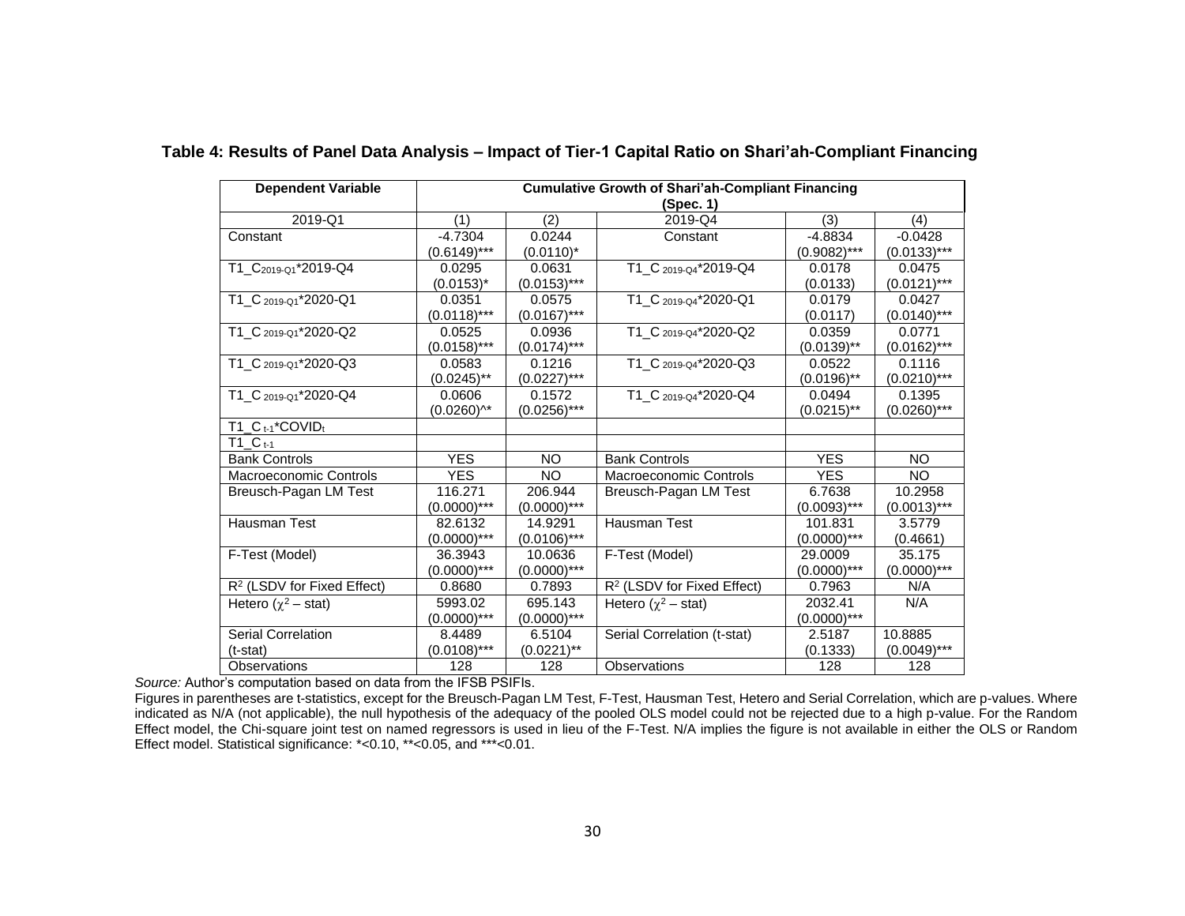**Table 4: Results of Panel Data Analysis – Impact of Tier-1 Capital Ratio on Shari'ah-Compliant Financing**

| Dependent Variable | Cumulative Growth of Shari'ah-Compliant Financing (Spec. 1) | | | | |
|---|---|---|---|---|---|
| 2019-Q1 | (1) | (2) | 2019-Q4 | (3) | (4) |
| Constant | -4.7304 (0.6149)*** | 0.0244 (0.0110)* | Constant | -4.8834 (0.9082)*** | -0.0428 (0.0133)*** |
| $T1\_C_{2019\text{-}Q1}$*2019-Q4 | 0.0295 (0.0153)* | 0.0631 (0.0153)*** | $T1\_C_{2019\text{-}Q4}$*2019-Q4 | 0.0178 (0.0133) | 0.0475 (0.0121)*** |
| $T1\_C_{2019\text{-}Q1}$*2020-Q1 | 0.0351 (0.0118)*** | 0.0575 (0.0167)*** | $T1\_C_{2019\text{-}Q4}$*2020-Q1 | 0.0179 (0.0117) | 0.0427 (0.0140)*** |
| $T1\_C_{2019\text{-}Q1}$*2020-Q2 | 0.0525 (0.0158)*** | 0.0936 (0.0174)*** | $T1\_C_{2019\text{-}Q4}$*2020-Q2 | 0.0359 (0.0139)** | 0.0771 (0.0162)*** |
| $T1\_C_{2019\text{-}Q1}$*2020-Q3 | 0.0583 (0.0245)** | 0.1216 (0.0227)*** | $T1\_C_{2019\text{-}Q4}$*2020-Q3 | 0.0522 (0.0196)** | 0.1116 (0.0210)*** |
| $T1\_C_{2019\text{-}Q1}$*2020-Q4 | 0.0606 (0.0260)^* | 0.1572 (0.0256)*** | $T1\_C_{2019\text{-}Q4}$*2020-Q4 | 0.0494 (0.0215)** | 0.1395 (0.0260)*** |
| $T1\_C_{t-1}$*$COVID_t$ | | | | | |
| $T1\_C_{t-1}$ | | | | | |
| Bank Controls | YES | NO | Bank Controls | YES | NO |
| Macroeconomic Controls | YES | NO | Macroeconomic Controls | YES | NO |
| Breusch-Pagan LM Test | 116.271 (0.0000)*** | 206.944 (0.0000)*** | Breusch-Pagan LM Test | 6.7638 (0.0093)*** | 10.2958 (0.0013)*** |
| Hausman Test | 82.6132 (0.0000)*** | 14.9291 (0.0106)*** | Hausman Test | 101.831 (0.0000)*** | 3.5779 (0.4661) |
| F-Test (Model) | 36.3943 (0.0000)*** | 10.0636 (0.0000)*** | F-Test (Model) | 29.0009 (0.0000)*** | 35.175 (0.0000)*** |
| $R^2$ (LSDV for Fixed Effect) | 0.8680 | 0.7893 | $R^2$ (LSDV for Fixed Effect) | 0.7963 | N/A |
| Hetero ($\chi^2$ – stat) | 5993.02 (0.0000)*** | 695.143 (0.0000)*** | Hetero ($\chi^2$ – stat) | 2032.41 (0.0000)*** | N/A |
| Serial Correlation (t-stat) | 8.4489 (0.0108)*** | 6.5104 (0.0221)** | Serial Correlation (t-stat) | 2.5187 (0.1333) | 10.8885 (0.0049)*** |
| Observations | 128 | 128 | Observations | 128 | 128 |

*Source:* Author's computation based on data from the IFSB PSIFIs.

Figures in parentheses are t-statistics, except for the Breusch-Pagan LM Test, F-Test, Hausman Test, Hetero and Serial Correlation, which are p-values. Where indicated as N/A (not applicable), the null hypothesis of the adequacy of the pooled OLS model could not be rejected due to a high p-value. For the Random Effect model, the Chi-square joint test on named regressors is used in lieu of the F-Test. N/A implies the figure is not available in either the OLS or Random Effect model. Statistical significance: *<0.10, **<0.05, and ***<0.01.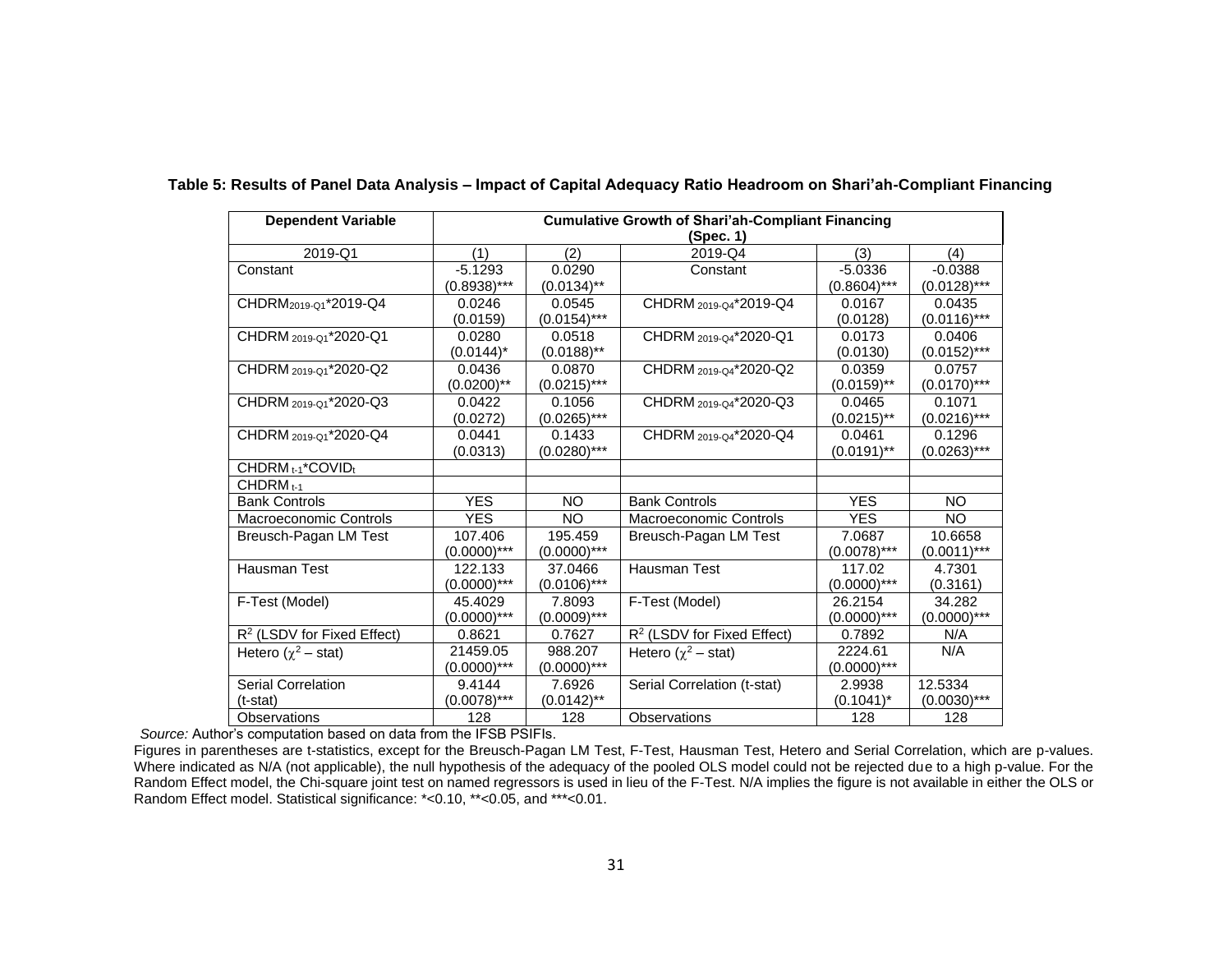**Table 5: Results of Panel Data Analysis – Impact of Capital Adequacy Ratio Headroom on Shari'ah-Compliant Financing**

| Dependent Variable | Cumulative Growth of Shari'ah-Compliant Financing (Spec. 1) | | | | |
|---|---|---|---|---|---|
| 2019-Q1 | (1) | (2) | 2019-Q4 | (3) | (4) |
| Constant | -5.1293 (0.8938)*** | 0.0290 (0.0134)** | Constant | -5.0336 (0.8604)*** | -0.0388 (0.0128)*** |
| $CHDRM_{2019\text{-}Q1}$*2019-Q4 | 0.0246 (0.0159) | 0.0545 (0.0154)*** | $CHDRM_{2019\text{-}Q4}$*2019-Q4 | 0.0167 (0.0128) | 0.0435 (0.0116)*** |
| $CHDRM_{2019\text{-}Q1}$*2020-Q1 | 0.0280 (0.0144)* | 0.0518 (0.0188)** | $CHDRM_{2019\text{-}Q4}$*2020-Q1 | 0.0173 (0.0130) | 0.0406 (0.0152)*** |
| $CHDRM_{2019\text{-}Q1}$*2020-Q2 | 0.0436 (0.0200)** | 0.0870 (0.0215)*** | $CHDRM_{2019\text{-}Q4}$*2020-Q2 | 0.0359 (0.0159)** | 0.0757 (0.0170)*** |
| $CHDRM_{2019\text{-}Q1}$*2020-Q3 | 0.0422 (0.0272) | 0.1056 (0.0265)*** | $CHDRM_{2019\text{-}Q4}$*2020-Q3 | 0.0465 (0.0215)** | 0.1071 (0.0216)*** |
| $CHDRM_{2019\text{-}Q1}$*2020-Q4 | 0.0441 (0.0313) | 0.1433 (0.0280)*** | $CHDRM_{2019\text{-}Q4}$*2020-Q4 | 0.0461 (0.0191)** | 0.1296 (0.0263)*** |
| $CHDRM_{t-1}$*$COVID_t$ | | | | | |
| $CHDRM_{t-1}$ | | | | | |
| Bank Controls | YES | NO | Bank Controls | YES | NO |
| Macroeconomic Controls | YES | NO | Macroeconomic Controls | YES | NO |
| Breusch-Pagan LM Test | 107.406 (0.0000)*** | 195.459 (0.0000)*** | Breusch-Pagan LM Test | 7.0687 (0.0078)*** | 10.6658 (0.0011)*** |
| Hausman Test | 122.133 (0.0000)*** | 37.0466 (0.0106)*** | Hausman Test | 117.02 (0.0000)*** | 4.7301 (0.3161) |
| F-Test (Model) | 45.4029 (0.0000)*** | 7.8093 (0.0009)*** | F-Test (Model) | 26.2154 (0.0000)*** | 34.282 (0.0000)*** |
| $R^2$ (LSDV for Fixed Effect) | 0.8621 | 0.7627 | $R^2$ (LSDV for Fixed Effect) | 0.7892 | N/A |
| Hetero ($\chi^2$ – stat) | 21459.05 (0.0000)*** | 988.207 (0.0000)*** | Hetero ($\chi^2$ – stat) | 2224.61 (0.0000)*** | N/A |
| Serial Correlation (t-stat) | 9.4144 (0.0078)*** | 7.6926 (0.0142)** | Serial Correlation (t-stat) | 2.9938 (0.1041)* | 12.5334 (0.0030)*** |
| Observations | 128 | 128 | Observations | 128 | 128 |

*Source:* Author's computation based on data from the IFSB PSIFIs.

Figures in parentheses are t-statistics, except for the Breusch-Pagan LM Test, F-Test, Hausman Test, Hetero and Serial Correlation, which are p-values. Where indicated as N/A (not applicable), the null hypothesis of the adequacy of the pooled OLS model could not be rejected due to a high p-value. For the Random Effect model, the Chi-square joint test on named regressors is used in lieu of the F-Test. N/A implies the figure is not available in either the OLS or Random Effect model. Statistical significance: *<0.10, **<0.05, and ***<0.01.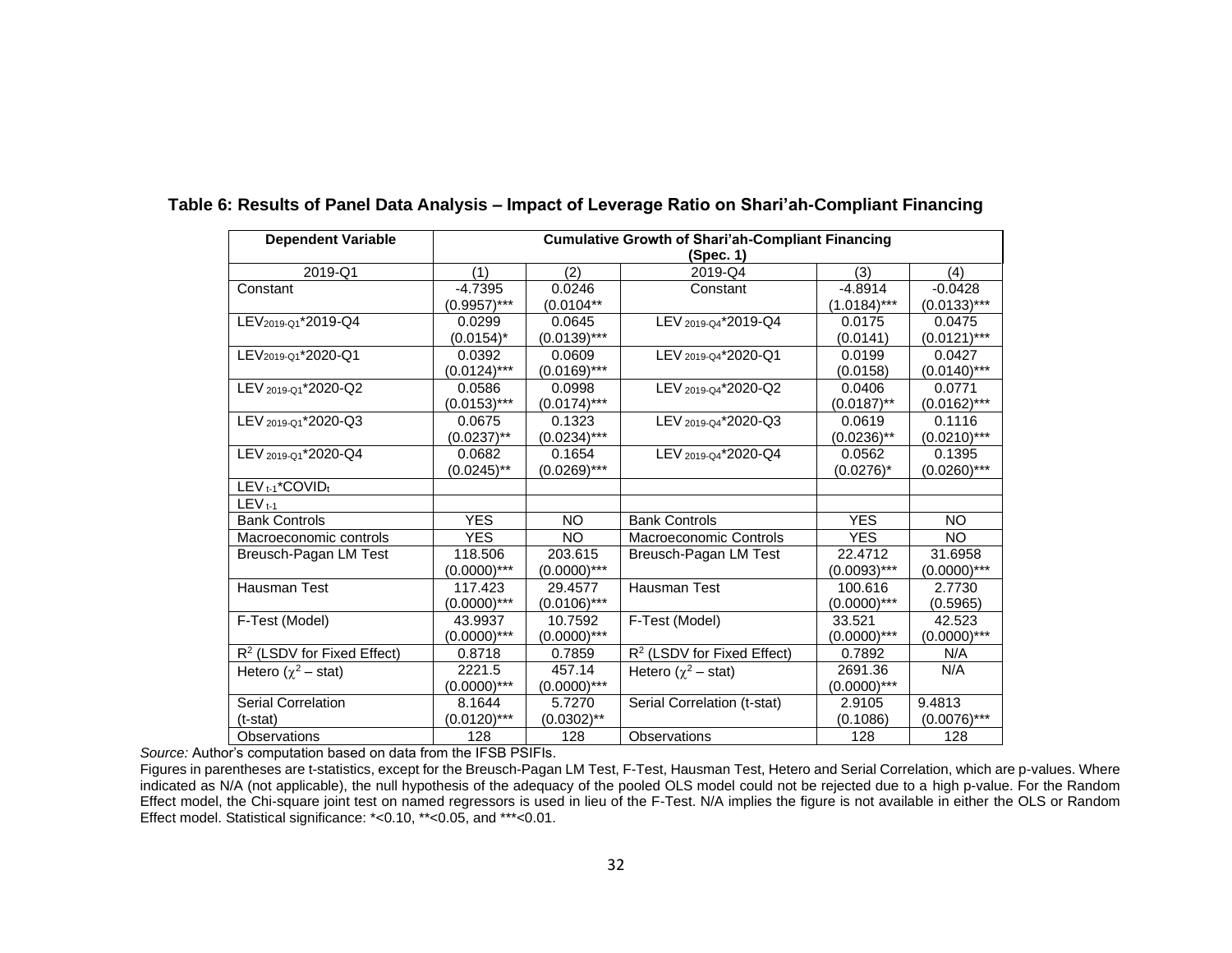**Table 6: Results of Panel Data Analysis – Impact of Leverage Ratio on Shari'ah-Compliant Financing**

| Dependent Variable | Cumulative Growth of Shari'ah-Compliant Financing (Spec. 1) | | | | |
|---|---|---|---|---|---|
| 2019-Q1 | (1) | (2) | 2019-Q4 | (3) | (4) |
| Constant | -4.7395 (0.9957)*** | 0.0246 (0.0104** | Constant | -4.8914 (1.0184)*** | -0.0428 (0.0133)*** |
| $LEV_{2019\text{-}Q1}$*2019-Q4 | 0.0299 (0.0154)* | 0.0645 (0.0139)*** | $LEV_{2019\text{-}Q4}$*2019-Q4 | 0.0175 (0.0141) | 0.0475 (0.0121)*** |
| $LEV_{2019\text{-}Q1}$*2020-Q1 | 0.0392 (0.0124)*** | 0.0609 (0.0169)*** | $LEV_{2019\text{-}Q4}$*2020-Q1 | 0.0199 (0.0158) | 0.0427 (0.0140)*** |
| $LEV_{2019\text{-}Q1}$*2020-Q2 | 0.0586 (0.0153)*** | 0.0998 (0.0174)*** | $LEV_{2019\text{-}Q4}$*2020-Q2 | 0.0406 (0.0187)** | 0.0771 (0.0162)*** |
| $LEV_{2019\text{-}Q1}$*2020-Q3 | 0.0675 (0.0237)** | 0.1323 (0.0234)*** | $LEV_{2019\text{-}Q4}$*2020-Q3 | 0.0619 (0.0236)** | 0.1116 (0.0210)*** |
| $LEV_{2019\text{-}Q1}$*2020-Q4 | 0.0682 (0.0245)** | 0.1654 (0.0269)*** | $LEV_{2019\text{-}Q4}$*2020-Q4 | 0.0562 (0.0276)* | 0.1395 (0.0260)*** |
| $LEV_{t-1}$*$COVID_t$ | | | | | |
| $LEV_{t-1}$ | | | | | |
| Bank Controls | YES | NO | Bank Controls | YES | NO |
| Macroeconomic controls | YES | NO | Macroeconomic Controls | YES | NO |
| Breusch-Pagan LM Test | 118.506 (0.0000)*** | 203.615 (0.0000)*** | Breusch-Pagan LM Test | 22.4712 (0.0093)*** | 31.6958 (0.0000)*** |
| Hausman Test | 117.423 (0.0000)*** | 29.4577 (0.0106)*** | Hausman Test | 100.616 (0.0000)*** | 2.7730 (0.5965) |
| F-Test (Model) | 43.9937 (0.0000)*** | 10.7592 (0.0000)*** | F-Test (Model) | 33.521 (0.0000)*** | 42.523 (0.0000)*** |
| $R^2$ (LSDV for Fixed Effect) | 0.8718 | 0.7859 | $R^2$ (LSDV for Fixed Effect) | 0.7892 | N/A |
| Hetero ($\chi^2$ – stat) | 2221.5 (0.0000)*** | 457.14 (0.0000)*** | Hetero ($\chi^2$ – stat) | 2691.36 (0.0000)*** | N/A |
| Serial Correlation (t-stat) | 8.1644 (0.0120)*** | 5.7270 (0.0302)** | Serial Correlation (t-stat) | 2.9105 (0.1086) | 9.4813 (0.0076)*** |
| Observations | 128 | 128 | Observations | 128 | 128 |

*Source:* Author's computation based on data from the IFSB PSIFIs.

Figures in parentheses are t-statistics, except for the Breusch-Pagan LM Test, F-Test, Hausman Test, Hetero and Serial Correlation, which are p-values. Where indicated as N/A (not applicable), the null hypothesis of the adequacy of the pooled OLS model could not be rejected due to a high p-value. For the Random Effect model, the Chi-square joint test on named regressors is used in lieu of the F-Test. N/A implies the figure is not available in either the OLS or Random Effect model. Statistical significance: *<0.10, **<0.05, and ***<0.01.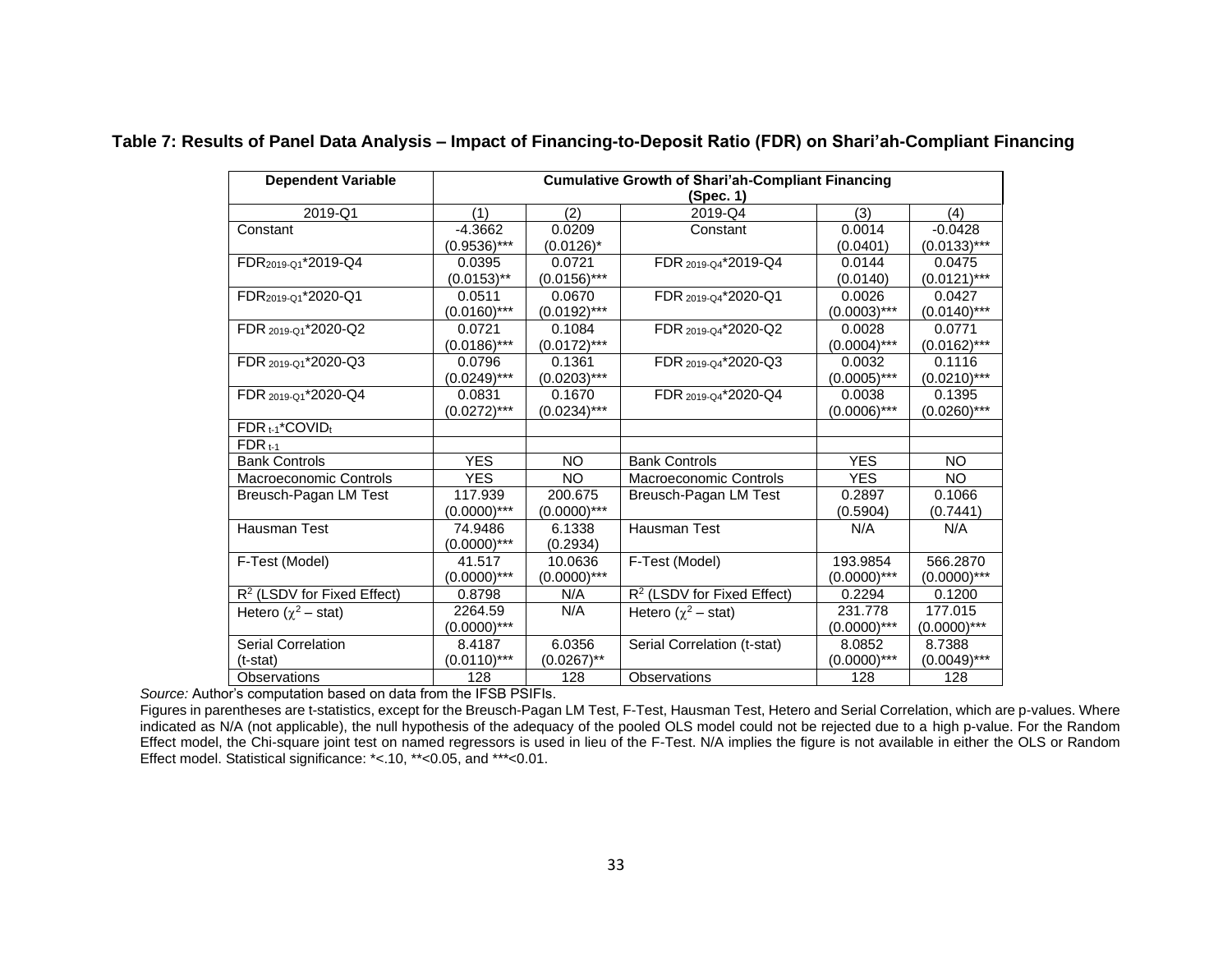**Table 7: Results of Panel Data Analysis – Impact of Financing-to-Deposit Ratio (FDR) on Shari'ah-Compliant Financing**

| Dependent Variable | Cumulative Growth of Shari'ah-Compliant Financing (Spec. 1) | | | | |
|---|---|---|---|---|---|
| 2019-Q1 | (1) | (2) | 2019-Q4 | (3) | (4) |
| Constant | -4.3662 (0.9536)*** | 0.0209 (0.0126)* | Constant | 0.0014 (0.0401) | -0.0428 (0.0133)*** |
| $FDR_{2019\text{-}Q1}$*2019-Q4 | 0.0395 (0.0153)** | 0.0721 (0.0156)*** | $FDR_{2019\text{-}Q4}$*2019-Q4 | 0.0144 (0.0140) | 0.0475 (0.0121)*** |
| $FDR_{2019\text{-}Q1}$*2020-Q1 | 0.0511 (0.0160)*** | 0.0670 (0.0192)*** | $FDR_{2019\text{-}Q4}$*2020-Q1 | 0.0026 (0.0003)*** | 0.0427 (0.0140)*** |
| $FDR_{2019\text{-}Q1}$*2020-Q2 | 0.0721 (0.0186)*** | 0.1084 (0.0172)*** | $FDR_{2019\text{-}Q4}$*2020-Q2 | 0.0028 (0.0004)*** | 0.0771 (0.0162)*** |
| $FDR_{2019\text{-}Q1}$*2020-Q3 | 0.0796 (0.0249)*** | 0.1361 (0.0203)*** | $FDR_{2019\text{-}Q4}$*2020-Q3 | 0.0032 (0.0005)*** | 0.1116 (0.0210)*** |
| $FDR_{2019\text{-}Q1}$*2020-Q4 | 0.0831 (0.0272)*** | 0.1670 (0.0234)*** | $FDR_{2019\text{-}Q4}$*2020-Q4 | 0.0038 (0.0006)*** | 0.1395 (0.0260)*** |
| $FDR_{t-1}$*$COVID_t$ | | | | | |
| $FDR_{t-1}$ | | | | | |
| Bank Controls | YES | NO | Bank Controls | YES | NO |
| Macroeconomic Controls | YES | NO | Macroeconomic Controls | YES | NO |
| Breusch-Pagan LM Test | 117.939 (0.0000)*** | 200.675 (0.0000)*** | Breusch-Pagan LM Test | 0.2897 (0.5904) | 0.1066 (0.7441) |
| Hausman Test | 74.9486 (0.0000)*** | 6.1338 (0.2934) | Hausman Test | N/A | N/A |
| F-Test (Model) | 41.517 (0.0000)*** | 10.0636 (0.0000)*** | F-Test (Model) | 193.9854 (0.0000)*** | 566.2870 (0.0000)*** |
| $R^2$ (LSDV for Fixed Effect) | 0.8798 | N/A | $R^2$ (LSDV for Fixed Effect) | 0.2294 | 0.1200 |
| Hetero ($\chi^2$ – stat) | 2264.59 (0.0000)*** | N/A | Hetero ($\chi^2$ – stat) | 231.778 (0.0000)*** | 177.015 (0.0000)*** |
| Serial Correlation (t-stat) | 8.4187 (0.0110)*** | 6.0356 (0.0267)** | Serial Correlation (t-stat) | 8.0852 (0.0000)*** | 8.7388 (0.0049)*** |
| Observations | 128 | 128 | Observations | 128 | 128 |

*Source:* Author's computation based on data from the IFSB PSIFIs.

Figures in parentheses are t-statistics, except for the Breusch-Pagan LM Test, F-Test, Hausman Test, Hetero and Serial Correlation, which are p-values. Where indicated as N/A (not applicable), the null hypothesis of the adequacy of the pooled OLS model could not be rejected due to a high p-value. For the Random Effect model, the Chi-square joint test on named regressors is used in lieu of the F-Test. N/A implies the figure is not available in either the OLS or Random Effect model. Statistical significance: *<.10, **<0.05, and ***<0.01.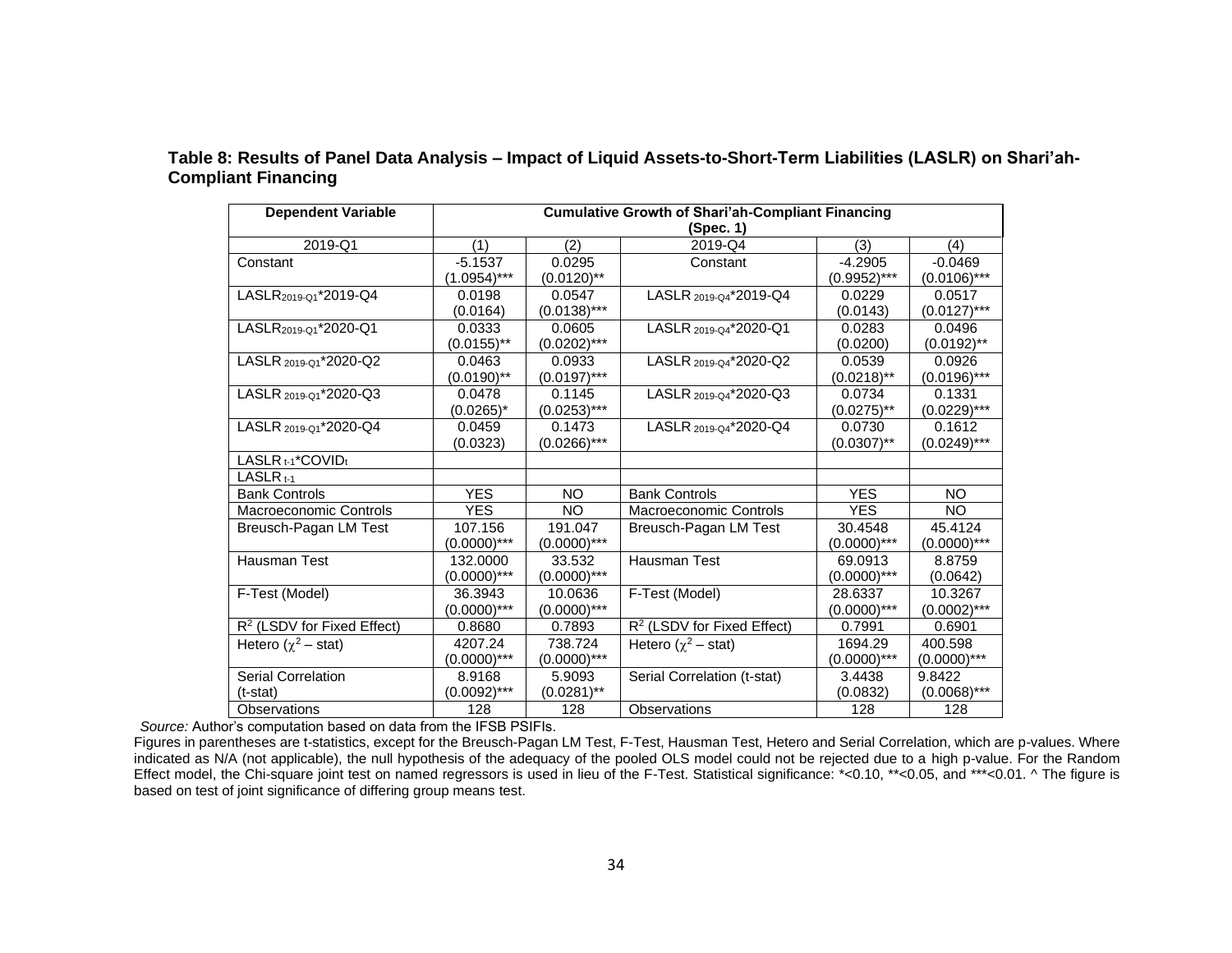**Table 8: Results of Panel Data Analysis – Impact of Liquid Assets-to-Short-Term Liabilities (LASLR) on Shari'ah-Compliant Financing**

| Dependent Variable | Cumulative Growth of Shari'ah-Compliant Financing (Spec. 1) | | | | |
|---|---|---|---|---|---|
| 2019-Q1 | (1) | (2) | 2019-Q4 | (3) | (4) |
| Constant | -5.1537 (1.0954)*** | 0.0295 (0.0120)** | Constant | -4.2905 (0.9952)*** | -0.0469 (0.0106)*** |
| $LASLR_{2019\text{-}Q1}$*2019-Q4 | 0.0198 (0.0164) | 0.0547 (0.0138)*** | $LASLR_{2019\text{-}Q4}$*2019-Q4 | 0.0229 (0.0143) | 0.0517 (0.0127)*** |
| $LASLR_{2019\text{-}Q1}$*2020-Q1 | 0.0333 (0.0155)** | 0.0605 (0.0202)*** | $LASLR_{2019\text{-}Q4}$*2020-Q1 | 0.0283 (0.0200) | 0.0496 (0.0192)** |
| $LASLR_{2019\text{-}Q1}$*2020-Q2 | 0.0463 (0.0190)** | 0.0933 (0.0197)*** | $LASLR_{2019\text{-}Q4}$*2020-Q2 | 0.0539 (0.0218)** | 0.0926 (0.0196)*** |
| $LASLR_{2019\text{-}Q1}$*2020-Q3 | 0.0478 (0.0265)* | 0.1145 (0.0253)*** | $LASLR_{2019\text{-}Q4}$*2020-Q3 | 0.0734 (0.0275)** | 0.1331 (0.0229)*** |
| $LASLR_{2019\text{-}Q1}$*2020-Q4 | 0.0459 (0.0323) | 0.1473 (0.0266)*** | $LASLR_{2019\text{-}Q4}$*2020-Q4 | 0.0730 (0.0307)** | 0.1612 (0.0249)*** |
| $LASLR_{t-1}$*$COVID_t$ | | | | | |
| $LASLR_{t-1}$ | | | | | |
| Bank Controls | YES | NO | Bank Controls | YES | NO |
| Macroeconomic Controls | YES | NO | Macroeconomic Controls | YES | NO |
| Breusch-Pagan LM Test | 107.156 (0.0000)*** | 191.047 (0.0000)*** | Breusch-Pagan LM Test | 30.4548 (0.0000)*** | 45.4124 (0.0000)*** |
| Hausman Test | 132.0000 (0.0000)*** | 33.532 (0.0000)*** | Hausman Test | 69.0913 (0.0000)*** | 8.8759 (0.0642) |
| F-Test (Model) | 36.3943 (0.0000)*** | 10.0636 (0.0000)*** | F-Test (Model) | 28.6337 (0.0000)*** | 10.3267 (0.0002)*** |
| $R^2$ (LSDV for Fixed Effect) | 0.8680 | 0.7893 | $R^2$ (LSDV for Fixed Effect) | 0.7991 | 0.6901 |
| Hetero ($\chi^2$ – stat) | 4207.24 (0.0000)*** | 738.724 (0.0000)*** | Hetero ($\chi^2$ – stat) | 1694.29 (0.0000)*** | 400.598 (0.0000)*** |
| Serial Correlation (t-stat) | 8.9168 (0.0092)*** | 5.9093 (0.0281)** | Serial Correlation (t-stat) | 3.4438 (0.0832) | 9.8422 (0.0068)*** |
| Observations | 128 | 128 | Observations | 128 | 128 |

*Source:* Author's computation based on data from the IFSB PSIFIs.

Figures in parentheses are t-statistics, except for the Breusch-Pagan LM Test, F-Test, Hausman Test, Hetero and Serial Correlation, which are p-values. Where indicated as N/A (not applicable), the null hypothesis of the adequacy of the pooled OLS model could not be rejected due to a high p-value. For the Random Effect model, the Chi-square joint test on named regressors is used in lieu of the F-Test. Statistical significance: *<0.10, **<0.05, and ***<0.01. ^ The figure is based on test of joint significance of differing group means test.